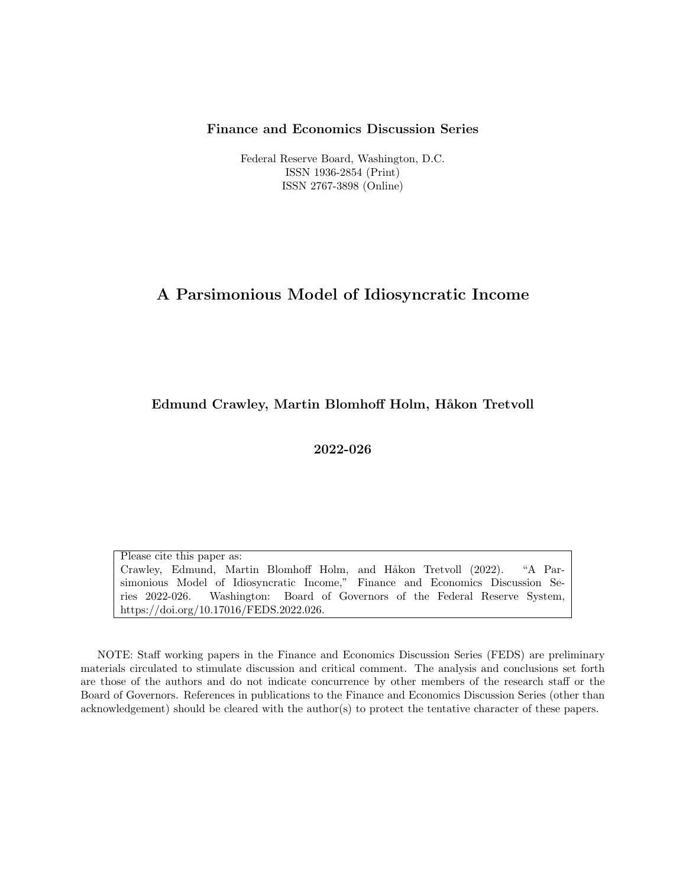**Finance and Economics Discussion Series**

Federal Reserve Board, Washington, D.C.
ISSN 1936-2854 (Print)
ISSN 2767-3898 (Online)

# A Parsimonious Model of Idiosyncratic Income

**Edmund Crawley, Martin Blomhoff Holm, Håkon Tretvoll**

**2022-026**

Please cite this paper as:
Crawley, Edmund, Martin Blomhoff Holm, and Håkon Tretvoll (2022). "A Parsimonious Model of Idiosyncratic Income," Finance and Economics Discussion Series 2022-026. Washington: Board of Governors of the Federal Reserve System, https://doi.org/10.17016/FEDS.2022.026.

NOTE: Staff working papers in the Finance and Economics Discussion Series (FEDS) are preliminary materials circulated to stimulate discussion and critical comment. The analysis and conclusions set forth are those of the authors and do not indicate concurrence by other members of the research staff or the Board of Governors. References in publications to the Finance and Economics Discussion Series (other than acknowledgement) should be cleared with the author(s) to protect the tentative character of these papers.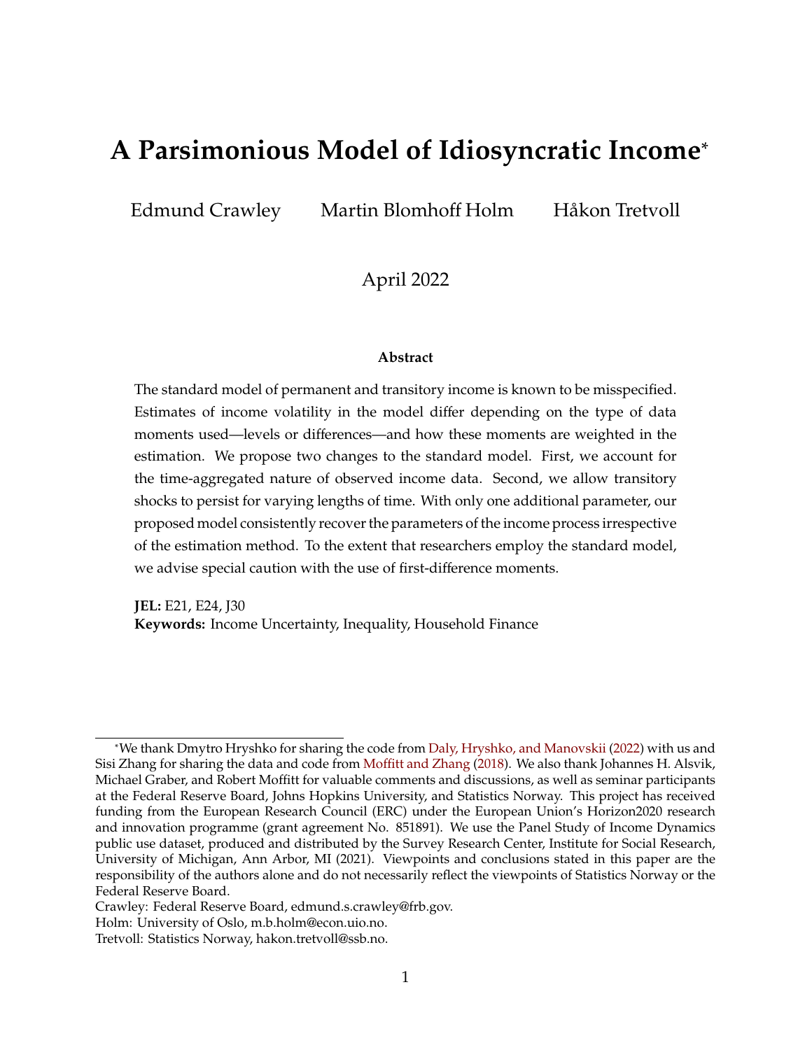# A Parsimonious Model of Idiosyncratic Income*

Edmund Crawley Martin Blomhoff Holm Håkon Tretvoll

April 2022

### Abstract

The standard model of permanent and transitory income is known to be misspecified. Estimates of income volatility in the model differ depending on the type of data moments used—levels or differences—and how these moments are weighted in the estimation. We propose two changes to the standard model. First, we account for the time-aggregated nature of observed income data. Second, we allow transitory shocks to persist for varying lengths of time. With only one additional parameter, our proposed model consistently recover the parameters of the income process irrespective of the estimation method. To the extent that researchers employ the standard model, we advise special caution with the use of first-difference moments.

**JEL:** E21, E24, J30
**Keywords:** Income Uncertainty, Inequality, Household Finance

---

*We thank Dmytro Hryshko for sharing the code from Daly, Hryshko, and Manovskii (2022) with us and Sisi Zhang for sharing the data and code from Moffitt and Zhang (2018). We also thank Johannes H. Alsvik, Michael Graber, and Robert Moffitt for valuable comments and discussions, as well as seminar participants at the Federal Reserve Board, Johns Hopkins University, and Statistics Norway. This project has received funding from the European Research Council (ERC) under the European Union's Horizon2020 research and innovation programme (grant agreement No. 851891). We use the Panel Study of Income Dynamics public use dataset, produced and distributed by the Survey Research Center, Institute for Social Research, University of Michigan, Ann Arbor, MI (2021). Viewpoints and conclusions stated in this paper are the responsibility of the authors alone and do not necessarily reflect the viewpoints of Statistics Norway or the Federal Reserve Board.

Crawley: Federal Reserve Board, edmund.s.crawley@frb.gov.
Holm: University of Oslo, m.b.holm@econ.uio.no.
Tretvoll: Statistics Norway, hakon.tretvoll@ssb.no.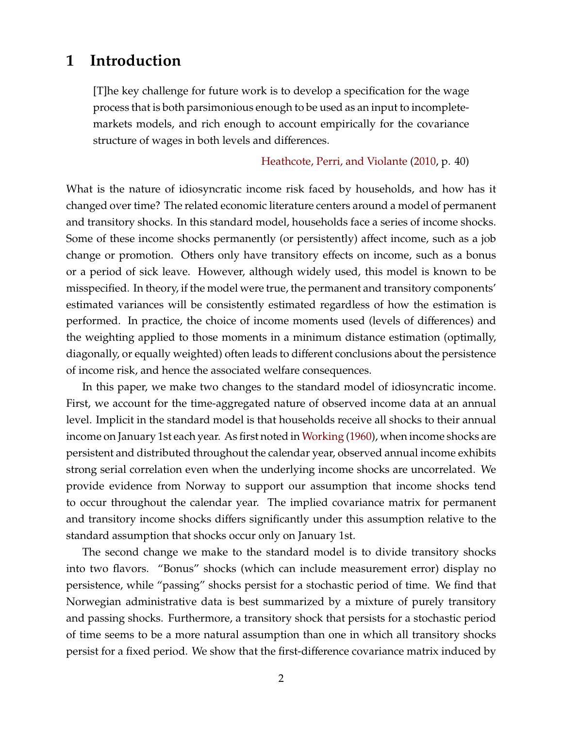# 1 Introduction

> [T]he key challenge for future work is to develop a specification for the wage process that is both parsimonious enough to be used as an input to incomplete-markets models, and rich enough to account empirically for the covariance structure of wages in both levels and differences.
>
> Heathcote, Perri, and Violante (2010, p. 40)

What is the nature of idiosyncratic income risk faced by households, and how has it changed over time? The related economic literature centers around a model of permanent and transitory shocks. In this standard model, households face a series of income shocks. Some of these income shocks permanently (or persistently) affect income, such as a job change or promotion. Others only have transitory effects on income, such as a bonus or a period of sick leave. However, although widely used, this model is known to be misspecified. In theory, if the model were true, the permanent and transitory components' estimated variances will be consistently estimated regardless of how the estimation is performed. In practice, the choice of income moments used (levels of differences) and the weighting applied to those moments in a minimum distance estimation (optimally, diagonally, or equally weighted) often leads to different conclusions about the persistence of income risk, and hence the associated welfare consequences.

In this paper, we make two changes to the standard model of idiosyncratic income. First, we account for the time-aggregated nature of observed income data at an annual level. Implicit in the standard model is that households receive all shocks to their annual income on January 1st each year. As first noted in Working (1960), when income shocks are persistent and distributed throughout the calendar year, observed annual income exhibits strong serial correlation even when the underlying income shocks are uncorrelated. We provide evidence from Norway to support our assumption that income shocks tend to occur throughout the calendar year. The implied covariance matrix for permanent and transitory income shocks differs significantly under this assumption relative to the standard assumption that shocks occur only on January 1st.

The second change we make to the standard model is to divide transitory shocks into two flavors. "Bonus" shocks (which can include measurement error) display no persistence, while "passing" shocks persist for a stochastic period of time. We find that Norwegian administrative data is best summarized by a mixture of purely transitory and passing shocks. Furthermore, a transitory shock that persists for a stochastic period of time seems to be a more natural assumption than one in which all transitory shocks persist for a fixed period. We show that the first-difference covariance matrix induced by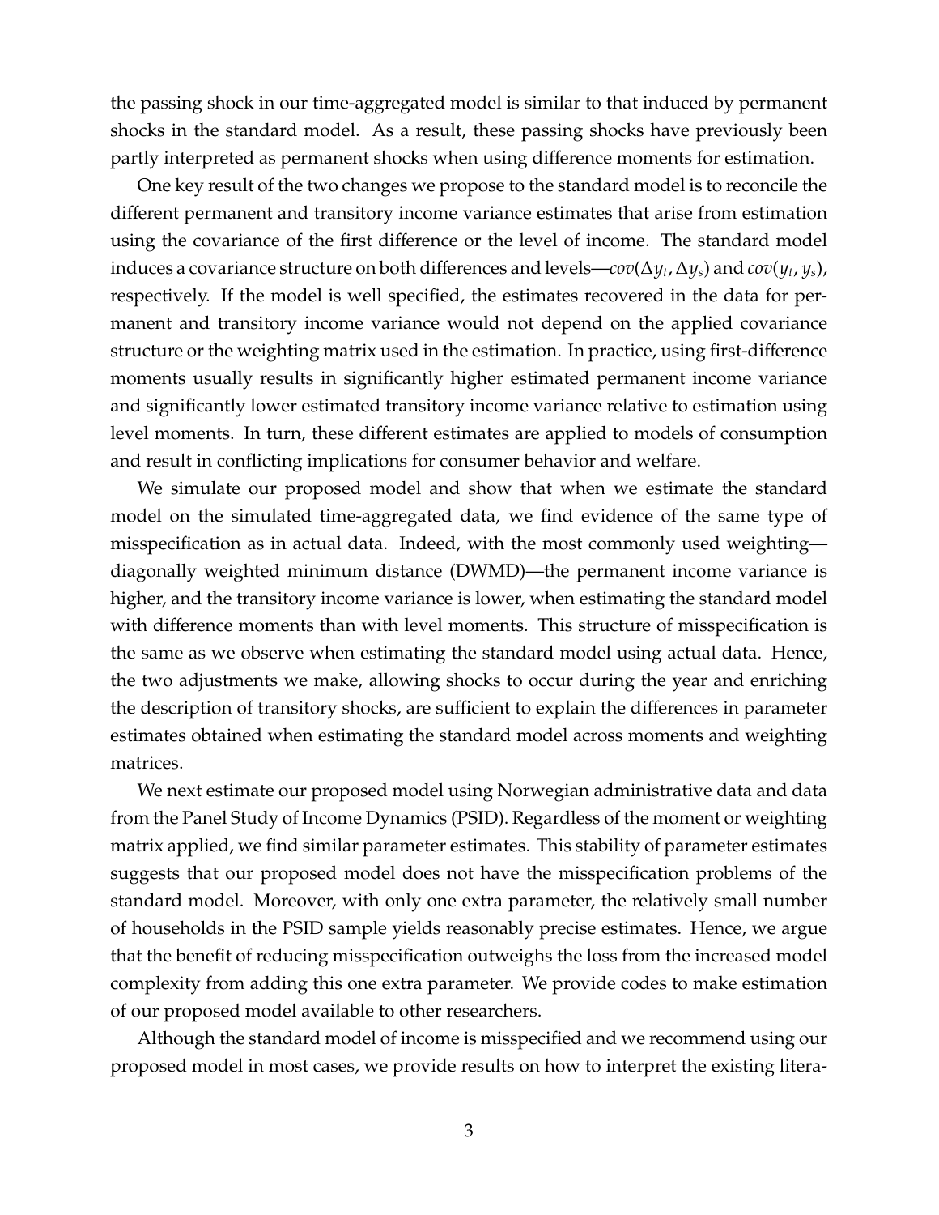the passing shock in our time-aggregated model is similar to that induced by permanent shocks in the standard model. As a result, these passing shocks have previously been partly interpreted as permanent shocks when using difference moments for estimation.

One key result of the two changes we propose to the standard model is to reconcile the different permanent and transitory income variance estimates that arise from estimation using the covariance of the first difference or the level of income. The standard model induces a covariance structure on both differences and levels—$cov(\Delta y_t, \Delta y_s)$ and $cov(y_t, y_s)$, respectively. If the model is well specified, the estimates recovered in the data for permanent and transitory income variance would not depend on the applied covariance structure or the weighting matrix used in the estimation. In practice, using first-difference moments usually results in significantly higher estimated permanent income variance and significantly lower estimated transitory income variance relative to estimation using level moments. In turn, these different estimates are applied to models of consumption and result in conflicting implications for consumer behavior and welfare.

We simulate our proposed model and show that when we estimate the standard model on the simulated time-aggregated data, we find evidence of the same type of misspecification as in actual data. Indeed, with the most commonly used weighting—diagonally weighted minimum distance (DWMD)—the permanent income variance is higher, and the transitory income variance is lower, when estimating the standard model with difference moments than with level moments. This structure of misspecification is the same as we observe when estimating the standard model using actual data. Hence, the two adjustments we make, allowing shocks to occur during the year and enriching the description of transitory shocks, are sufficient to explain the differences in parameter estimates obtained when estimating the standard model across moments and weighting matrices.

We next estimate our proposed model using Norwegian administrative data and data from the Panel Study of Income Dynamics (PSID). Regardless of the moment or weighting matrix applied, we find similar parameter estimates. This stability of parameter estimates suggests that our proposed model does not have the misspecification problems of the standard model. Moreover, with only one extra parameter, the relatively small number of households in the PSID sample yields reasonably precise estimates. Hence, we argue that the benefit of reducing misspecification outweighs the loss from the increased model complexity from adding this one extra parameter. We provide codes to make estimation of our proposed model available to other researchers.

Although the standard model of income is misspecified and we recommend using our proposed model in most cases, we provide results on how to interpret the existing litera-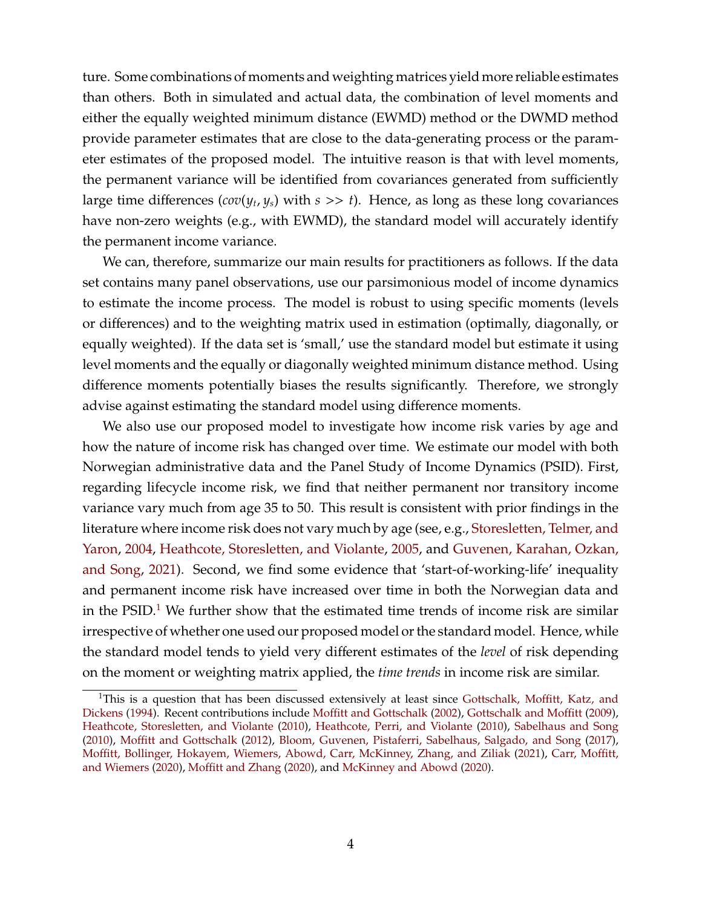ture. Some combinations of moments and weighting matrices yield more reliable estimates than others. Both in simulated and actual data, the combination of level moments and either the equally weighted minimum distance (EWMD) method or the DWMD method provide parameter estimates that are close to the data-generating process or the parameter estimates of the proposed model. The intuitive reason is that with level moments, the permanent variance will be identified from covariances generated from sufficiently large time differences ($cov(y_t, y_s)$ with $s >> t$). Hence, as long as these long covariances have non-zero weights (e.g., with EWMD), the standard model will accurately identify the permanent income variance.

We can, therefore, summarize our main results for practitioners as follows. If the data set contains many panel observations, use our parsimonious model of income dynamics to estimate the income process. The model is robust to using specific moments (levels or differences) and to the weighting matrix used in estimation (optimally, diagonally, or equally weighted). If the data set is 'small,' use the standard model but estimate it using level moments and the equally or diagonally weighted minimum distance method. Using difference moments potentially biases the results significantly. Therefore, we strongly advise against estimating the standard model using difference moments.

We also use our proposed model to investigate how income risk varies by age and how the nature of income risk has changed over time. We estimate our model with both Norwegian administrative data and the Panel Study of Income Dynamics (PSID). First, regarding lifecycle income risk, we find that neither permanent nor transitory income variance vary much from age 35 to 50. This result is consistent with prior findings in the literature where income risk does not vary much by age (see, e.g., Storesletten, Telmer, and Yaron, 2004, Heathcote, Storesletten, and Violante, 2005, and Guvenen, Karahan, Ozkan, and Song, 2021). Second, we find some evidence that 'start-of-working-life' inequality and permanent income risk have increased over time in both the Norwegian data and in the PSID.[1] We further show that the estimated time trends of income risk are similar irrespective of whether one used our proposed model or the standard model. Hence, while the standard model tends to yield very different estimates of the *level* of risk depending on the moment or weighting matrix applied, the *time trends* in income risk are similar.

[1]This is a question that has been discussed extensively at least since Gottschalk, Moffitt, Katz, and Dickens (1994). Recent contributions include Moffitt and Gottschalk (2002), Gottschalk and Moffitt (2009), Heathcote, Storesletten, and Violante (2010), Heathcote, Perri, and Violante (2010), Sabelhaus and Song (2010), Moffitt and Gottschalk (2012), Bloom, Guvenen, Pistaferri, Sabelhaus, Salgado, and Song (2017), Moffitt, Bollinger, Hokayem, Wiemers, Abowd, Carr, McKinney, Zhang, and Ziliak (2021), Carr, Moffitt, and Wiemers (2020), Moffitt and Zhang (2020), and McKinney and Abowd (2020).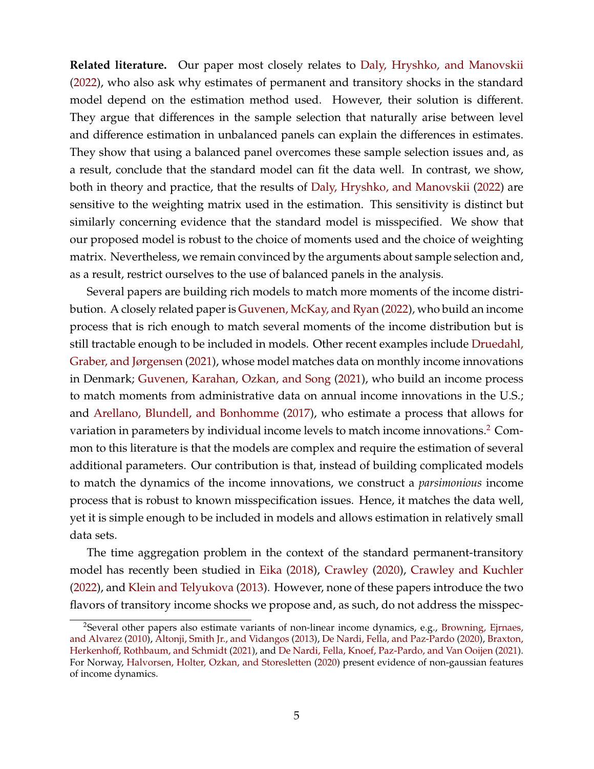**Related literature.** Our paper most closely relates to Daly, Hryshko, and Manovskii (2022), who also ask why estimates of permanent and transitory shocks in the standard model depend on the estimation method used. However, their solution is different. They argue that differences in the sample selection that naturally arise between level and difference estimation in unbalanced panels can explain the differences in estimates. They show that using a balanced panel overcomes these sample selection issues and, as a result, conclude that the standard model can fit the data well. In contrast, we show, both in theory and practice, that the results of Daly, Hryshko, and Manovskii (2022) are sensitive to the weighting matrix used in the estimation. This sensitivity is distinct but similarly concerning evidence that the standard model is misspecified. We show that our proposed model is robust to the choice of moments used and the choice of weighting matrix. Nevertheless, we remain convinced by the arguments about sample selection and, as a result, restrict ourselves to the use of balanced panels in the analysis.

Several papers are building rich models to match more moments of the income distribution. A closely related paper is Guvenen, McKay, and Ryan (2022), who build an income process that is rich enough to match several moments of the income distribution but is still tractable enough to be included in models. Other recent examples include Druedahl, Graber, and Jørgensen (2021), whose model matches data on monthly income innovations in Denmark; Guvenen, Karahan, Ozkan, and Song (2021), who build an income process to match moments from administrative data on annual income innovations in the U.S.; and Arellano, Blundell, and Bonhomme (2017), who estimate a process that allows for variation in parameters by individual income levels to match income innovations.[2] Common to this literature is that the models are complex and require the estimation of several additional parameters. Our contribution is that, instead of building complicated models to match the dynamics of the income innovations, we construct a *parsimonious* income process that is robust to known misspecification issues. Hence, it matches the data well, yet it is simple enough to be included in models and allows estimation in relatively small data sets.

The time aggregation problem in the context of the standard permanent-transitory model has recently been studied in Eika (2018), Crawley (2020), Crawley and Kuchler (2022), and Klein and Telyukova (2013). However, none of these papers introduce the two flavors of transitory income shocks we propose and, as such, do not address the misspec-

[2] Several other papers also estimate variants of non-linear income dynamics, e.g., Browning, Ejrnaes, and Alvarez (2010), Altonji, Smith Jr., and Vidangos (2013), De Nardi, Fella, and Paz-Pardo (2020), Braxton, Herkenhoff, Rothbaum, and Schmidt (2021), and De Nardi, Fella, Knoef, Paz-Pardo, and Van Ooijen (2021). For Norway, Halvorsen, Holter, Ozkan, and Storesletten (2020) present evidence of non-gaussian features of income dynamics.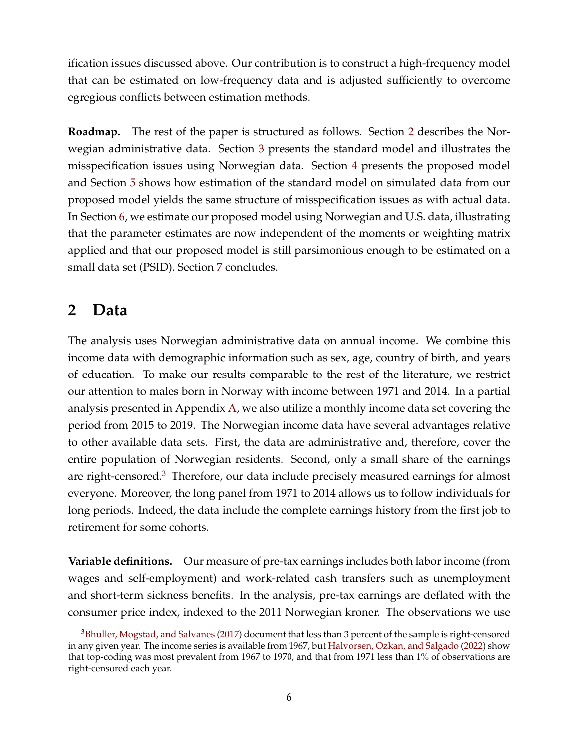ification issues discussed above. Our contribution is to construct a high-frequency model that can be estimated on low-frequency data and is adjusted sufficiently to overcome egregious conflicts between estimation methods.

**Roadmap.** The rest of the paper is structured as follows. Section 2 describes the Norwegian administrative data. Section 3 presents the standard model and illustrates the misspecification issues using Norwegian data. Section 4 presents the proposed model and Section 5 shows how estimation of the standard model on simulated data from our proposed model yields the same structure of misspecification issues as with actual data. In Section 6, we estimate our proposed model using Norwegian and U.S. data, illustrating that the parameter estimates are now independent of the moments or weighting matrix applied and that our proposed model is still parsimonious enough to be estimated on a small data set (PSID). Section 7 concludes.

## 2 Data

The analysis uses Norwegian administrative data on annual income. We combine this income data with demographic information such as sex, age, country of birth, and years of education. To make our results comparable to the rest of the literature, we restrict our attention to males born in Norway with income between 1971 and 2014. In a partial analysis presented in Appendix A, we also utilize a monthly income data set covering the period from 2015 to 2019. The Norwegian income data have several advantages relative to other available data sets. First, the data are administrative and, therefore, cover the entire population of Norwegian residents. Second, only a small share of the earnings are right-censored.[3] Therefore, our data include precisely measured earnings for almost everyone. Moreover, the long panel from 1971 to 2014 allows us to follow individuals for long periods. Indeed, the data include the complete earnings history from the first job to retirement for some cohorts.

**Variable definitions.** Our measure of pre-tax earnings includes both labor income (from wages and self-employment) and work-related cash transfers such as unemployment and short-term sickness benefits. In the analysis, pre-tax earnings are deflated with the consumer price index, indexed to the 2011 Norwegian kroner. The observations we use

[3] Bhuller, Mogstad, and Salvanes (2017) document that less than 3 percent of the sample is right-censored in any given year. The income series is available from 1967, but Halvorsen, Ozkan, and Salgado (2022) show that top-coding was most prevalent from 1967 to 1970, and that from 1971 less than 1% of observations are right-censored each year.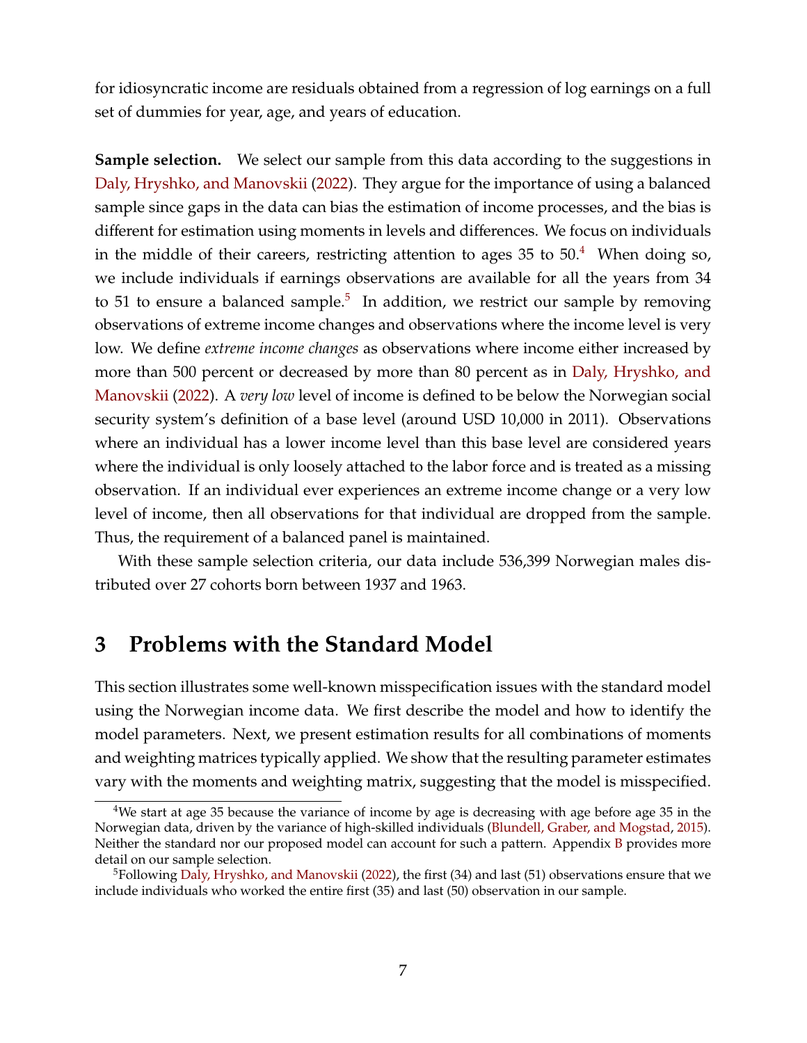for idiosyncratic income are residuals obtained from a regression of log earnings on a full set of dummies for year, age, and years of education.

**Sample selection.** We select our sample from this data according to the suggestions in Daly, Hryshko, and Manovskii (2022). They argue for the importance of using a balanced sample since gaps in the data can bias the estimation of income processes, and the bias is different for estimation using moments in levels and differences. We focus on individuals in the middle of their careers, restricting attention to ages 35 to 50.[4] When doing so, we include individuals if earnings observations are available for all the years from 34 to 51 to ensure a balanced sample.[5] In addition, we restrict our sample by removing observations of extreme income changes and observations where the income level is very low. We define *extreme income changes* as observations where income either increased by more than 500 percent or decreased by more than 80 percent as in Daly, Hryshko, and Manovskii (2022). A *very low* level of income is defined to be below the Norwegian social security system's definition of a base level (around USD 10,000 in 2011). Observations where an individual has a lower income level than this base level are considered years where the individual is only loosely attached to the labor force and is treated as a missing observation. If an individual ever experiences an extreme income change or a very low level of income, then all observations for that individual are dropped from the sample. Thus, the requirement of a balanced panel is maintained.

With these sample selection criteria, our data include 536,399 Norwegian males distributed over 27 cohorts born between 1937 and 1963.

# 3 Problems with the Standard Model

This section illustrates some well-known misspecification issues with the standard model using the Norwegian income data. We first describe the model and how to identify the model parameters. Next, we present estimation results for all combinations of moments and weighting matrices typically applied. We show that the resulting parameter estimates vary with the moments and weighting matrix, suggesting that the model is misspecified.

[4] We start at age 35 because the variance of income by age is decreasing with age before age 35 in the Norwegian data, driven by the variance of high-skilled individuals (Blundell, Graber, and Mogstad, 2015). Neither the standard nor our proposed model can account for such a pattern. Appendix B provides more detail on our sample selection.

[5] Following Daly, Hryshko, and Manovskii (2022), the first (34) and last (51) observations ensure that we include individuals who worked the entire first (35) and last (50) observation in our sample.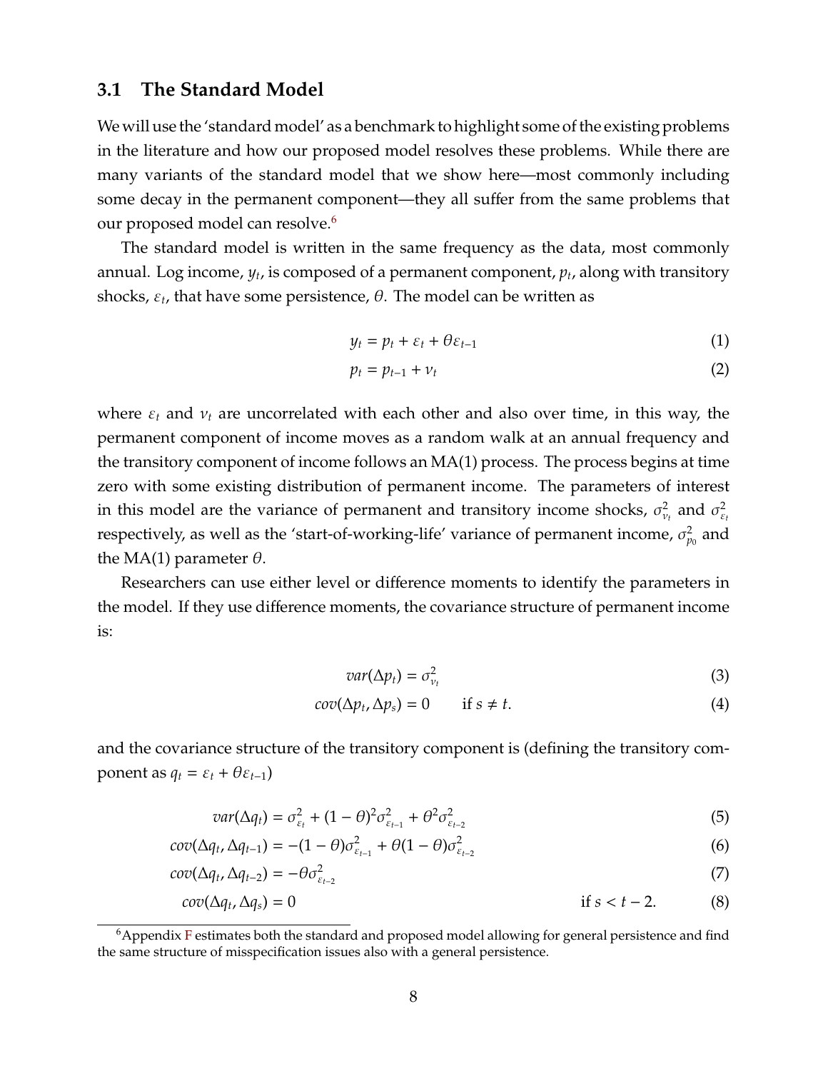### 3.1 The Standard Model

We will use the 'standard model' as a benchmark to highlight some of the existing problems in the literature and how our proposed model resolves these problems. While there are many variants of the standard model that we show here—most commonly including some decay in the permanent component—they all suffer from the same problems that our proposed model can resolve.[6]

The standard model is written in the same frequency as the data, most commonly annual. Log income, $y_t$, is composed of a permanent component, $p_t$, along with transitory shocks, $\varepsilon_t$, that have some persistence, $\theta$. The model can be written as

$$y_t = p_t + \varepsilon_t + \theta\varepsilon_{t-1} \tag{1}$$

$$p_t = p_{t-1} + \nu_t \tag{2}$$

where $\varepsilon_t$ and $\nu_t$ are uncorrelated with each other and also over time, in this way, the permanent component of income moves as a random walk at an annual frequency and the transitory component of income follows an MA(1) process. The process begins at time zero with some existing distribution of permanent income. The parameters of interest in this model are the variance of permanent and transitory income shocks, $\sigma^2_{\nu_t}$ and $\sigma^2_{\varepsilon_t}$ respectively, as well as the 'start-of-working-life' variance of permanent income, $\sigma^2_{p_0}$ and the MA(1) parameter $\theta$.

Researchers can use either level or difference moments to identify the parameters in the model. If they use difference moments, the covariance structure of permanent income is:

$$var(\Delta p_t) = \sigma^2_{\nu_t} \tag{3}$$

$$cov(\Delta p_t, \Delta p_s) = 0 \qquad \text{if } s \neq t. \tag{4}$$

and the covariance structure of the transitory component is (defining the transitory component as $q_t = \varepsilon_t + \theta\varepsilon_{t-1}$)

$$var(\Delta q_t) = \sigma^2_{\varepsilon_t} + (1-\theta)^2\sigma^2_{\varepsilon_{t-1}} + \theta^2\sigma^2_{\varepsilon_{t-2}} \tag{5}$$

$$cov(\Delta q_t, \Delta q_{t-1}) = -(1-\theta)\sigma^2_{\varepsilon_{t-1}} + \theta(1-\theta)\sigma^2_{\varepsilon_{t-2}} \tag{6}$$

$$cov(\Delta q_t, \Delta q_{t-2}) = -\theta\sigma^2_{\varepsilon_{t-2}} \tag{7}$$

$$cov(\Delta q_t, \Delta q_s) = 0 \qquad \text{if } s < t-2. \tag{8}$$

[6] Appendix F estimates both the standard and proposed model allowing for general persistence and find the same structure of misspecification issues also with a general persistence.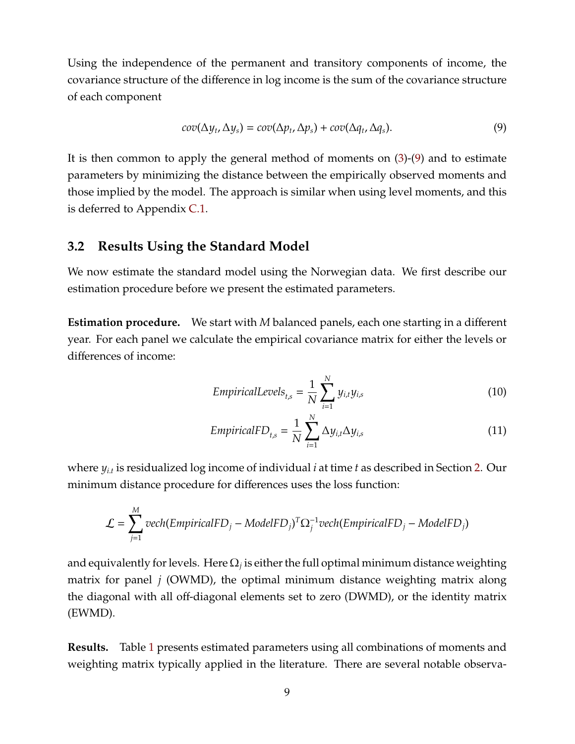Using the independence of the permanent and transitory components of income, the covariance structure of the difference in log income is the sum of the covariance structure of each component

$$cov(\Delta y_t, \Delta y_s) = cov(\Delta p_t, \Delta p_s) + cov(\Delta q_t, \Delta q_s). \tag{9}$$

It is then common to apply the general method of moments on (3)-(9) and to estimate parameters by minimizing the distance between the empirically observed moments and those implied by the model. The approach is similar when using level moments, and this is deferred to Appendix C.1.

## 3.2 Results Using the Standard Model

We now estimate the standard model using the Norwegian data. We first describe our estimation procedure before we present the estimated parameters.

**Estimation procedure.** We start with $M$ balanced panels, each one starting in a different year. For each panel we calculate the empirical covariance matrix for either the levels or differences of income:

$$EmpiricalLevels_{t,s} = \frac{1}{N}\sum_{i=1}^{N} y_{i,t} y_{i,s} \tag{10}$$

$$EmpiricalFD_{t,s} = \frac{1}{N}\sum_{i=1}^{N} \Delta y_{i,t} \Delta y_{i,s} \tag{11}$$

where $y_{i.t}$ is residualized log income of individual $i$ at time $t$ as described in Section 2. Our minimum distance procedure for differences uses the loss function:

$$\mathcal{L} = \sum_{j=1}^{M} vech(EmpiricalFD_j - ModelFD_j)^T \Omega_j^{-1} vech(EmpiricalFD_j - ModelFD_j)$$

and equivalently for levels. Here $\Omega_j$ is either the full optimal minimum distance weighting matrix for panel $j$ (OWMD), the optimal minimum distance weighting matrix along the diagonal with all off-diagonal elements set to zero (DWMD), or the identity matrix (EWMD).

**Results.** Table 1 presents estimated parameters using all combinations of moments and weighting matrix typically applied in the literature. There are several notable observa-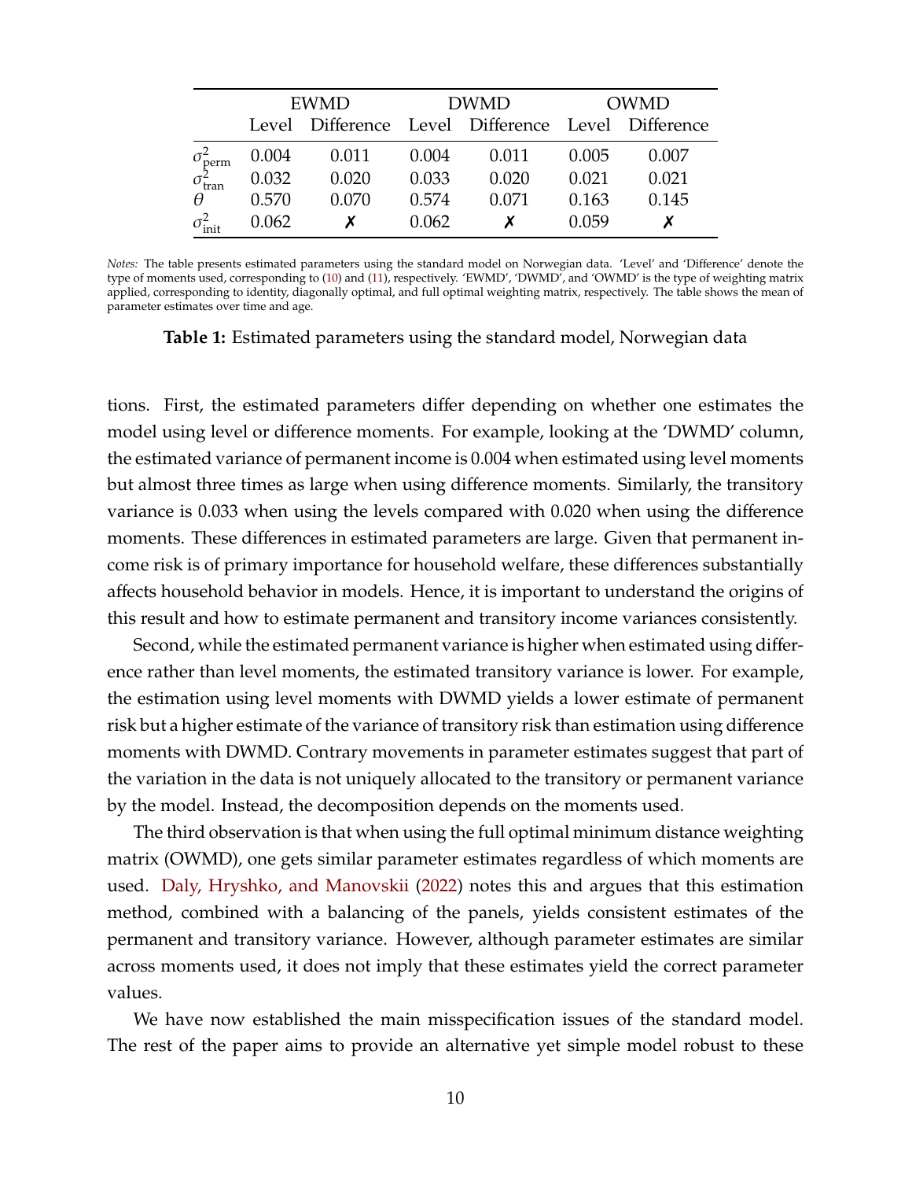| | EWMD | | DWMD | | OWMD | |
|---|---|---|---|---|---|---|
| | Level | Difference | Level | Difference | Level | Difference |
| $\sigma^2_{\text{perm}}$ | 0.004 | 0.011 | 0.004 | 0.011 | 0.005 | 0.007 |
| $\sigma^2_{\text{tran}}$ | 0.032 | 0.020 | 0.033 | 0.020 | 0.021 | 0.021 |
| $\theta$ | 0.570 | 0.070 | 0.574 | 0.071 | 0.163 | 0.145 |
| $\sigma^2_{\text{init}}$ | 0.062 | ✗ | 0.062 | ✗ | 0.059 | ✗ |

*Notes:* The table presents estimated parameters using the standard model on Norwegian data. 'Level' and 'Difference' denote the type of moments used, corresponding to (10) and (11), respectively. 'EWMD', 'DWMD', and 'OWMD' is the type of weighting matrix applied, corresponding to identity, diagonally optimal, and full optimal weighting matrix, respectively. The table shows the mean of parameter estimates over time and age.

**Table 1:** Estimated parameters using the standard model, Norwegian data

tions. First, the estimated parameters differ depending on whether one estimates the model using level or difference moments. For example, looking at the 'DWMD' column, the estimated variance of permanent income is 0.004 when estimated using level moments but almost three times as large when using difference moments. Similarly, the transitory variance is 0.033 when using the levels compared with 0.020 when using the difference moments. These differences in estimated parameters are large. Given that permanent income risk is of primary importance for household welfare, these differences substantially affects household behavior in models. Hence, it is important to understand the origins of this result and how to estimate permanent and transitory income variances consistently.

Second, while the estimated permanent variance is higher when estimated using difference rather than level moments, the estimated transitory variance is lower. For example, the estimation using level moments with DWMD yields a lower estimate of permanent risk but a higher estimate of the variance of transitory risk than estimation using difference moments with DWMD. Contrary movements in parameter estimates suggest that part of the variation in the data is not uniquely allocated to the transitory or permanent variance by the model. Instead, the decomposition depends on the moments used.

The third observation is that when using the full optimal minimum distance weighting matrix (OWMD), one gets similar parameter estimates regardless of which moments are used. Daly, Hryshko, and Manovskii (2022) notes this and argues that this estimation method, combined with a balancing of the panels, yields consistent estimates of the permanent and transitory variance. However, although parameter estimates are similar across moments used, it does not imply that these estimates yield the correct parameter values.

We have now established the main misspecification issues of the standard model. The rest of the paper aims to provide an alternative yet simple model robust to these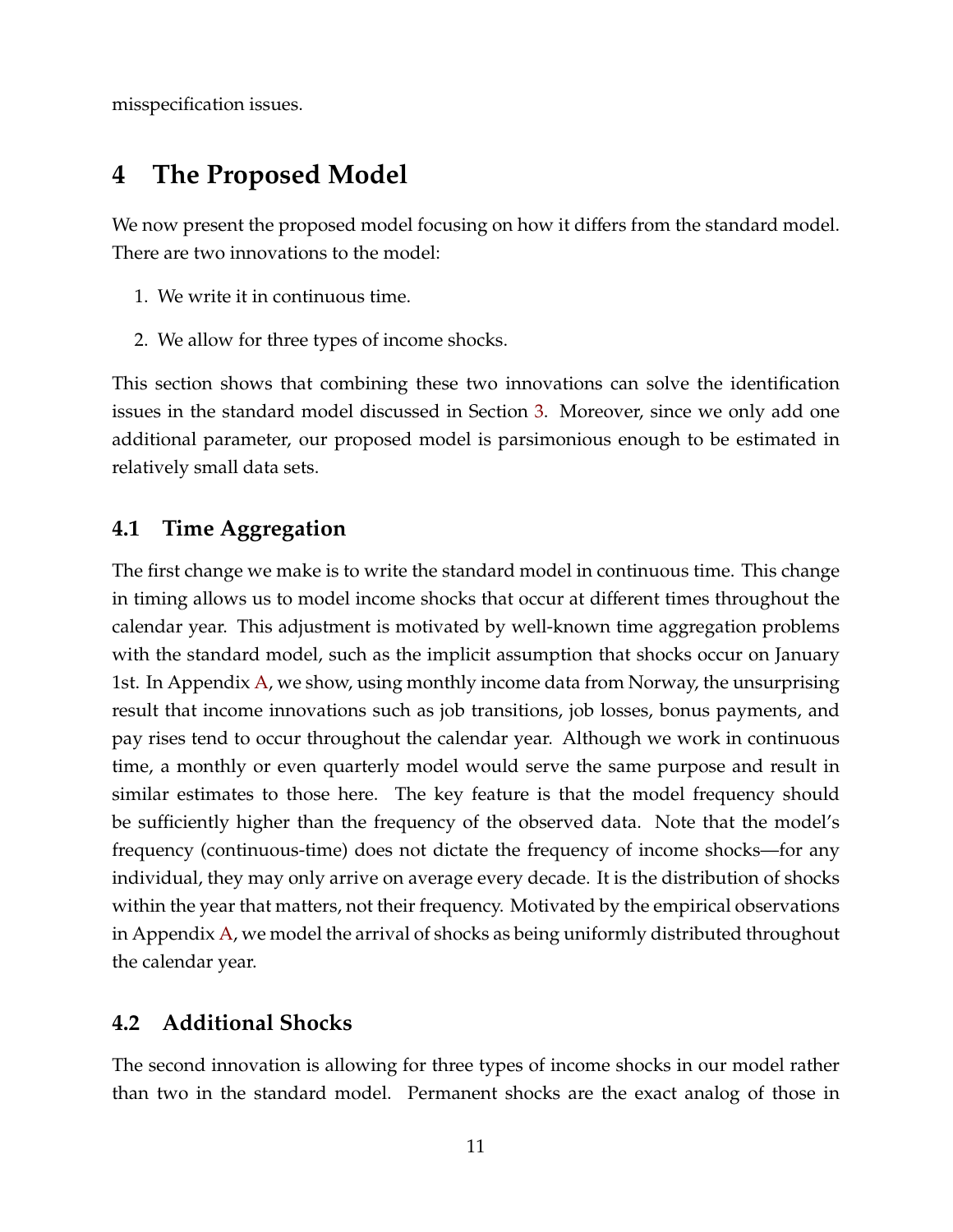misspecification issues.

# 4 The Proposed Model

We now present the proposed model focusing on how it differs from the standard model. There are two innovations to the model:

1. We write it in continuous time.
2. We allow for three types of income shocks.

This section shows that combining these two innovations can solve the identification issues in the standard model discussed in Section 3. Moreover, since we only add one additional parameter, our proposed model is parsimonious enough to be estimated in relatively small data sets.

## 4.1 Time Aggregation

The first change we make is to write the standard model in continuous time. This change in timing allows us to model income shocks that occur at different times throughout the calendar year. This adjustment is motivated by well-known time aggregation problems with the standard model, such as the implicit assumption that shocks occur on January 1st. In Appendix A, we show, using monthly income data from Norway, the unsurprising result that income innovations such as job transitions, job losses, bonus payments, and pay rises tend to occur throughout the calendar year. Although we work in continuous time, a monthly or even quarterly model would serve the same purpose and result in similar estimates to those here. The key feature is that the model frequency should be sufficiently higher than the frequency of the observed data. Note that the model's frequency (continuous-time) does not dictate the frequency of income shocks—for any individual, they may only arrive on average every decade. It is the distribution of shocks within the year that matters, not their frequency. Motivated by the empirical observations in Appendix A, we model the arrival of shocks as being uniformly distributed throughout the calendar year.

## 4.2 Additional Shocks

The second innovation is allowing for three types of income shocks in our model rather than two in the standard model. Permanent shocks are the exact analog of those in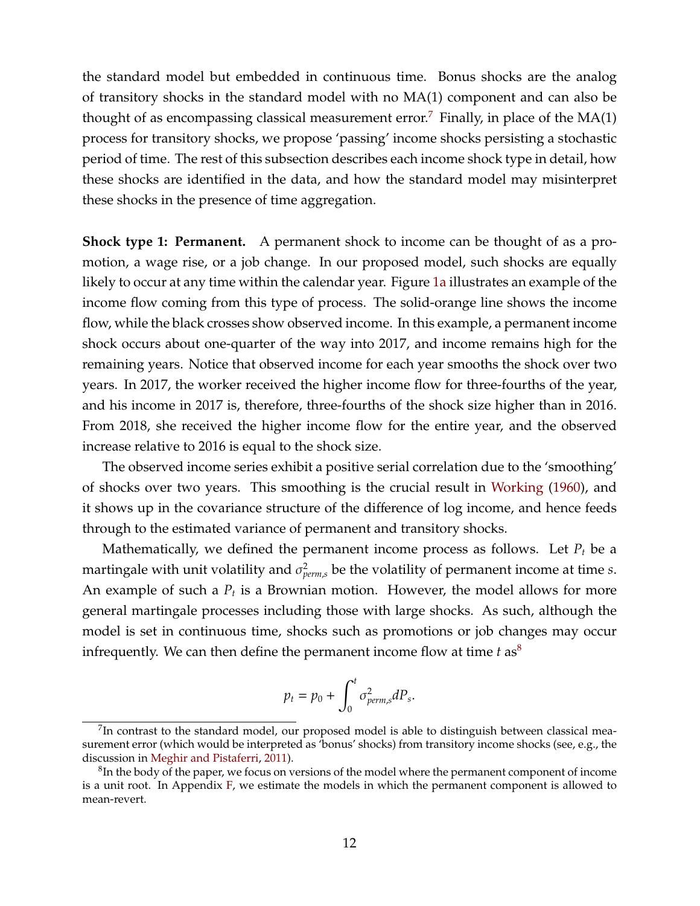the standard model but embedded in continuous time. Bonus shocks are the analog of transitory shocks in the standard model with no MA(1) component and can also be thought of as encompassing classical measurement error.[7] Finally, in place of the MA(1) process for transitory shocks, we propose 'passing' income shocks persisting a stochastic period of time. The rest of this subsection describes each income shock type in detail, how these shocks are identified in the data, and how the standard model may misinterpret these shocks in the presence of time aggregation.

**Shock type 1: Permanent.** A permanent shock to income can be thought of as a promotion, a wage rise, or a job change. In our proposed model, such shocks are equally likely to occur at any time within the calendar year. Figure 1a illustrates an example of the income flow coming from this type of process. The solid-orange line shows the income flow, while the black crosses show observed income. In this example, a permanent income shock occurs about one-quarter of the way into 2017, and income remains high for the remaining years. Notice that observed income for each year smooths the shock over two years. In 2017, the worker received the higher income flow for three-fourths of the year, and his income in 2017 is, therefore, three-fourths of the shock size higher than in 2016. From 2018, she received the higher income flow for the entire year, and the observed increase relative to 2016 is equal to the shock size.

The observed income series exhibit a positive serial correlation due to the 'smoothing' of shocks over two years. This smoothing is the crucial result in Working (1960), and it shows up in the covariance structure of the difference of log income, and hence feeds through to the estimated variance of permanent and transitory shocks.

Mathematically, we defined the permanent income process as follows. Let $P_t$ be a martingale with unit volatility and $\sigma^2_{perm,s}$ be the volatility of permanent income at time $s$. An example of such a $P_t$ is a Brownian motion. However, the model allows for more general martingale processes including those with large shocks. As such, although the model is set in continuous time, shocks such as promotions or job changes may occur infrequently. We can then define the permanent income flow at time $t$ as[8]

$$p_t = p_0 + \int_0^t \sigma^2_{perm,s} dP_s.$$

[7] In contrast to the standard model, our proposed model is able to distinguish between classical measurement error (which would be interpreted as 'bonus' shocks) from transitory income shocks (see, e.g., the discussion in Meghir and Pistaferri, 2011).

[8] In the body of the paper, we focus on versions of the model where the permanent component of income is a unit root. In Appendix F, we estimate the models in which the permanent component is allowed to mean-revert.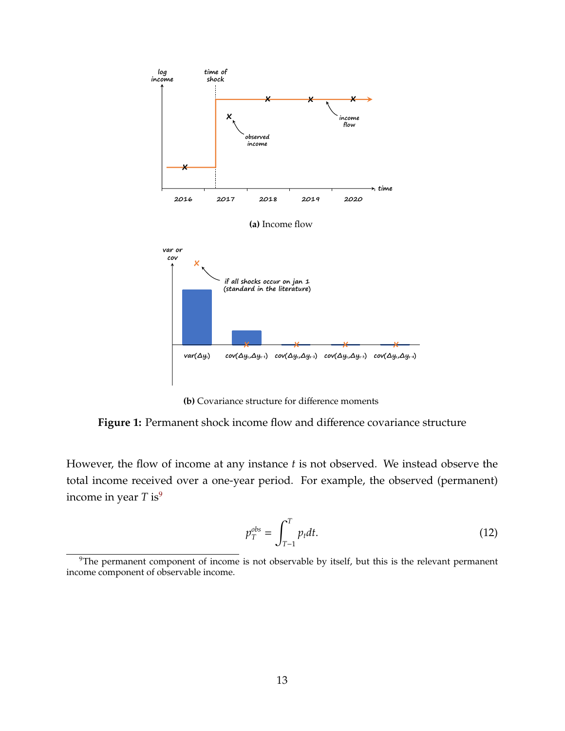**(a)** Income flow

**(b)** Covariance structure for difference moments

**Figure 1:** Permanent shock income flow and difference covariance structure

However, the flow of income at any instance $t$ is not observed. We instead observe the total income received over a one-year period. For example, the observed (permanent) income in year $T$ is[9]

$$p_T^{obs} = \int_{T-1}^{T} p_t dt. \tag{12}$$

[9]The permanent component of income is not observable by itself, but this is the relevant permanent income component of observable income.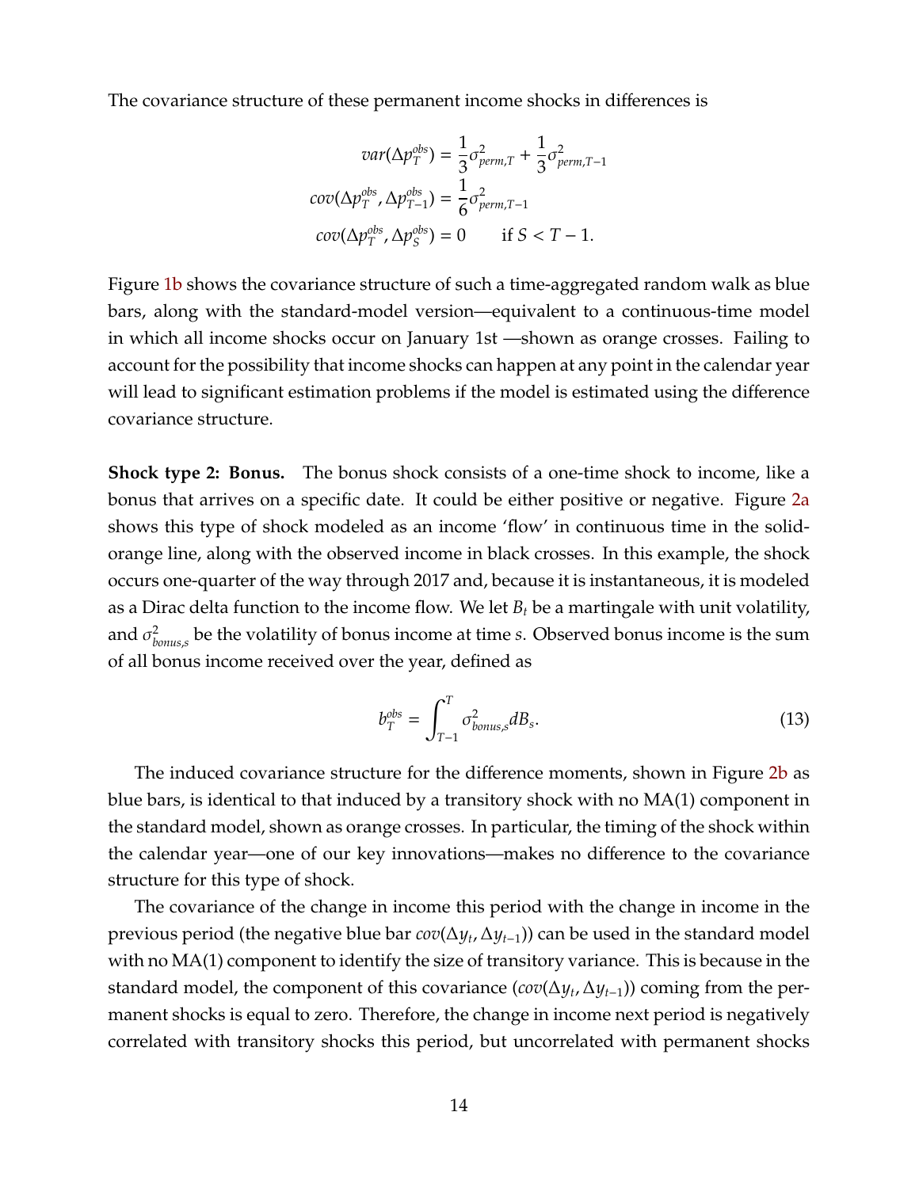The covariance structure of these permanent income shocks in differences is

$$
\begin{aligned}
var(\Delta p_T^{obs}) &= \frac{1}{3}\sigma^2_{perm,T} + \frac{1}{3}\sigma^2_{perm,T-1} \\
cov(\Delta p_T^{obs}, \Delta p_{T-1}^{obs}) &= \frac{1}{6}\sigma^2_{perm,T-1} \\
cov(\Delta p_T^{obs}, \Delta p_S^{obs}) &= 0 \qquad \text{if } S < T-1.
\end{aligned}
$$

Figure 1b shows the covariance structure of such a time-aggregated random walk as blue bars, along with the standard-model version—equivalent to a continuous-time model in which all income shocks occur on January 1st —shown as orange crosses. Failing to account for the possibility that income shocks can happen at any point in the calendar year will lead to significant estimation problems if the model is estimated using the difference covariance structure.

**Shock type 2: Bonus.** The bonus shock consists of a one-time shock to income, like a bonus that arrives on a specific date. It could be either positive or negative. Figure 2a shows this type of shock modeled as an income 'flow' in continuous time in the solid-orange line, along with the observed income in black crosses. In this example, the shock occurs one-quarter of the way through 2017 and, because it is instantaneous, it is modeled as a Dirac delta function to the income flow. We let $B_t$ be a martingale with unit volatility, and $\sigma^2_{bonus,s}$ be the volatility of bonus income at time $s$. Observed bonus income is the sum of all bonus income received over the year, defined as

$$
b_T^{obs} = \int_{T-1}^{T} \sigma^2_{bonus,s} dB_s. \tag{13}
$$

The induced covariance structure for the difference moments, shown in Figure 2b as blue bars, is identical to that induced by a transitory shock with no MA(1) component in the standard model, shown as orange crosses. In particular, the timing of the shock within the calendar year—one of our key innovations—makes no difference to the covariance structure for this type of shock.

The covariance of the change in income this period with the change in income in the previous period (the negative blue bar $cov(\Delta y_t, \Delta y_{t-1})$) can be used in the standard model with no MA(1) component to identify the size of transitory variance. This is because in the standard model, the component of this covariance ($cov(\Delta y_t, \Delta y_{t-1})$) coming from the permanent shocks is equal to zero. Therefore, the change in income next period is negatively correlated with transitory shocks this period, but uncorrelated with permanent shocks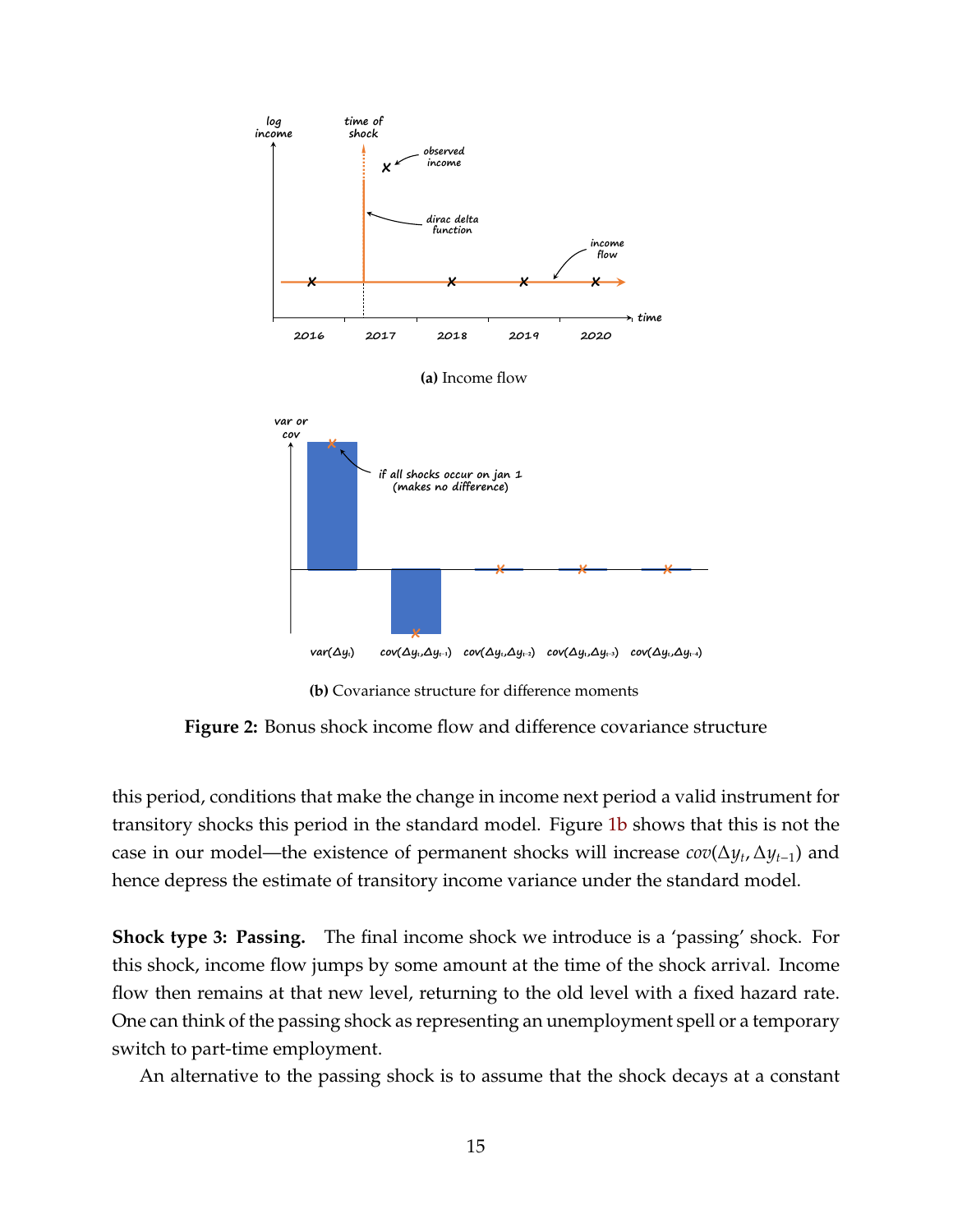**(a)** Income flow

**(b)** Covariance structure for difference moments

**Figure 2:** Bonus shock income flow and difference covariance structure

this period, conditions that make the change in income next period a valid instrument for transitory shocks this period in the standard model. Figure 1b shows that this is not the case in our model—the existence of permanent shocks will increase $cov(\Delta y_t, \Delta y_{t-1})$ and hence depress the estimate of transitory income variance under the standard model.

**Shock type 3: Passing.** The final income shock we introduce is a 'passing' shock. For this shock, income flow jumps by some amount at the time of the shock arrival. Income flow then remains at that new level, returning to the old level with a fixed hazard rate. One can think of the passing shock as representing an unemployment spell or a temporary switch to part-time employment.

An alternative to the passing shock is to assume that the shock decays at a constant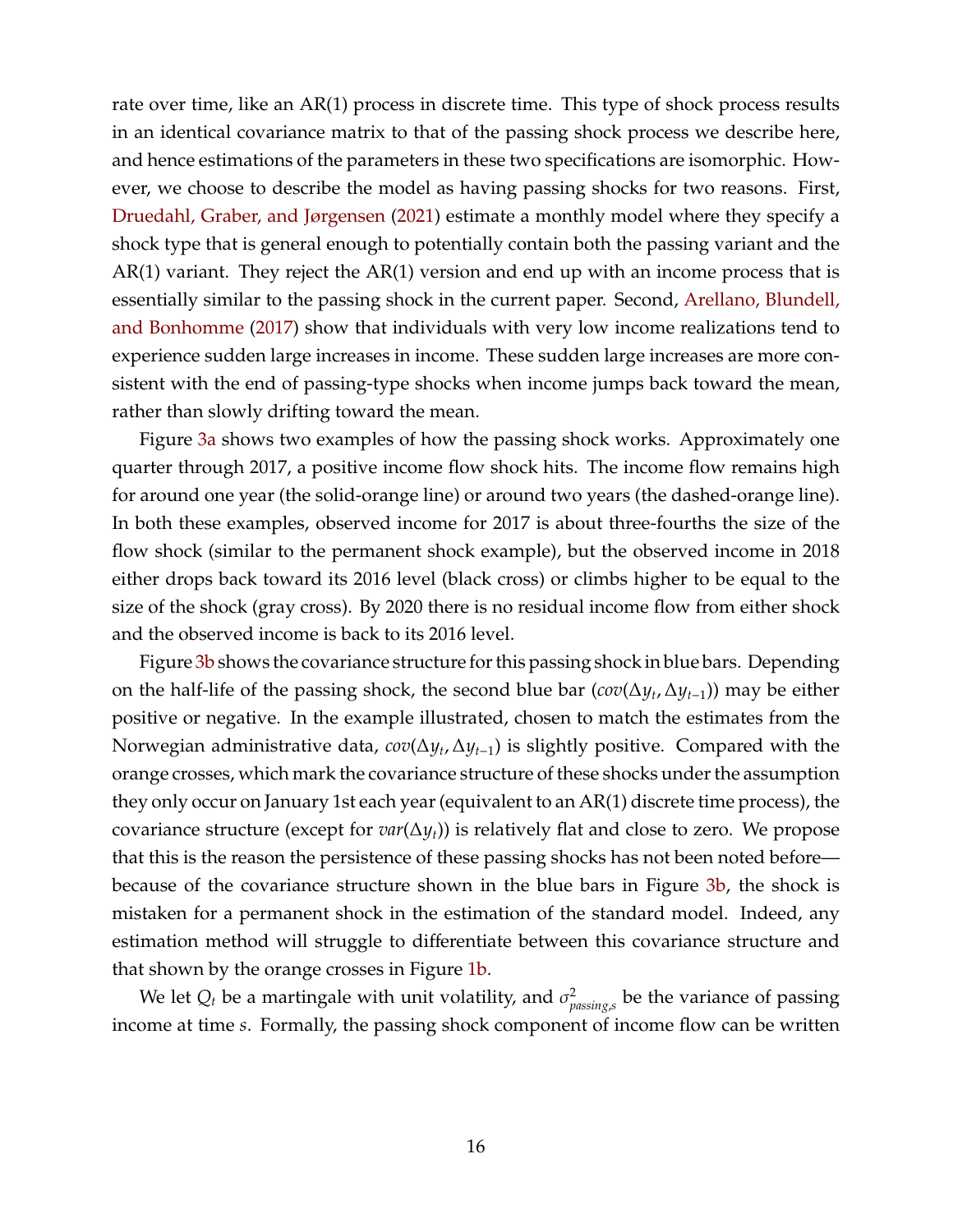rate over time, like an AR(1) process in discrete time. This type of shock process results in an identical covariance matrix to that of the passing shock process we describe here, and hence estimations of the parameters in these two specifications are isomorphic. However, we choose to describe the model as having passing shocks for two reasons. First, Druedahl, Graber, and Jørgensen (2021) estimate a monthly model where they specify a shock type that is general enough to potentially contain both the passing variant and the AR(1) variant. They reject the AR(1) version and end up with an income process that is essentially similar to the passing shock in the current paper. Second, Arellano, Blundell, and Bonhomme (2017) show that individuals with very low income realizations tend to experience sudden large increases in income. These sudden large increases are more consistent with the end of passing-type shocks when income jumps back toward the mean, rather than slowly drifting toward the mean.

Figure 3a shows two examples of how the passing shock works. Approximately one quarter through 2017, a positive income flow shock hits. The income flow remains high for around one year (the solid-orange line) or around two years (the dashed-orange line). In both these examples, observed income for 2017 is about three-fourths the size of the flow shock (similar to the permanent shock example), but the observed income in 2018 either drops back toward its 2016 level (black cross) or climbs higher to be equal to the size of the shock (gray cross). By 2020 there is no residual income flow from either shock and the observed income is back to its 2016 level.

Figure 3b shows the covariance structure for this passing shock in blue bars. Depending on the half-life of the passing shock, the second blue bar ($cov(\Delta y_t, \Delta y_{t-1})$) may be either positive or negative. In the example illustrated, chosen to match the estimates from the Norwegian administrative data, $cov(\Delta y_t, \Delta y_{t-1})$ is slightly positive. Compared with the orange crosses, which mark the covariance structure of these shocks under the assumption they only occur on January 1st each year (equivalent to an AR(1) discrete time process), the covariance structure (except for $var(\Delta y_t)$) is relatively flat and close to zero. We propose that this is the reason the persistence of these passing shocks has not been noted before—because of the covariance structure shown in the blue bars in Figure 3b, the shock is mistaken for a permanent shock in the estimation of the standard model. Indeed, any estimation method will struggle to differentiate between this covariance structure and that shown by the orange crosses in Figure 1b.

We let $Q_t$ be a martingale with unit volatility, and $\sigma^2_{passing,s}$ be the variance of passing income at time $s$. Formally, the passing shock component of income flow can be written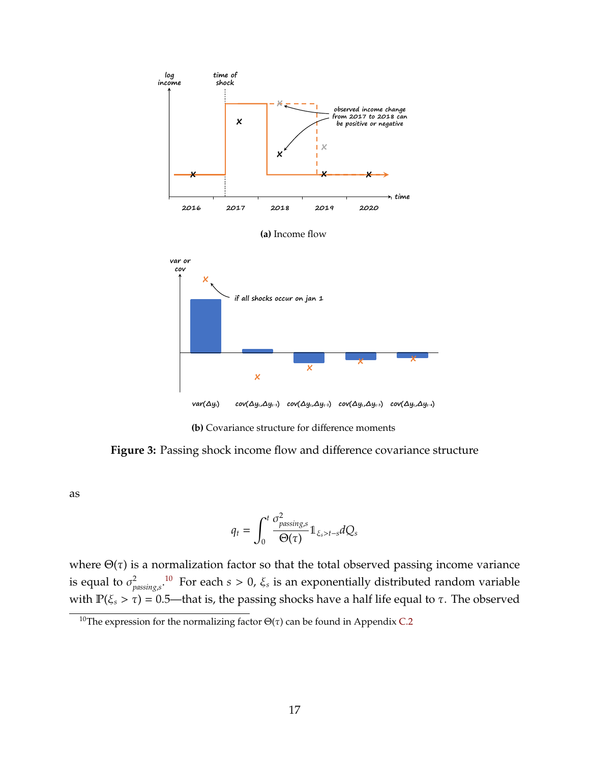(a) Income flow

(b) Covariance structure for difference moments

**Figure 3:** Passing shock income flow and difference covariance structure

as

$$q_t = \int_0^t \frac{\sigma^2_{passing,s}}{\Theta(\tau)} \mathbb{1}_{\xi_s > t-s} dQ_s$$

where $\Theta(\tau)$ is a normalization factor so that the total observed passing income variance is equal to $\sigma^2_{passing,s}$.[10] For each $s > 0$, $\xi_s$ is an exponentially distributed random variable with $\mathbb{P}(\xi_s > \tau) = 0.5$—that is, the passing shocks have a half life equal to $\tau$. The observed

[10] The expression for the normalizing factor $\Theta(\tau)$ can be found in Appendix C.2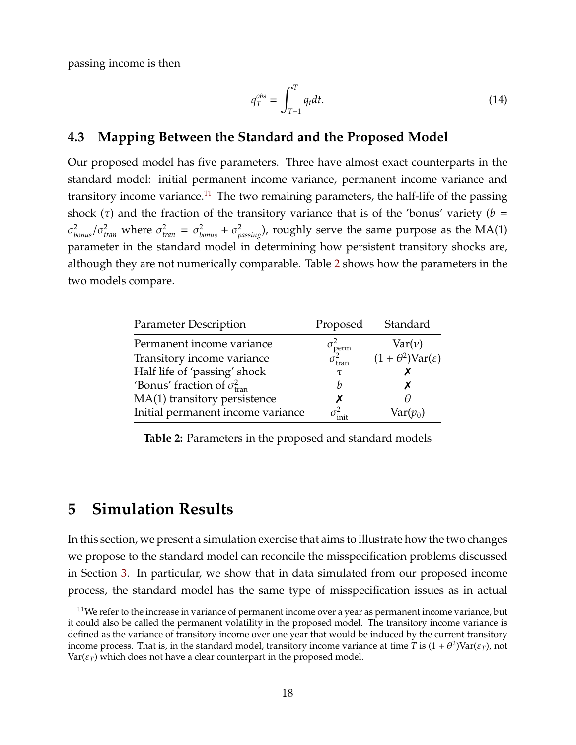passing income is then

$$q_T^{obs} = \int_{T-1}^{T} q_t dt. \tag{14}$$

## 4.3 Mapping Between the Standard and the Proposed Model

Our proposed model has five parameters. Three have almost exact counterparts in the standard model: initial permanent income variance, permanent income variance and transitory income variance.[11] The two remaining parameters, the half-life of the passing shock ($\tau$) and the fraction of the transitory variance that is of the 'bonus' variety ($b = \sigma^2_{bonus}/\sigma^2_{tran}$ where $\sigma^2_{tran} = \sigma^2_{bonus} + \sigma^2_{passing}$), roughly serve the same purpose as the MA(1) parameter in the standard model in determining how persistent transitory shocks are, although they are not numerically comparable. Table 2 shows how the parameters in the two models compare.

| Parameter Description | Proposed | Standard |
|---|---|---|
| Permanent income variance | $\sigma^2_{\text{perm}}$ | $\text{Var}(\nu)$ |
| Transitory income variance | $\sigma^2_{\text{tran}}$ | $(1+\theta^2)\text{Var}(\varepsilon)$ |
| Half life of 'passing' shock | $\tau$ | ✗ |
| 'Bonus' fraction of $\sigma^2_{\text{tran}}$ | $b$ | ✗ |
| MA(1) transitory persistence | ✗ | $\theta$ |
| Initial permanent income variance | $\sigma^2_{\text{init}}$ | $\text{Var}(p_0)$ |

**Table 2:** Parameters in the proposed and standard models

# 5 Simulation Results

In this section, we present a simulation exercise that aims to illustrate how the two changes we propose to the standard model can reconcile the misspecification problems discussed in Section 3. In particular, we show that in data simulated from our proposed income process, the standard model has the same type of misspecification issues as in actual

[11] We refer to the increase in variance of permanent income over a year as permanent income variance, but it could also be called the permanent volatility in the proposed model. The transitory income variance is defined as the variance of transitory income over one year that would be induced by the current transitory income process. That is, in the standard model, transitory income variance at time $T$ is $(1+\theta^2)\text{Var}(\varepsilon_T)$, not $\text{Var}(\varepsilon_T)$ which does not have a clear counterpart in the proposed model.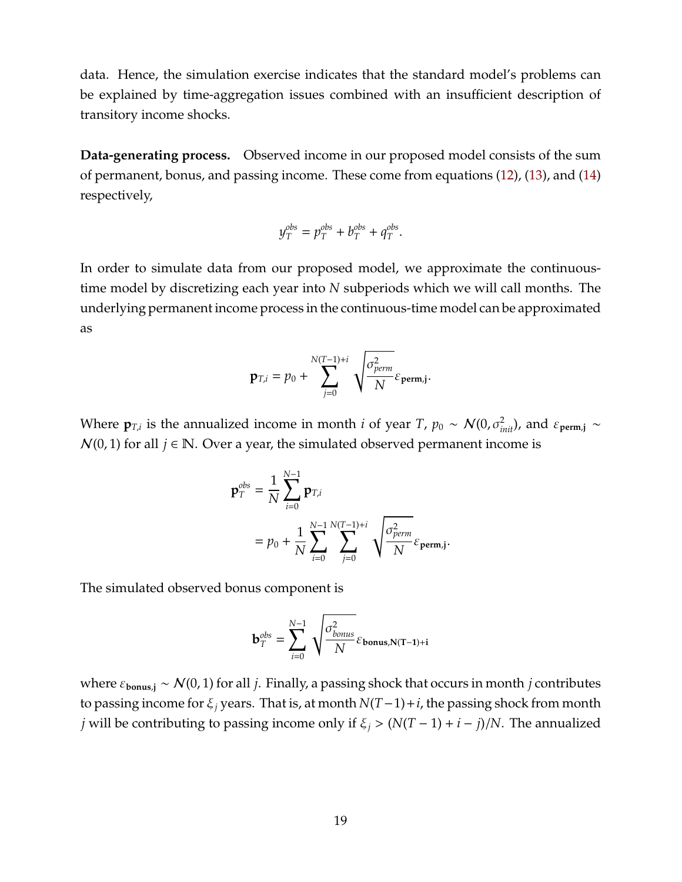data. Hence, the simulation exercise indicates that the standard model's problems can be explained by time-aggregation issues combined with an insufficient description of transitory income shocks.

**Data-generating process.** Observed income in our proposed model consists of the sum of permanent, bonus, and passing income. These come from equations (12), (13), and (14) respectively,

$$y_T^{obs} = p_T^{obs} + b_T^{obs} + q_T^{obs}.$$

In order to simulate data from our proposed model, we approximate the continuous-time model by discretizing each year into $N$ subperiods which we will call months. The underlying permanent income process in the continuous-time model can be approximated as

$$\mathbf{p}_{T,i} = p_0 + \sum_{j=0}^{N(T-1)+i} \sqrt{\frac{\sigma_{perm}^2}{N}} \varepsilon_{\mathbf{perm,j}}.$$

Where $\mathbf{p}_{T,i}$ is the annualized income in month $i$ of year $T$, $p_0 \sim \mathcal{N}(0, \sigma_{init}^2)$, and $\varepsilon_{\mathbf{perm,j}} \sim \mathcal{N}(0,1)$ for all $j \in \mathbb{N}$. Over a year, the simulated observed permanent income is

$$\begin{aligned}
\mathbf{p}_T^{obs} &= \frac{1}{N}\sum_{i=0}^{N-1} \mathbf{p}_{T,i} \\
&= p_0 + \frac{1}{N}\sum_{i=0}^{N-1}\sum_{j=0}^{N(T-1)+i} \sqrt{\frac{\sigma_{perm}^2}{N}} \varepsilon_{\mathbf{perm,j}}.
\end{aligned}$$

The simulated observed bonus component is

$$\mathbf{b}_T^{obs} = \sum_{i=0}^{N-1} \sqrt{\frac{\sigma_{bonus}^2}{N}} \varepsilon_{\mathbf{bonus,N(T-1)+i}}$$

where $\varepsilon_{\mathbf{bonus,j}} \sim \mathcal{N}(0,1)$ for all $j$. Finally, a passing shock that occurs in month $j$ contributes to passing income for $\xi_j$ years. That is, at month $N(T-1)+i$, the passing shock from month $j$ will be contributing to passing income only if $\xi_j > (N(T-1)+i-j)/N$. The annualized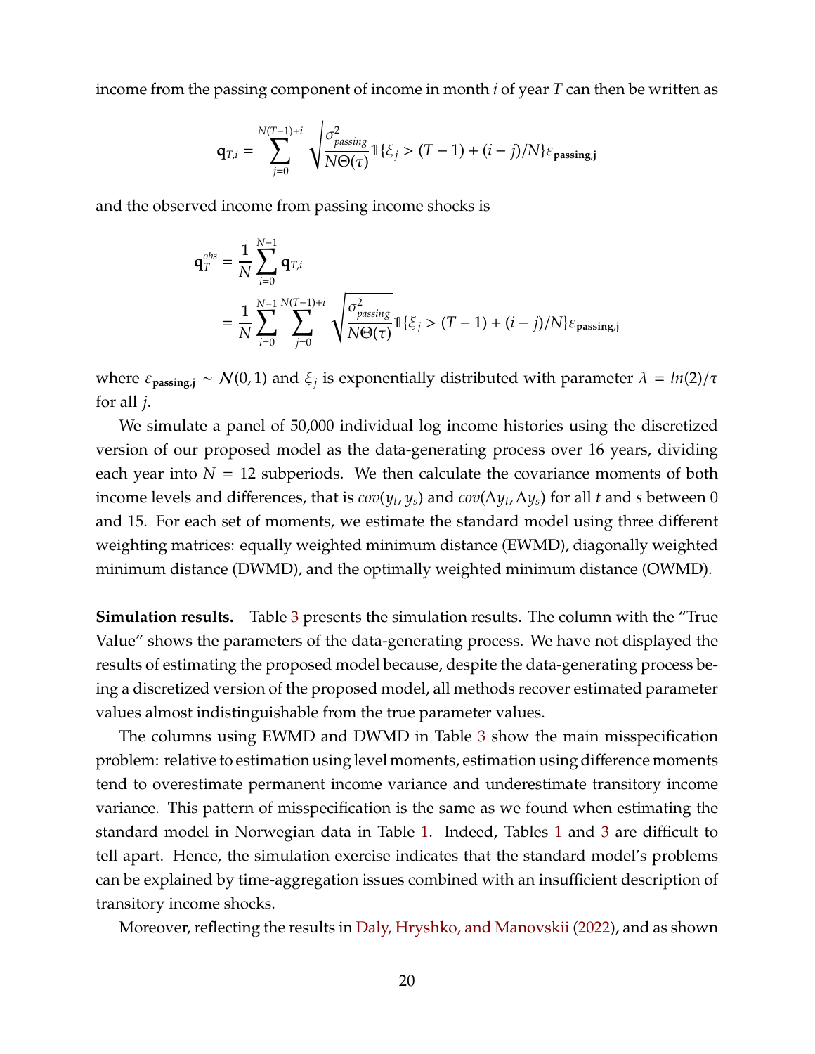income from the passing component of income in month $i$ of year $T$ can then be written as

$$
\mathbf{q}_{T,i} = \sum_{j=0}^{N(T-1)+i} \sqrt{\frac{\sigma^2_{passing}}{N\Theta(\tau)}} \mathbb{1}\{\xi_j > (T-1) + (i-j)/N\} \varepsilon_{\mathbf{passing,j}}
$$

and the observed income from passing income shocks is

$$
\begin{aligned}
\mathbf{q}_T^{obs} &= \frac{1}{N} \sum_{i=0}^{N-1} \mathbf{q}_{T,i} \\
&= \frac{1}{N} \sum_{i=0}^{N-1} \sum_{j=0}^{N(T-1)+i} \sqrt{\frac{\sigma^2_{passing}}{N\Theta(\tau)}} \mathbb{1}\{\xi_j > (T-1) + (i-j)/N\} \varepsilon_{\mathbf{passing,j}}
\end{aligned}
$$

where $\varepsilon_{\mathbf{passing,j}} \sim \mathcal{N}(0,1)$ and $\xi_j$ is exponentially distributed with parameter $\lambda = ln(2)/\tau$ for all $j$.

We simulate a panel of 50,000 individual log income histories using the discretized version of our proposed model as the data-generating process over 16 years, dividing each year into $N = 12$ subperiods. We then calculate the covariance moments of both income levels and differences, that is $cov(y_t, y_s)$ and $cov(\Delta y_t, \Delta y_s)$ for all $t$ and $s$ between 0 and 15. For each set of moments, we estimate the standard model using three different weighting matrices: equally weighted minimum distance (EWMD), diagonally weighted minimum distance (DWMD), and the optimally weighted minimum distance (OWMD).

**Simulation results.** Table 3 presents the simulation results. The column with the "True Value" shows the parameters of the data-generating process. We have not displayed the results of estimating the proposed model because, despite the data-generating process being a discretized version of the proposed model, all methods recover estimated parameter values almost indistinguishable from the true parameter values.

The columns using EWMD and DWMD in Table 3 show the main misspecification problem: relative to estimation using level moments, estimation using difference moments tend to overestimate permanent income variance and underestimate transitory income variance. This pattern of misspecification is the same as we found when estimating the standard model in Norwegian data in Table 1. Indeed, Tables 1 and 3 are difficult to tell apart. Hence, the simulation exercise indicates that the standard model's problems can be explained by time-aggregation issues combined with an insufficient description of transitory income shocks.

Moreover, reflecting the results in Daly, Hryshko, and Manovskii (2022), and as shown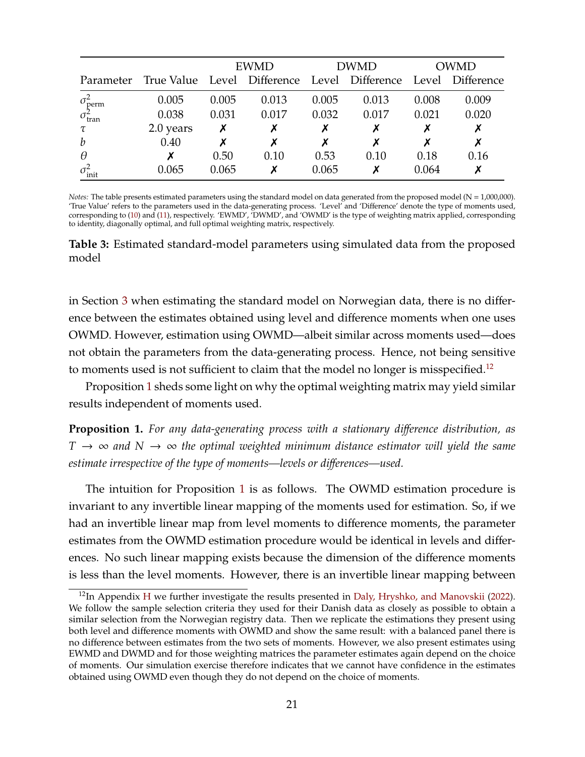| Parameter | True Value | EWMD |  | DWMD |  | OWMD |  |
|---|---|---|---|---|---|---|---|
|  |  | Level | Difference | Level | Difference | Level | Difference |
| $\sigma^2_{\text{perm}}$ | 0.005 | 0.005 | 0.013 | 0.005 | 0.013 | 0.008 | 0.009 |
| $\sigma^2_{\text{tran}}$ | 0.038 | 0.031 | 0.017 | 0.032 | 0.017 | 0.021 | 0.020 |
| $\tau$ | 2.0 years | ✗ | ✗ | ✗ | ✗ | ✗ | ✗ |
| $b$ | 0.40 | ✗ | ✗ | ✗ | ✗ | ✗ | ✗ |
| $\theta$ | ✗ | 0.50 | 0.10 | 0.53 | 0.10 | 0.18 | 0.16 |
| $\sigma^2_{\text{init}}$ | 0.065 | 0.065 | ✗ | 0.065 | ✗ | 0.064 | ✗ |

*Notes:* The table presents estimated parameters using the standard model on data generated from the proposed model (N = 1,000,000). 'True Value' refers to the parameters used in the data-generating process. 'Level' and 'Difference' denote the type of moments used, corresponding to (10) and (11), respectively. 'EWMD', 'DWMD', and 'OWMD' is the type of weighting matrix applied, corresponding to identity, diagonally optimal, and full optimal weighting matrix, respectively.

**Table 3:** Estimated standard-model parameters using simulated data from the proposed model

in Section 3 when estimating the standard model on Norwegian data, there is no difference between the estimates obtained using level and difference moments when one uses OWMD. However, estimation using OWMD—albeit similar across moments used—does not obtain the parameters from the data-generating process. Hence, not being sensitive to moments used is not sufficient to claim that the model no longer is misspecified.[12]

Proposition 1 sheds some light on why the optimal weighting matrix may yield similar results independent of moments used.

**Proposition 1.** *For any data-generating process with a stationary difference distribution, as $T \to \infty$ and $N \to \infty$ the optimal weighted minimum distance estimator will yield the same estimate irrespective of the type of moments—levels or differences—used.*

The intuition for Proposition 1 is as follows. The OWMD estimation procedure is invariant to any invertible linear mapping of the moments used for estimation. So, if we had an invertible linear map from level moments to difference moments, the parameter estimates from the OWMD estimation procedure would be identical in levels and differences. No such linear mapping exists because the dimension of the difference moments is less than the level moments. However, there is an invertible linear mapping between

[12] In Appendix H we further investigate the results presented in Daly, Hryshko, and Manovskii (2022). We follow the sample selection criteria they used for their Danish data as closely as possible to obtain a similar selection from the Norwegian registry data. Then we replicate the estimations they present using both level and difference moments with OWMD and show the same result: with a balanced panel there is no difference between estimates from the two sets of moments. However, we also present estimates using EWMD and DWMD and for those weighting matrices the parameter estimates again depend on the choice of moments. Our simulation exercise therefore indicates that we cannot have confidence in the estimates obtained using OWMD even though they do not depend on the choice of moments.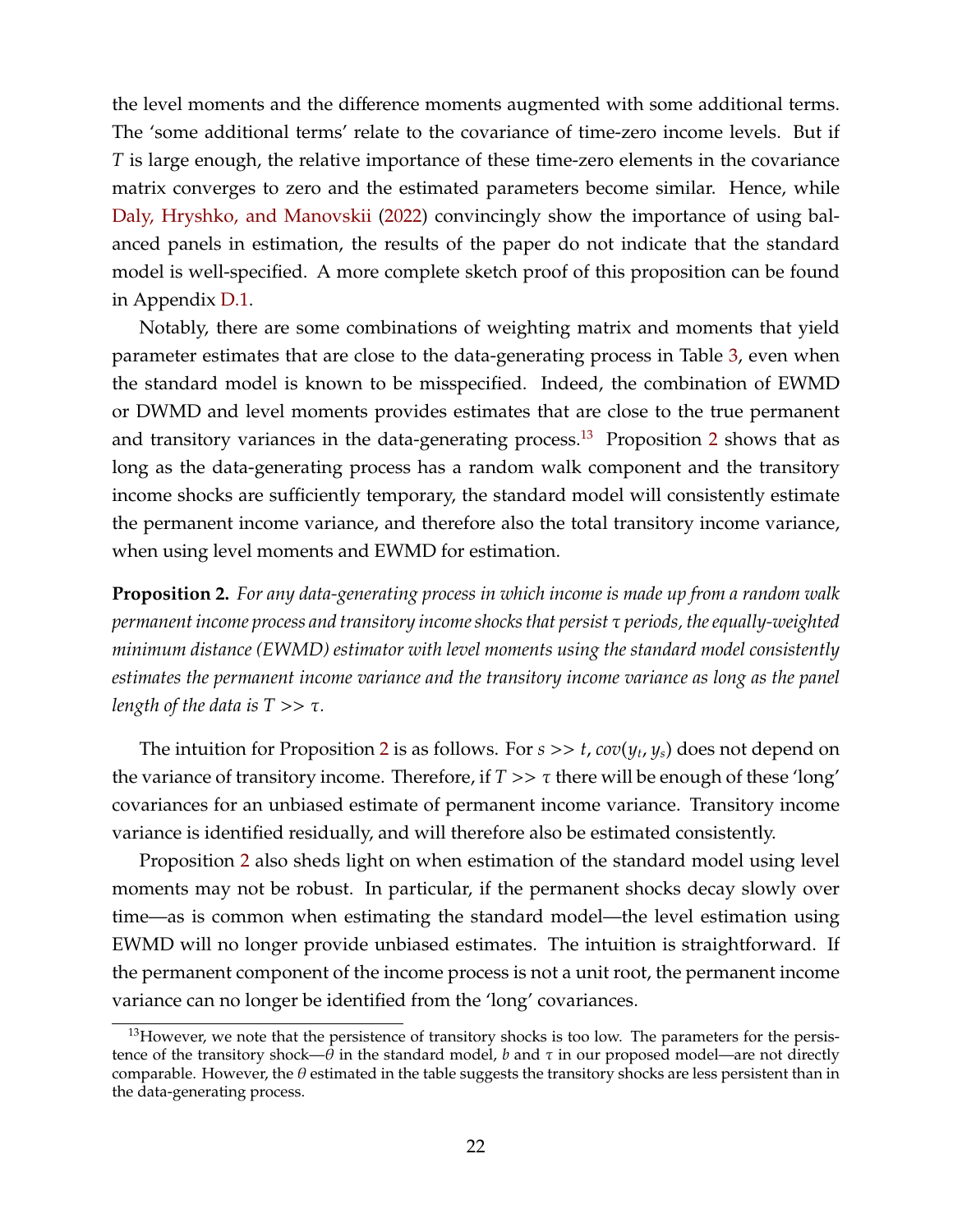the level moments and the difference moments augmented with some additional terms. The 'some additional terms' relate to the covariance of time-zero income levels. But if $T$ is large enough, the relative importance of these time-zero elements in the covariance matrix converges to zero and the estimated parameters become similar. Hence, while Daly, Hryshko, and Manovskii (2022) convincingly show the importance of using balanced panels in estimation, the results of the paper do not indicate that the standard model is well-specified. A more complete sketch proof of this proposition can be found in Appendix D.1.

Notably, there are some combinations of weighting matrix and moments that yield parameter estimates that are close to the data-generating process in Table 3, even when the standard model is known to be misspecified. Indeed, the combination of EWMD or DWMD and level moments provides estimates that are close to the true permanent and transitory variances in the data-generating process.[13] Proposition 2 shows that as long as the data-generating process has a random walk component and the transitory income shocks are sufficiently temporary, the standard model will consistently estimate the permanent income variance, and therefore also the total transitory income variance, when using level moments and EWMD for estimation.

**Proposition 2.** *For any data-generating process in which income is made up from a random walk permanent income process and transitory income shocks that persist $\tau$ periods, the equally-weighted minimum distance (EWMD) estimator with level moments using the standard model consistently estimates the permanent income variance and the transitory income variance as long as the panel length of the data is $T >> \tau$.*

The intuition for Proposition 2 is as follows. For $s >> t$, $cov(y_t, y_s)$ does not depend on the variance of transitory income. Therefore, if $T >> \tau$ there will be enough of these 'long' covariances for an unbiased estimate of permanent income variance. Transitory income variance is identified residually, and will therefore also be estimated consistently.

Proposition 2 also sheds light on when estimation of the standard model using level moments may not be robust. In particular, if the permanent shocks decay slowly over time—as is common when estimating the standard model—the level estimation using EWMD will no longer provide unbiased estimates. The intuition is straightforward. If the permanent component of the income process is not a unit root, the permanent income variance can no longer be identified from the 'long' covariances.

[13] However, we note that the persistence of transitory shocks is too low. The parameters for the persistence of the transitory shock—$\theta$ in the standard model, $b$ and $\tau$ in our proposed model—are not directly comparable. However, the $\theta$ estimated in the table suggests the transitory shocks are less persistent than in the data-generating process.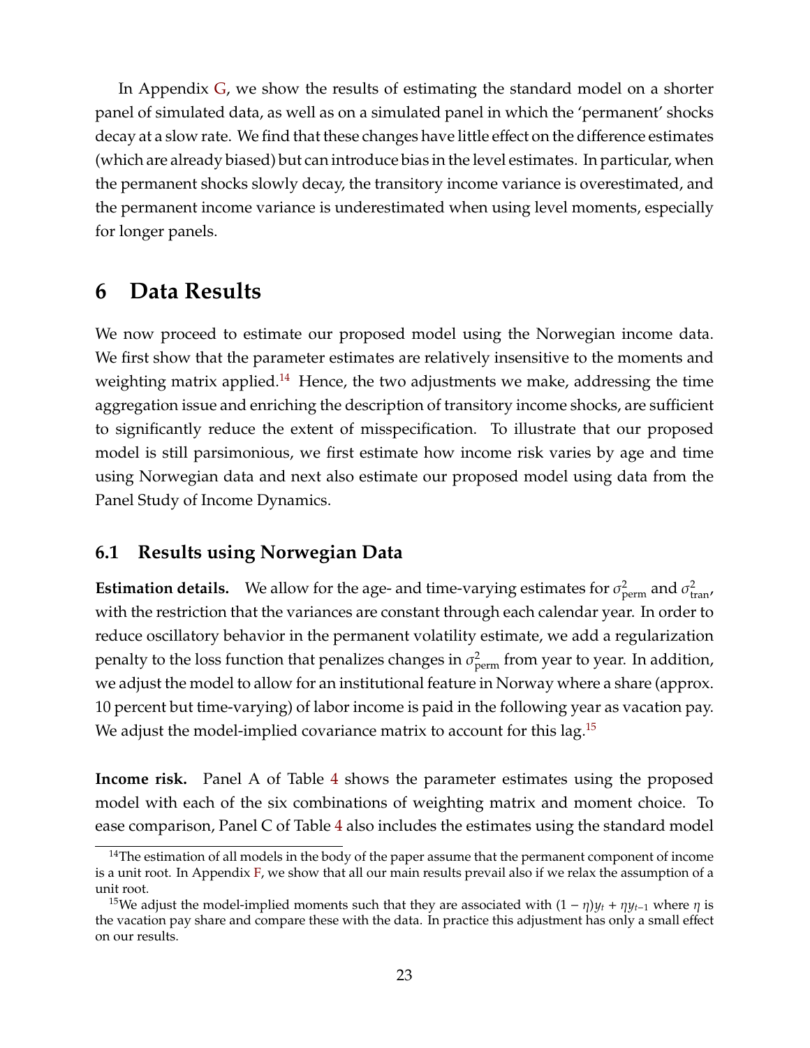In Appendix G, we show the results of estimating the standard model on a shorter panel of simulated data, as well as on a simulated panel in which the 'permanent' shocks decay at a slow rate. We find that these changes have little effect on the difference estimates (which are already biased) but can introduce bias in the level estimates. In particular, when the permanent shocks slowly decay, the transitory income variance is overestimated, and the permanent income variance is underestimated when using level moments, especially for longer panels.

# 6 Data Results

We now proceed to estimate our proposed model using the Norwegian income data. We first show that the parameter estimates are relatively insensitive to the moments and weighting matrix applied.[14] Hence, the two adjustments we make, addressing the time aggregation issue and enriching the description of transitory income shocks, are sufficient to significantly reduce the extent of misspecification. To illustrate that our proposed model is still parsimonious, we first estimate how income risk varies by age and time using Norwegian data and next also estimate our proposed model using data from the Panel Study of Income Dynamics.

## 6.1 Results using Norwegian Data

**Estimation details.** We allow for the age- and time-varying estimates for $\sigma^2_{\text{perm}}$ and $\sigma^2_{\text{tran}}$, with the restriction that the variances are constant through each calendar year. In order to reduce oscillatory behavior in the permanent volatility estimate, we add a regularization penalty to the loss function that penalizes changes in $\sigma^2_{\text{perm}}$ from year to year. In addition, we adjust the model to allow for an institutional feature in Norway where a share (approx. 10 percent but time-varying) of labor income is paid in the following year as vacation pay. We adjust the model-implied covariance matrix to account for this lag.[15]

**Income risk.** Panel A of Table 4 shows the parameter estimates using the proposed model with each of the six combinations of weighting matrix and moment choice. To ease comparison, Panel C of Table 4 also includes the estimates using the standard model

[14] The estimation of all models in the body of the paper assume that the permanent component of income is a unit root. In Appendix F, we show that all our main results prevail also if we relax the assumption of a unit root.

[15] We adjust the model-implied moments such that they are associated with $(1-\eta)y_t + \eta y_{t-1}$ where $\eta$ is the vacation pay share and compare these with the data. In practice this adjustment has only a small effect on our results.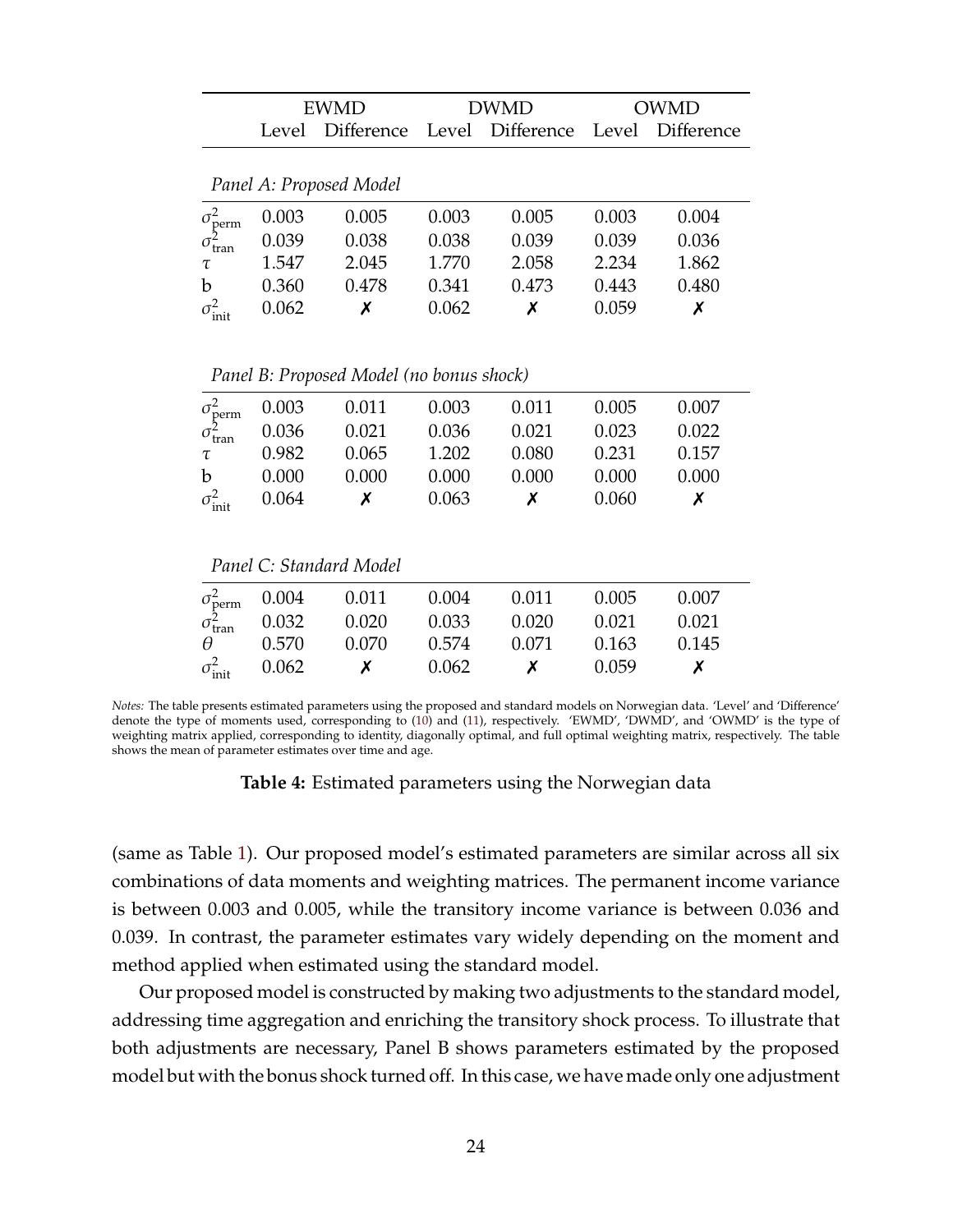| | EWMD | | DWMD | | OWMD | |
|---|---|---|---|---|---|---|
| | Level | Difference | Level | Difference | Level | Difference |
| *Panel A: Proposed Model* | | | | | | |
| $\sigma^2_{\text{perm}}$ | 0.003 | 0.005 | 0.003 | 0.005 | 0.003 | 0.004 |
| $\sigma^2_{\text{tran}}$ | 0.039 | 0.038 | 0.038 | 0.039 | 0.039 | 0.036 |
| $\tau$ | 1.547 | 2.045 | 1.770 | 2.058 | 2.234 | 1.862 |
| b | 0.360 | 0.478 | 0.341 | 0.473 | 0.443 | 0.480 |
| $\sigma^2_{\text{init}}$ | 0.062 | ✗ | 0.062 | ✗ | 0.059 | ✗ |
| *Panel B: Proposed Model (no bonus shock)* | | | | | | |
| $\sigma^2_{\text{perm}}$ | 0.003 | 0.011 | 0.003 | 0.011 | 0.005 | 0.007 |
| $\sigma^2_{\text{tran}}$ | 0.036 | 0.021 | 0.036 | 0.021 | 0.023 | 0.022 |
| $\tau$ | 0.982 | 0.065 | 1.202 | 0.080 | 0.231 | 0.157 |
| b | 0.000 | 0.000 | 0.000 | 0.000 | 0.000 | 0.000 |
| $\sigma^2_{\text{init}}$ | 0.064 | ✗ | 0.063 | ✗ | 0.060 | ✗ |
| *Panel C: Standard Model* | | | | | | |
| $\sigma^2_{\text{perm}}$ | 0.004 | 0.011 | 0.004 | 0.011 | 0.005 | 0.007 |
| $\sigma^2_{\text{tran}}$ | 0.032 | 0.020 | 0.033 | 0.020 | 0.021 | 0.021 |
| $\theta$ | 0.570 | 0.070 | 0.574 | 0.071 | 0.163 | 0.145 |
| $\sigma^2_{\text{init}}$ | 0.062 | ✗ | 0.062 | ✗ | 0.059 | ✗ |

*Notes:* The table presents estimated parameters using the proposed and standard models on Norwegian data. 'Level' and 'Difference' denote the type of moments used, corresponding to (10) and (11), respectively. 'EWMD', 'DWMD', and 'OWMD' is the type of weighting matrix applied, corresponding to identity, diagonally optimal, and full optimal weighting matrix, respectively. The table shows the mean of parameter estimates over time and age.

**Table 4:** Estimated parameters using the Norwegian data

(same as Table 1). Our proposed model's estimated parameters are similar across all six combinations of data moments and weighting matrices. The permanent income variance is between 0.003 and 0.005, while the transitory income variance is between 0.036 and 0.039. In contrast, the parameter estimates vary widely depending on the moment and method applied when estimated using the standard model.

Our proposed model is constructed by making two adjustments to the standard model, addressing time aggregation and enriching the transitory shock process. To illustrate that both adjustments are necessary, Panel B shows parameters estimated by the proposed model but with the bonus shock turned off. In this case, we have made only one adjustment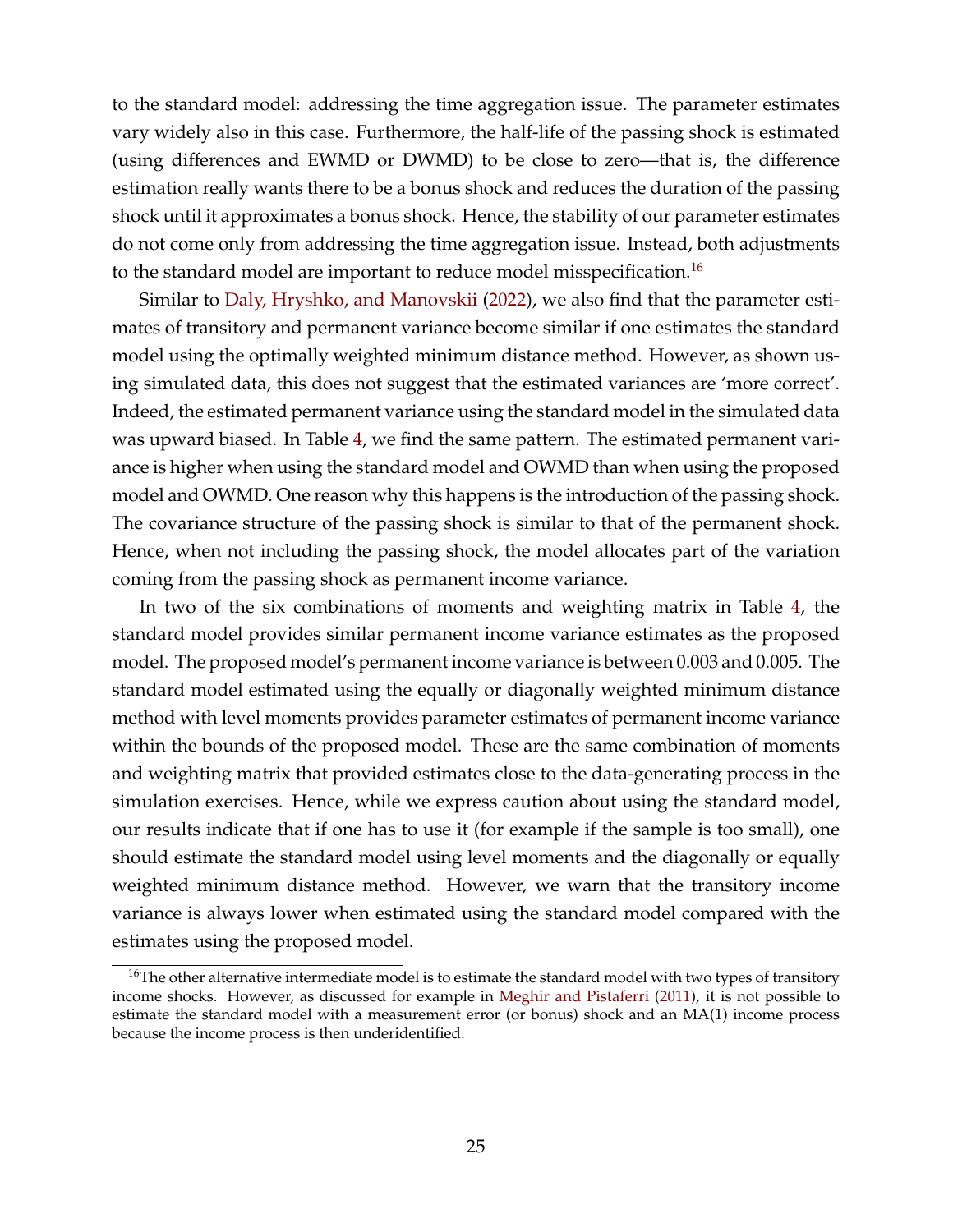to the standard model: addressing the time aggregation issue. The parameter estimates vary widely also in this case. Furthermore, the half-life of the passing shock is estimated (using differences and EWMD or DWMD) to be close to zero—that is, the difference estimation really wants there to be a bonus shock and reduces the duration of the passing shock until it approximates a bonus shock. Hence, the stability of our parameter estimates do not come only from addressing the time aggregation issue. Instead, both adjustments to the standard model are important to reduce model misspecification.[16]

Similar to Daly, Hryshko, and Manovskii (2022), we also find that the parameter estimates of transitory and permanent variance become similar if one estimates the standard model using the optimally weighted minimum distance method. However, as shown using simulated data, this does not suggest that the estimated variances are 'more correct'. Indeed, the estimated permanent variance using the standard model in the simulated data was upward biased. In Table 4, we find the same pattern. The estimated permanent variance is higher when using the standard model and OWMD than when using the proposed model and OWMD. One reason why this happens is the introduction of the passing shock. The covariance structure of the passing shock is similar to that of the permanent shock. Hence, when not including the passing shock, the model allocates part of the variation coming from the passing shock as permanent income variance.

In two of the six combinations of moments and weighting matrix in Table 4, the standard model provides similar permanent income variance estimates as the proposed model. The proposed model's permanent income variance is between 0.003 and 0.005. The standard model estimated using the equally or diagonally weighted minimum distance method with level moments provides parameter estimates of permanent income variance within the bounds of the proposed model. These are the same combination of moments and weighting matrix that provided estimates close to the data-generating process in the simulation exercises. Hence, while we express caution about using the standard model, our results indicate that if one has to use it (for example if the sample is too small), one should estimate the standard model using level moments and the diagonally or equally weighted minimum distance method. However, we warn that the transitory income variance is always lower when estimated using the standard model compared with the estimates using the proposed model.

[16]The other alternative intermediate model is to estimate the standard model with two types of transitory income shocks. However, as discussed for example in Meghir and Pistaferri (2011), it is not possible to estimate the standard model with a measurement error (or bonus) shock and an MA(1) income process because the income process is then underidentified.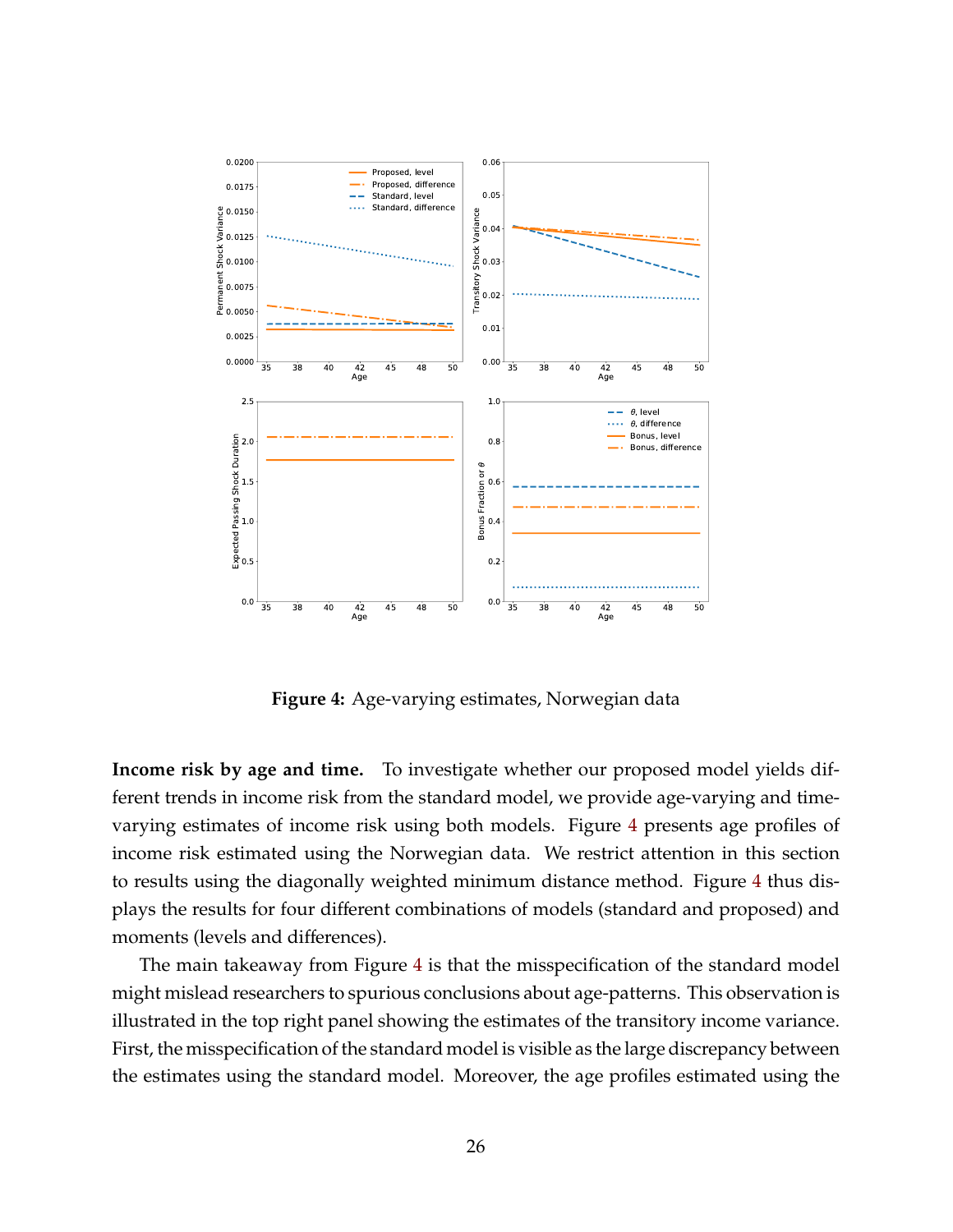**Figure 4:** Age-varying estimates, Norwegian data

**Income risk by age and time.** To investigate whether our proposed model yields different trends in income risk from the standard model, we provide age-varying and time-varying estimates of income risk using both models. Figure 4 presents age profiles of income risk estimated using the Norwegian data. We restrict attention in this section to results using the diagonally weighted minimum distance method. Figure 4 thus displays the results for four different combinations of models (standard and proposed) and moments (levels and differences).

The main takeaway from Figure 4 is that the misspecification of the standard model might mislead researchers to spurious conclusions about age-patterns. This observation is illustrated in the top right panel showing the estimates of the transitory income variance. First, the misspecification of the standard model is visible as the large discrepancy between the estimates using the standard model. Moreover, the age profiles estimated using the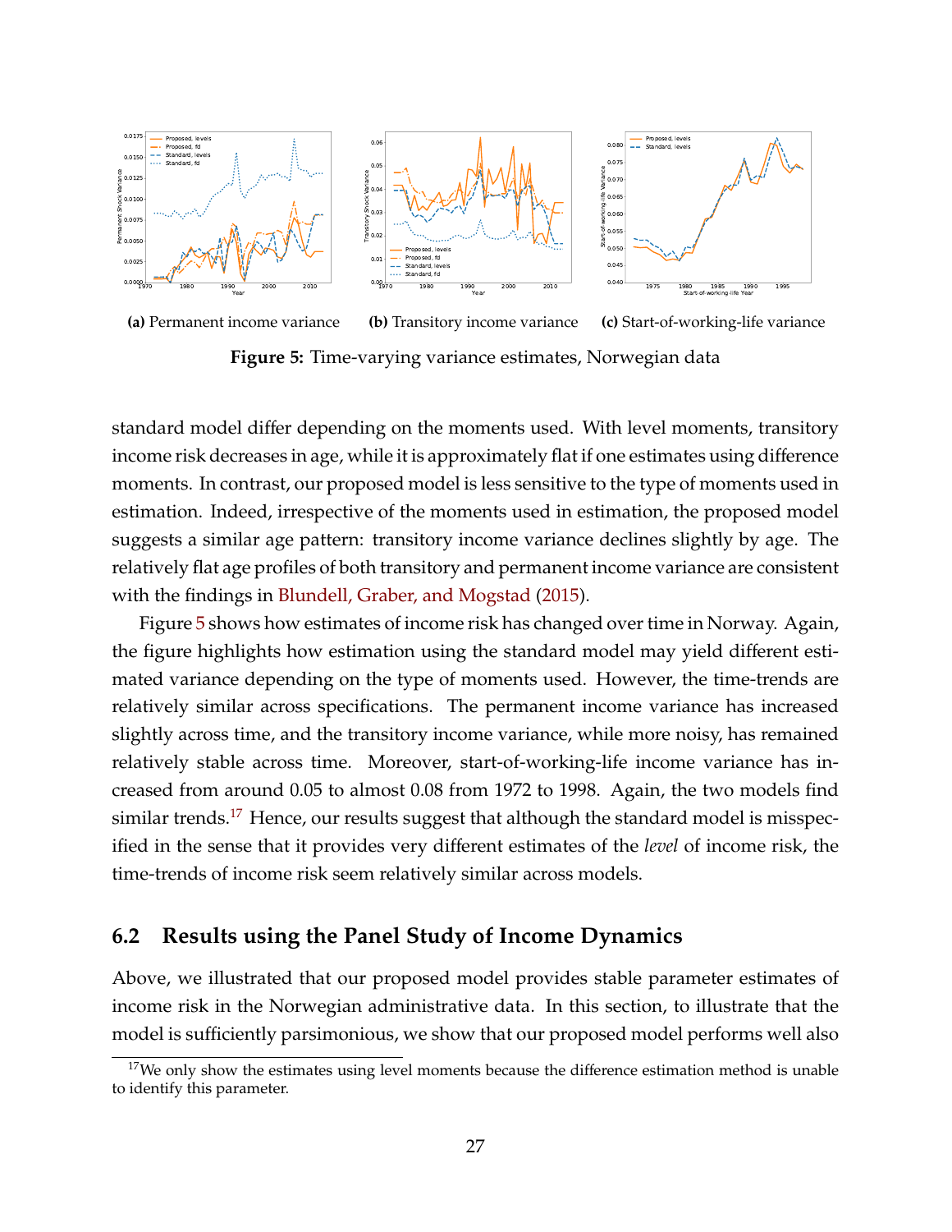(a) Permanent income variance

(b) Transitory income variance

(c) Start-of-working-life variance

**Figure 5:** Time-varying variance estimates, Norwegian data

standard model differ depending on the moments used. With level moments, transitory income risk decreases in age, while it is approximately flat if one estimates using difference moments. In contrast, our proposed model is less sensitive to the type of moments used in estimation. Indeed, irrespective of the moments used in estimation, the proposed model suggests a similar age pattern: transitory income variance declines slightly by age. The relatively flat age profiles of both transitory and permanent income variance are consistent with the findings in Blundell, Graber, and Mogstad (2015).

Figure 5 shows how estimates of income risk has changed over time in Norway. Again, the figure highlights how estimation using the standard model may yield different estimated variance depending on the type of moments used. However, the time-trends are relatively similar across specifications. The permanent income variance has increased slightly across time, and the transitory income variance, while more noisy, has remained relatively stable across time. Moreover, start-of-working-life income variance has increased from around 0.05 to almost 0.08 from 1972 to 1998. Again, the two models find similar trends.[17] Hence, our results suggest that although the standard model is misspecified in the sense that it provides very different estimates of the *level* of income risk, the time-trends of income risk seem relatively similar across models.

## 6.2 Results using the Panel Study of Income Dynamics

Above, we illustrated that our proposed model provides stable parameter estimates of income risk in the Norwegian administrative data. In this section, to illustrate that the model is sufficiently parsimonious, we show that our proposed model performs well also

[17] We only show the estimates using level moments because the difference estimation method is unable to identify this parameter.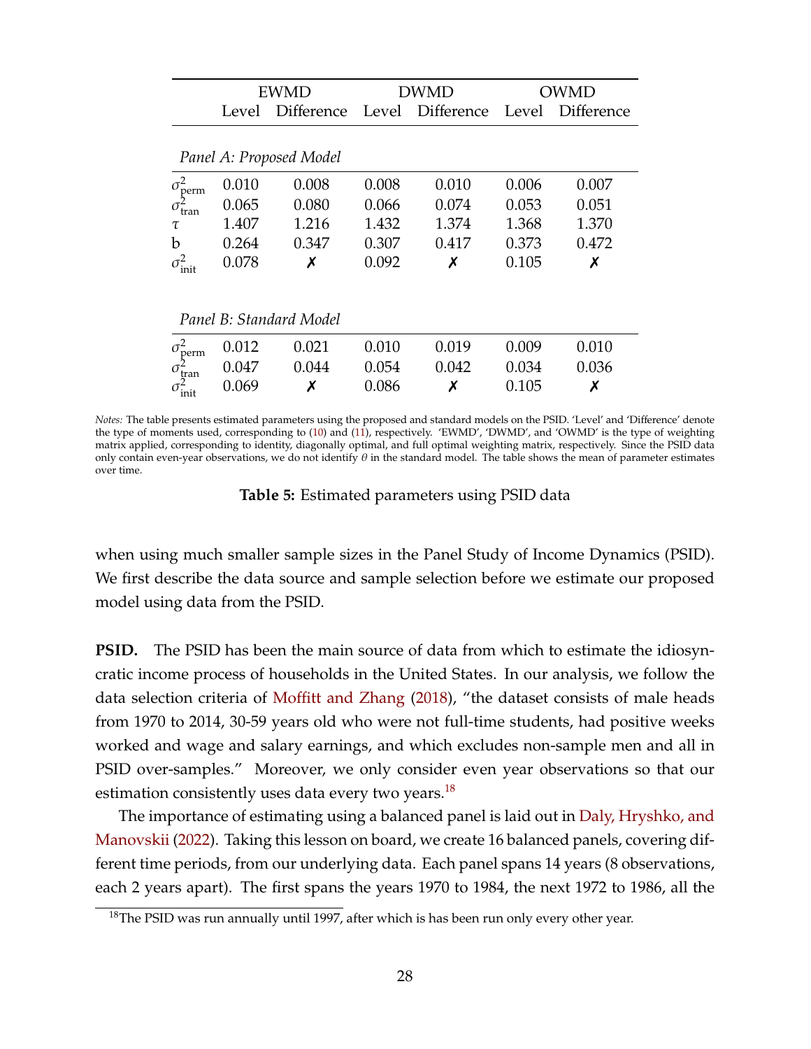| | EWMD | | DWMD | | OWMD | |
|---|---|---|---|---|---|---|
| | Level | Difference | Level | Difference | Level | Difference |
| *Panel A: Proposed Model* | | | | | | |
| $\sigma^2_{\text{perm}}$ | 0.010 | 0.008 | 0.008 | 0.010 | 0.006 | 0.007 |
| $\sigma^2_{\text{tran}}$ | 0.065 | 0.080 | 0.066 | 0.074 | 0.053 | 0.051 |
| $\tau$ | 1.407 | 1.216 | 1.432 | 1.374 | 1.368 | 1.370 |
| b | 0.264 | 0.347 | 0.307 | 0.417 | 0.373 | 0.472 |
| $\sigma^2_{\text{init}}$ | 0.078 | ✗ | 0.092 | ✗ | 0.105 | ✗ |
| *Panel B: Standard Model* | | | | | | |
| $\sigma^2_{\text{perm}}$ | 0.012 | 0.021 | 0.010 | 0.019 | 0.009 | 0.010 |
| $\sigma^2_{\text{tran}}$ | 0.047 | 0.044 | 0.054 | 0.042 | 0.034 | 0.036 |
| $\sigma^2_{\text{init}}$ | 0.069 | ✗ | 0.086 | ✗ | 0.105 | ✗ |

*Notes:* The table presents estimated parameters using the proposed and standard models on the PSID. 'Level' and 'Difference' denote the type of moments used, corresponding to (10) and (11), respectively. 'EWMD', 'DWMD', and 'OWMD' is the type of weighting matrix applied, corresponding to identity, diagonally optimal, and full optimal weighting matrix, respectively. Since the PSID data only contain even-year observations, we do not identify $\theta$ in the standard model. The table shows the mean of parameter estimates over time.

**Table 5:** Estimated parameters using PSID data

when using much smaller sample sizes in the Panel Study of Income Dynamics (PSID). We first describe the data source and sample selection before we estimate our proposed model using data from the PSID.

**PSID.** The PSID has been the main source of data from which to estimate the idiosyncratic income process of households in the United States. In our analysis, we follow the data selection criteria of Moffitt and Zhang (2018), "the dataset consists of male heads from 1970 to 2014, 30-59 years old who were not full-time students, had positive weeks worked and wage and salary earnings, and which excludes non-sample men and all in PSID over-samples." Moreover, we only consider even year observations so that our estimation consistently uses data every two years.[18]

The importance of estimating using a balanced panel is laid out in Daly, Hryshko, and Manovskii (2022). Taking this lesson on board, we create 16 balanced panels, covering different time periods, from our underlying data. Each panel spans 14 years (8 observations, each 2 years apart). The first spans the years 1970 to 1984, the next 1972 to 1986, all the

[18]The PSID was run annually until 1997, after which is has been run only every other year.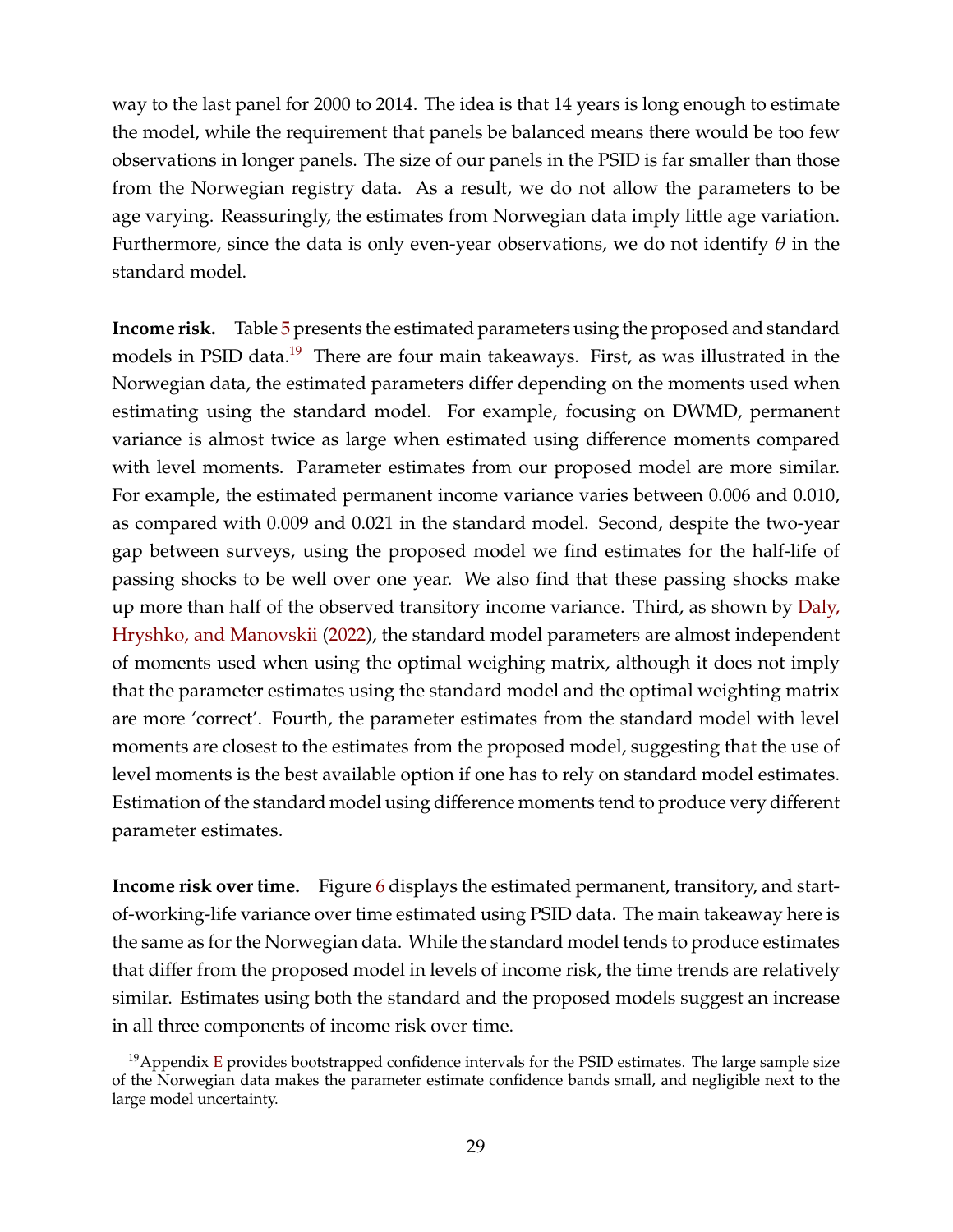way to the last panel for 2000 to 2014. The idea is that 14 years is long enough to estimate the model, while the requirement that panels be balanced means there would be too few observations in longer panels. The size of our panels in the PSID is far smaller than those from the Norwegian registry data. As a result, we do not allow the parameters to be age varying. Reassuringly, the estimates from Norwegian data imply little age variation. Furthermore, since the data is only even-year observations, we do not identify $\theta$ in the standard model.

**Income risk.** Table 5 presents the estimated parameters using the proposed and standard models in PSID data.[19] There are four main takeaways. First, as was illustrated in the Norwegian data, the estimated parameters differ depending on the moments used when estimating using the standard model. For example, focusing on DWMD, permanent variance is almost twice as large when estimated using difference moments compared with level moments. Parameter estimates from our proposed model are more similar. For example, the estimated permanent income variance varies between 0.006 and 0.010, as compared with 0.009 and 0.021 in the standard model. Second, despite the two-year gap between surveys, using the proposed model we find estimates for the half-life of passing shocks to be well over one year. We also find that these passing shocks make up more than half of the observed transitory income variance. Third, as shown by Daly, Hryshko, and Manovskii (2022), the standard model parameters are almost independent of moments used when using the optimal weighing matrix, although it does not imply that the parameter estimates using the standard model and the optimal weighting matrix are more 'correct'. Fourth, the parameter estimates from the standard model with level moments are closest to the estimates from the proposed model, suggesting that the use of level moments is the best available option if one has to rely on standard model estimates. Estimation of the standard model using difference moments tend to produce very different parameter estimates.

**Income risk over time.** Figure 6 displays the estimated permanent, transitory, and start-of-working-life variance over time estimated using PSID data. The main takeaway here is the same as for the Norwegian data. While the standard model tends to produce estimates that differ from the proposed model in levels of income risk, the time trends are relatively similar. Estimates using both the standard and the proposed models suggest an increase in all three components of income risk over time.

[19] Appendix E provides bootstrapped confidence intervals for the PSID estimates. The large sample size of the Norwegian data makes the parameter estimate confidence bands small, and negligible next to the large model uncertainty.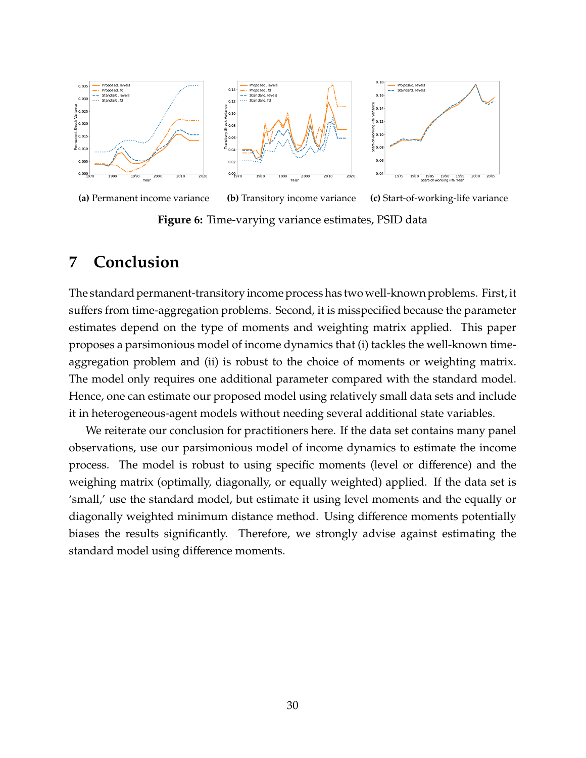**(a)** Permanent income variance **(b)** Transitory income variance **(c)** Start-of-working-life variance

**Figure 6:** Time-varying variance estimates, PSID data

# 7 Conclusion

The standard permanent-transitory income process has two well-known problems. First, it suffers from time-aggregation problems. Second, it is misspecified because the parameter estimates depend on the type of moments and weighting matrix applied. This paper proposes a parsimonious model of income dynamics that (i) tackles the well-known time-aggregation problem and (ii) is robust to the choice of moments or weighting matrix. The model only requires one additional parameter compared with the standard model. Hence, one can estimate our proposed model using relatively small data sets and include it in heterogeneous-agent models without needing several additional state variables.

We reiterate our conclusion for practitioners here. If the data set contains many panel observations, use our parsimonious model of income dynamics to estimate the income process. The model is robust to using specific moments (level or difference) and the weighing matrix (optimally, diagonally, or equally weighted) applied. If the data set is 'small,' use the standard model, but estimate it using level moments and the equally or diagonally weighted minimum distance method. Using difference moments potentially biases the results significantly. Therefore, we strongly advise against estimating the standard model using difference moments.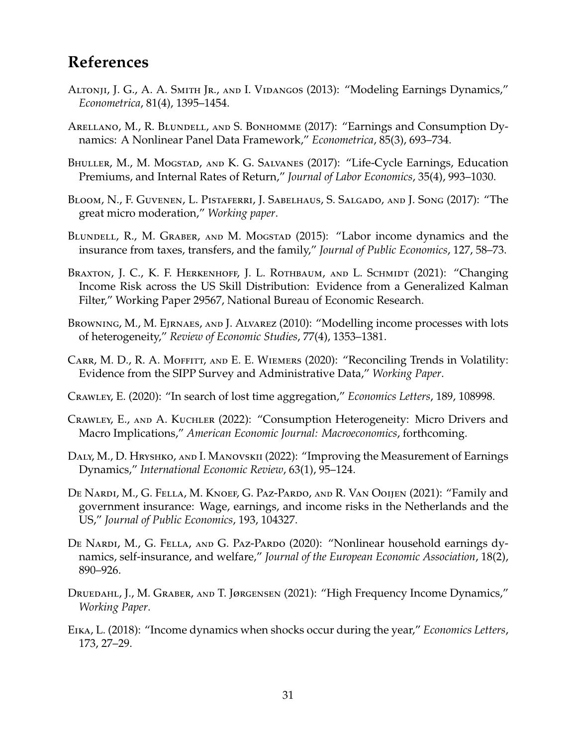## References

Altonji, J. G., A. A. Smith Jr., and I. Vidangos (2013): "Modeling Earnings Dynamics," *Econometrica*, 81(4), 1395–1454.

Arellano, M., R. Blundell, and S. Bonhomme (2017): "Earnings and Consumption Dynamics: A Nonlinear Panel Data Framework," *Econometrica*, 85(3), 693–734.

Bhuller, M., M. Mogstad, and K. G. Salvanes (2017): "Life-Cycle Earnings, Education Premiums, and Internal Rates of Return," *Journal of Labor Economics*, 35(4), 993–1030.

Bloom, N., F. Guvenen, L. Pistaferri, J. Sabelhaus, S. Salgado, and J. Song (2017): "The great micro moderation," *Working paper*.

Blundell, R., M. Graber, and M. Mogstad (2015): "Labor income dynamics and the insurance from taxes, transfers, and the family," *Journal of Public Economics*, 127, 58–73.

Braxton, J. C., K. F. Herkenhoff, J. L. Rothbaum, and L. Schmidt (2021): "Changing Income Risk across the US Skill Distribution: Evidence from a Generalized Kalman Filter," Working Paper 29567, National Bureau of Economic Research.

Browning, M., M. Ejrnaes, and J. Alvarez (2010): "Modelling income processes with lots of heterogeneity," *Review of Economic Studies*, 77(4), 1353–1381.

Carr, M. D., R. A. Moffitt, and E. E. Wiemers (2020): "Reconciling Trends in Volatility: Evidence from the SIPP Survey and Administrative Data," *Working Paper*.

Crawley, E. (2020): "In search of lost time aggregation," *Economics Letters*, 189, 108998.

Crawley, E., and A. Kuchler (2022): "Consumption Heterogeneity: Micro Drivers and Macro Implications," *American Economic Journal: Macroeconomics*, forthcoming.

Daly, M., D. Hryshko, and I. Manovskii (2022): "Improving the Measurement of Earnings Dynamics," *International Economic Review*, 63(1), 95–124.

De Nardi, M., G. Fella, M. Knoef, G. Paz-Pardo, and R. Van Ooijen (2021): "Family and government insurance: Wage, earnings, and income risks in the Netherlands and the US," *Journal of Public Economics*, 193, 104327.

De Nardi, M., G. Fella, and G. Paz-Pardo (2020): "Nonlinear household earnings dynamics, self-insurance, and welfare," *Journal of the European Economic Association*, 18(2), 890–926.

Druedahl, J., M. Graber, and T. Jørgensen (2021): "High Frequency Income Dynamics," *Working Paper*.

Eika, L. (2018): "Income dynamics when shocks occur during the year," *Economics Letters*, 173, 27–29.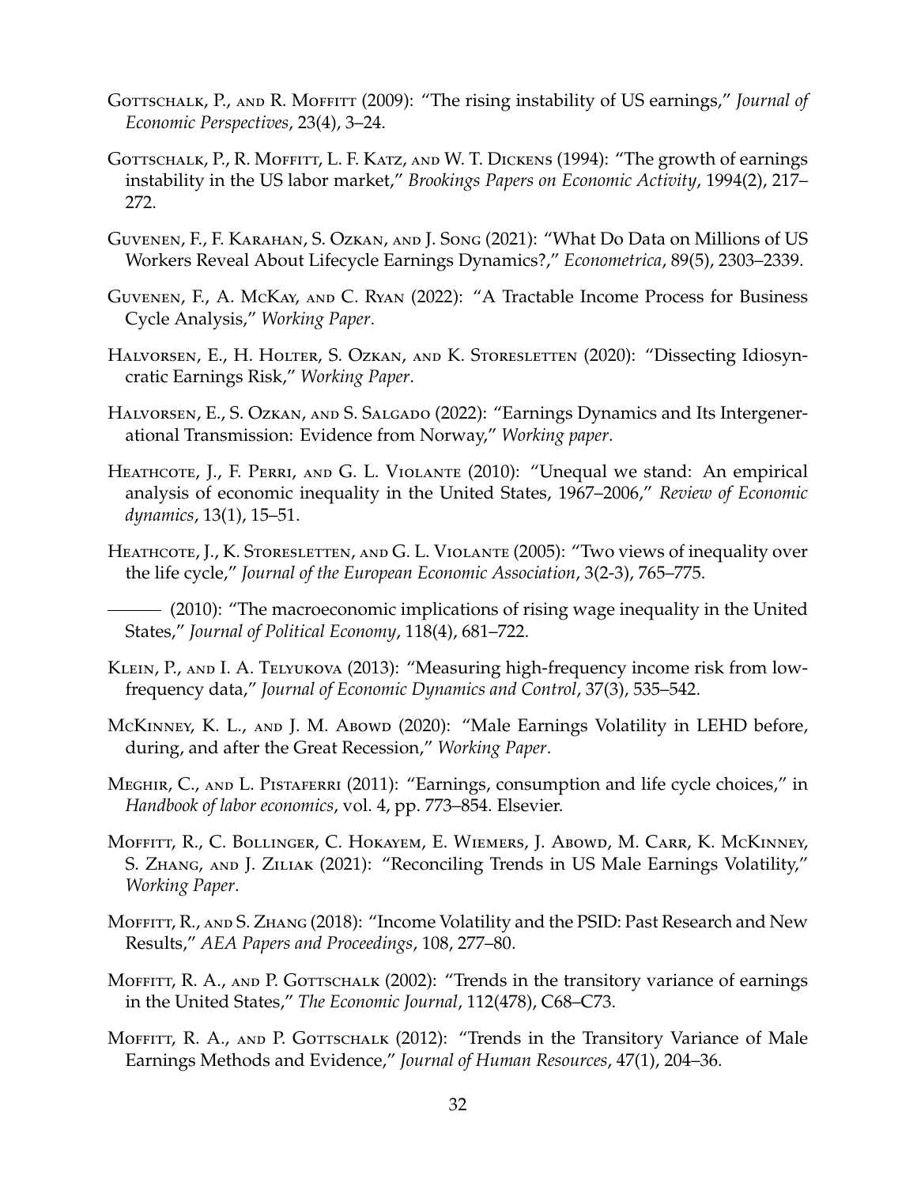Gottschalk, P., and R. Moffitt (2009): "The rising instability of US earnings," *Journal of Economic Perspectives*, 23(4), 3–24.

Gottschalk, P., R. Moffitt, L. F. Katz, and W. T. Dickens (1994): "The growth of earnings instability in the US labor market," *Brookings Papers on Economic Activity*, 1994(2), 217–272.

Guvenen, F., F. Karahan, S. Ozkan, and J. Song (2021): "What Do Data on Millions of US Workers Reveal About Lifecycle Earnings Dynamics?," *Econometrica*, 89(5), 2303–2339.

Guvenen, F., A. McKay, and C. Ryan (2022): "A Tractable Income Process for Business Cycle Analysis," *Working Paper*.

Halvorsen, E., H. Holter, S. Ozkan, and K. Storesletten (2020): "Dissecting Idiosyncratic Earnings Risk," *Working Paper*.

Halvorsen, E., S. Ozkan, and S. Salgado (2022): "Earnings Dynamics and Its Intergenerational Transmission: Evidence from Norway," *Working paper*.

Heathcote, J., F. Perri, and G. L. Violante (2010): "Unequal we stand: An empirical analysis of economic inequality in the United States, 1967–2006," *Review of Economic dynamics*, 13(1), 15–51.

Heathcote, J., K. Storesletten, and G. L. Violante (2005): "Two views of inequality over the life cycle," *Journal of the European Economic Association*, 3(2-3), 765–775.

——— (2010): "The macroeconomic implications of rising wage inequality in the United States," *Journal of Political Economy*, 118(4), 681–722.

Klein, P., and I. A. Telyukova (2013): "Measuring high-frequency income risk from low-frequency data," *Journal of Economic Dynamics and Control*, 37(3), 535–542.

McKinney, K. L., and J. M. Abowd (2020): "Male Earnings Volatility in LEHD before, during, and after the Great Recession," *Working Paper*.

Meghir, C., and L. Pistaferri (2011): "Earnings, consumption and life cycle choices," in *Handbook of labor economics*, vol. 4, pp. 773–854. Elsevier.

Moffitt, R., C. Bollinger, C. Hokayem, E. Wiemers, J. Abowd, M. Carr, K. McKinney, S. Zhang, and J. Ziliak (2021): "Reconciling Trends in US Male Earnings Volatility," *Working Paper*.

Moffitt, R., and S. Zhang (2018): "Income Volatility and the PSID: Past Research and New Results," *AEA Papers and Proceedings*, 108, 277–80.

Moffitt, R. A., and P. Gottschalk (2002): "Trends in the transitory variance of earnings in the United States," *The Economic Journal*, 112(478), C68–C73.

Moffitt, R. A., and P. Gottschalk (2012): "Trends in the Transitory Variance of Male Earnings Methods and Evidence," *Journal of Human Resources*, 47(1), 204–36.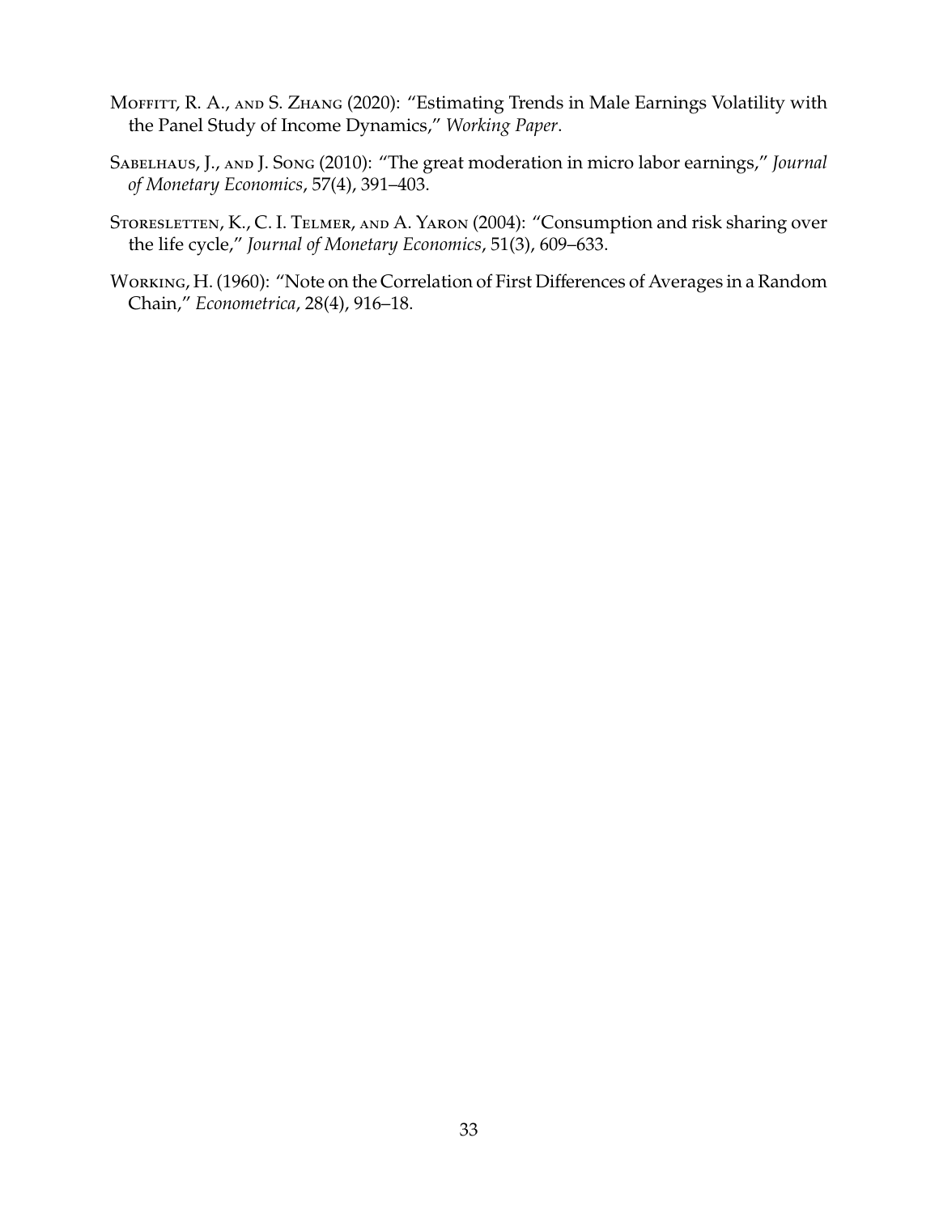Moffitt, R. A., and S. Zhang (2020): "Estimating Trends in Male Earnings Volatility with the Panel Study of Income Dynamics," *Working Paper*.

Sabelhaus, J., and J. Song (2010): "The great moderation in micro labor earnings," *Journal of Monetary Economics*, 57(4), 391–403.

Storesletten, K., C. I. Telmer, and A. Yaron (2004): "Consumption and risk sharing over the life cycle," *Journal of Monetary Economics*, 51(3), 609–633.

Working, H. (1960): "Note on the Correlation of First Differences of Averages in a Random Chain," *Econometrica*, 28(4), 916–18.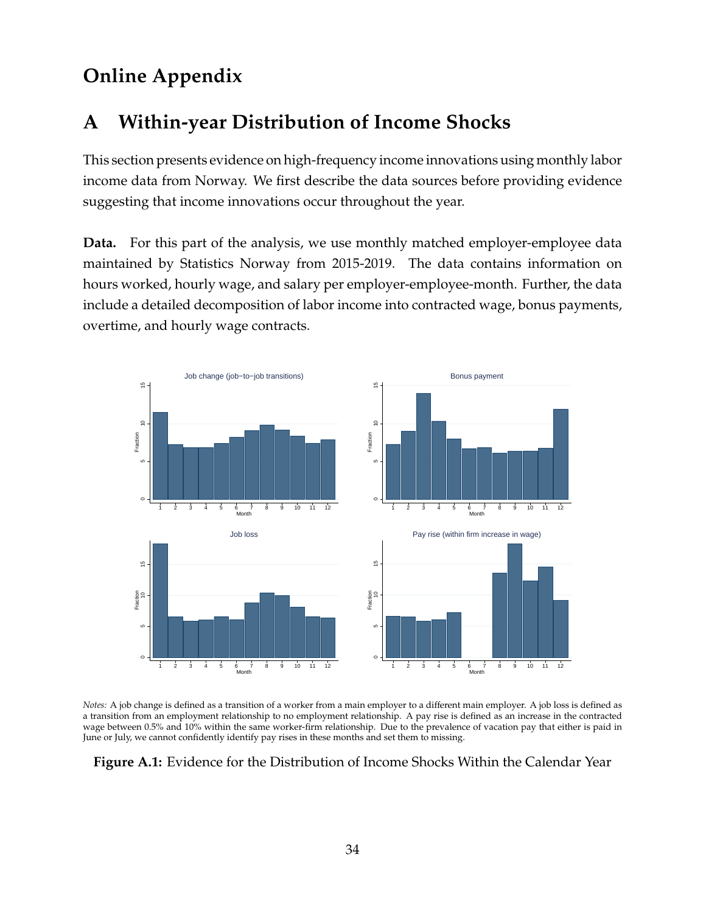# Online Appendix

## A Within-year Distribution of Income Shocks

This section presents evidence on high-frequency income innovations using monthly labor income data from Norway. We first describe the data sources before providing evidence suggesting that income innovations occur throughout the year.

**Data.** For this part of the analysis, we use monthly matched employer-employee data maintained by Statistics Norway from 2015-2019. The data contains information on hours worked, hourly wage, and salary per employer-employee-month. Further, the data include a detailed decomposition of labor income into contracted wage, bonus payments, overtime, and hourly wage contracts.

*Notes:* A job change is defined as a transition of a worker from a main employer to a different main employer. A job loss is defined as a transition from an employment relationship to no employment relationship. A pay rise is defined as an increase in the contracted wage between 0.5% and 10% within the same worker-firm relationship. Due to the prevalence of vacation pay that either is paid in June or July, we cannot confidently identify pay rises in these months and set them to missing.

**Figure A.1:** Evidence for the Distribution of Income Shocks Within the Calendar Year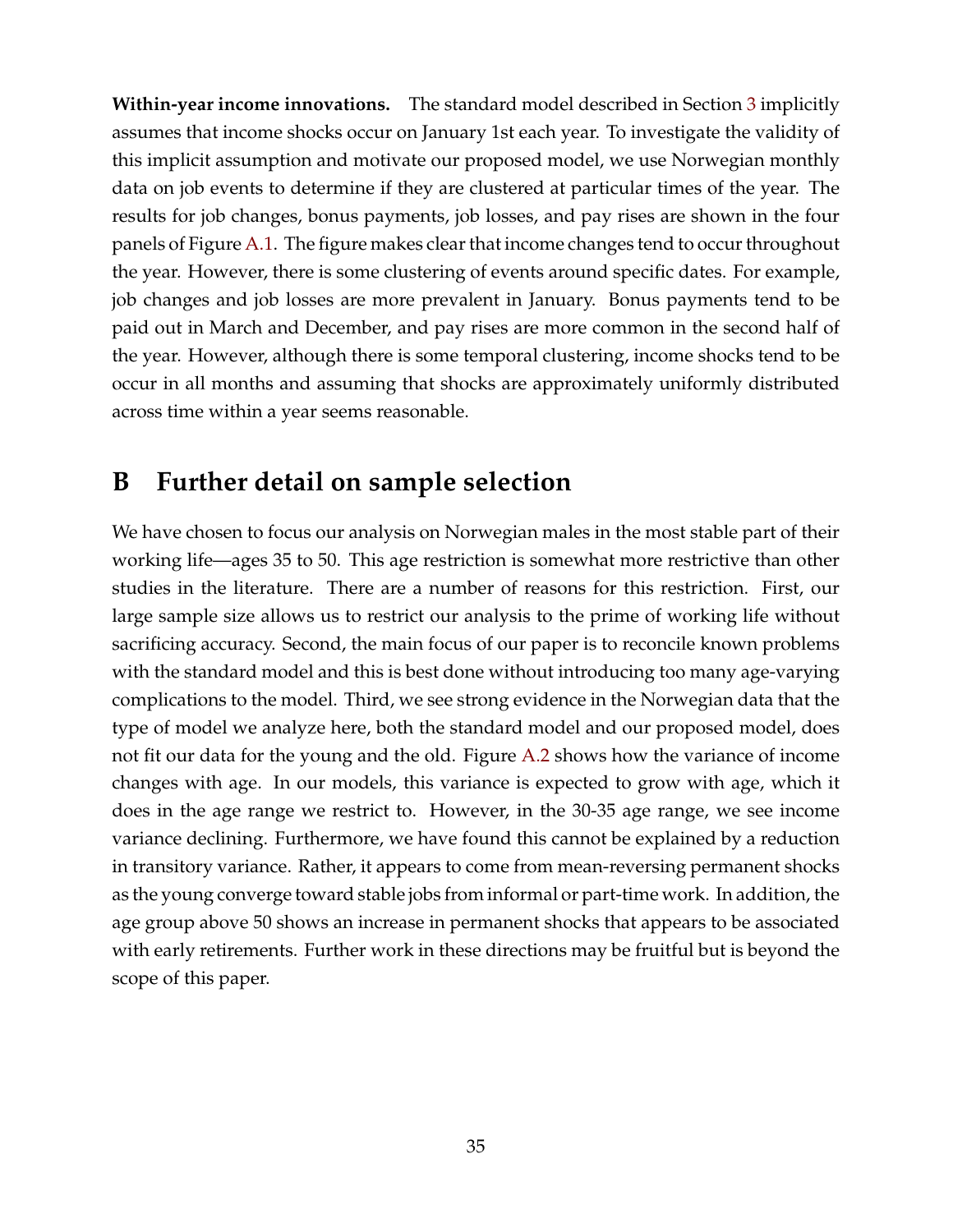**Within-year income innovations.** The standard model described in Section 3 implicitly assumes that income shocks occur on January 1st each year. To investigate the validity of this implicit assumption and motivate our proposed model, we use Norwegian monthly data on job events to determine if they are clustered at particular times of the year. The results for job changes, bonus payments, job losses, and pay rises are shown in the four panels of Figure A.1. The figure makes clear that income changes tend to occur throughout the year. However, there is some clustering of events around specific dates. For example, job changes and job losses are more prevalent in January. Bonus payments tend to be paid out in March and December, and pay rises are more common in the second half of the year. However, although there is some temporal clustering, income shocks tend to be occur in all months and assuming that shocks are approximately uniformly distributed across time within a year seems reasonable.

# B Further detail on sample selection

We have chosen to focus our analysis on Norwegian males in the most stable part of their working life—ages 35 to 50. This age restriction is somewhat more restrictive than other studies in the literature. There are a number of reasons for this restriction. First, our large sample size allows us to restrict our analysis to the prime of working life without sacrificing accuracy. Second, the main focus of our paper is to reconcile known problems with the standard model and this is best done without introducing too many age-varying complications to the model. Third, we see strong evidence in the Norwegian data that the type of model we analyze here, both the standard model and our proposed model, does not fit our data for the young and the old. Figure A.2 shows how the variance of income changes with age. In our models, this variance is expected to grow with age, which it does in the age range we restrict to. However, in the 30-35 age range, we see income variance declining. Furthermore, we have found this cannot be explained by a reduction in transitory variance. Rather, it appears to come from mean-reversing permanent shocks as the young converge toward stable jobs from informal or part-time work. In addition, the age group above 50 shows an increase in permanent shocks that appears to be associated with early retirements. Further work in these directions may be fruitful but is beyond the scope of this paper.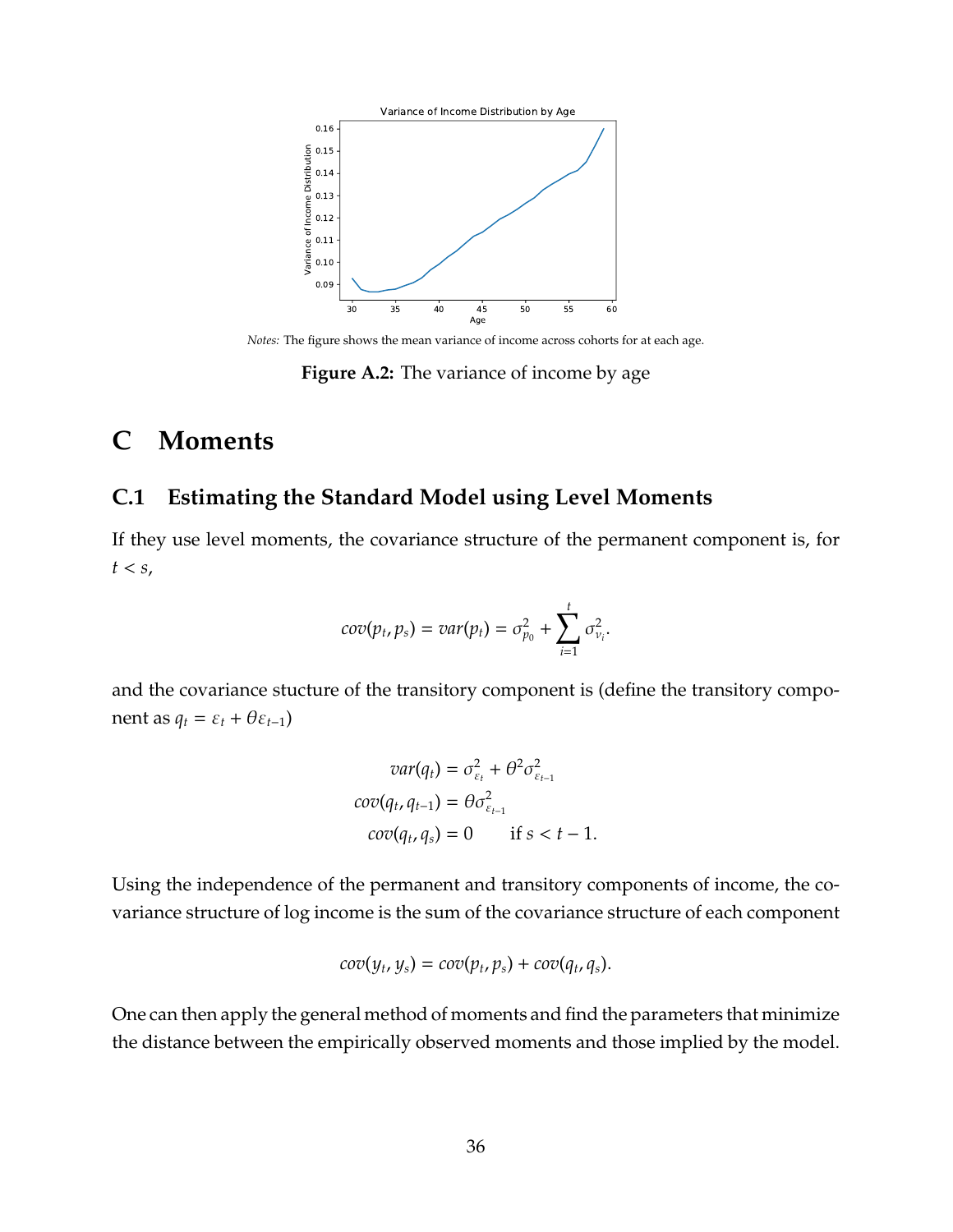*Notes:* The figure shows the mean variance of income across cohorts for at each age.

**Figure A.2:** The variance of income by age

# C Moments

## C.1 Estimating the Standard Model using Level Moments

If they use level moments, the covariance structure of the permanent component is, for $t < s$,

$$cov(p_t, p_s) = var(p_t) = \sigma^2_{p_0} + \sum_{i=1}^{t} \sigma^2_{\nu_i}.$$

and the covariance stucture of the transitory component is (define the transitory component as $q_t = \varepsilon_t + \theta\varepsilon_{t-1}$)

$$\begin{aligned} var(q_t) &= \sigma^2_{\varepsilon_t} + \theta^2\sigma^2_{\varepsilon_{t-1}} \\ cov(q_t, q_{t-1}) &= \theta\sigma^2_{\varepsilon_{t-1}} \\ cov(q_t, q_s) &= 0 \qquad \text{if } s < t-1. \end{aligned}$$

Using the independence of the permanent and transitory components of income, the covariance structure of log income is the sum of the covariance structure of each component

$$cov(y_t, y_s) = cov(p_t, p_s) + cov(q_t, q_s).$$

One can then apply the general method of moments and find the parameters that minimize the distance between the empirically observed moments and those implied by the model.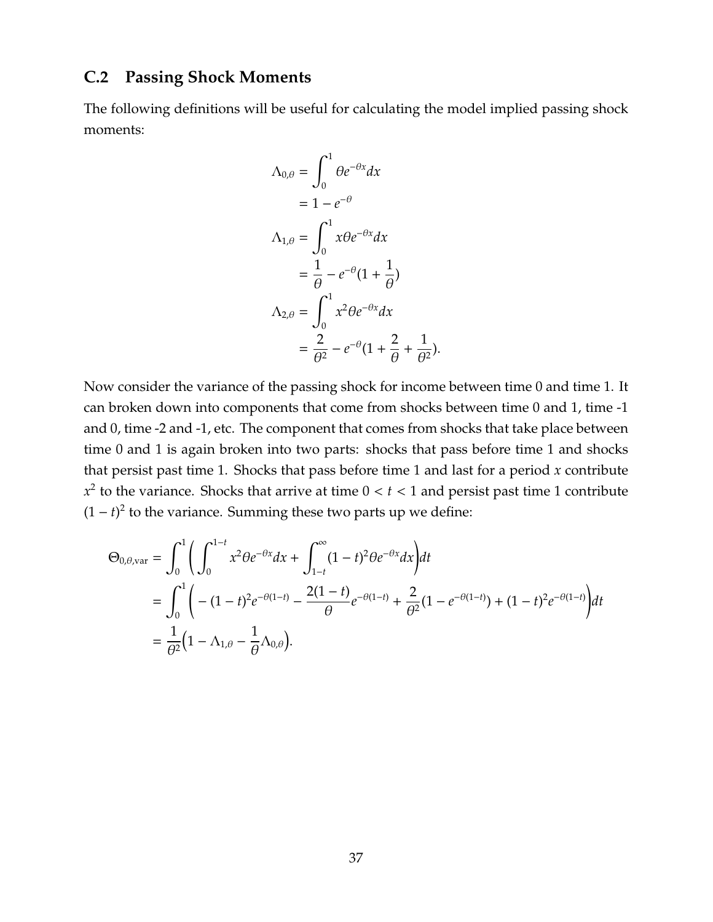## C.2 Passing Shock Moments

The following definitions will be useful for calculating the model implied passing shock moments:

$$
\begin{aligned}
\Lambda_{0,\theta} &= \int_0^1 \theta e^{-\theta x} dx \\
&= 1 - e^{-\theta} \\
\Lambda_{1,\theta} &= \int_0^1 x\theta e^{-\theta x} dx \\
&= \frac{1}{\theta} - e^{-\theta}(1 + \frac{1}{\theta}) \\
\Lambda_{2,\theta} &= \int_0^1 x^2 \theta e^{-\theta x} dx \\
&= \frac{2}{\theta^2} - e^{-\theta}(1 + \frac{2}{\theta} + \frac{1}{\theta^2}).
\end{aligned}
$$

Now consider the variance of the passing shock for income between time 0 and time 1. It can broken down into components that come from shocks between time 0 and 1, time -1 and 0, time -2 and -1, etc. The component that comes from shocks that take place between time 0 and 1 is again broken into two parts: shocks that pass before time 1 and shocks that persist past time 1. Shocks that pass before time 1 and last for a period $x$ contribute $x^2$ to the variance. Shocks that arrive at time $0 < t < 1$ and persist past time 1 contribute $(1-t)^2$ to the variance. Summing these two parts up we define:

$$
\begin{aligned}
\Theta_{0,\theta,\text{var}} &= \int_0^1 \bigg( \int_0^{1-t} x^2 \theta e^{-\theta x} dx + \int_{1-t}^{\infty} (1-t)^2 \theta e^{-\theta x} dx \bigg) dt \\
&= \int_0^1 \bigg( -(1-t)^2 e^{-\theta(1-t)} - \frac{2(1-t)}{\theta} e^{-\theta(1-t)} + \frac{2}{\theta^2}(1 - e^{-\theta(1-t)}) + (1-t)^2 e^{-\theta(1-t)} \bigg) dt \\
&= \frac{1}{\theta^2}\Big(1 - \Lambda_{1,\theta} - \frac{1}{\theta}\Lambda_{0,\theta}\Big).
\end{aligned}
$$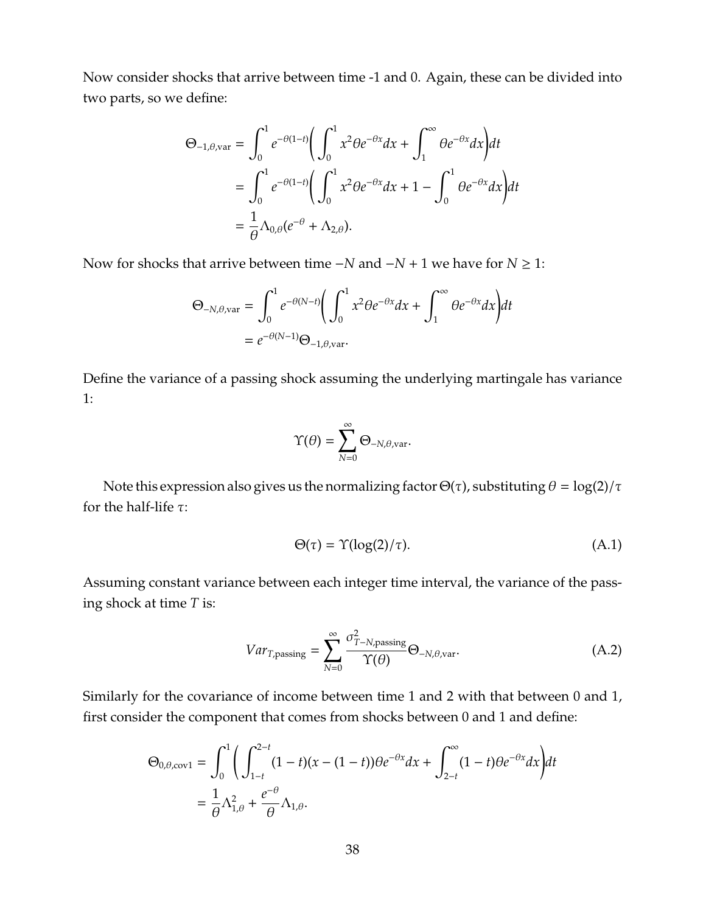Now consider shocks that arrive between time -1 and 0. Again, these can be divided into two parts, so we define:

$$
\begin{aligned}
\Theta_{-1,\theta,\text{var}} &= \int_0^1 e^{-\theta(1-t)} \left( \int_0^1 x^2 \theta e^{-\theta x} dx + \int_1^\infty \theta e^{-\theta x} dx \right) dt \\
&= \int_0^1 e^{-\theta(1-t)} \left( \int_0^1 x^2 \theta e^{-\theta x} dx + 1 - \int_0^1 \theta e^{-\theta x} dx \right) dt \\
&= \frac{1}{\theta} \Lambda_{0,\theta} (e^{-\theta} + \Lambda_{2,\theta}).
\end{aligned}
$$

Now for shocks that arrive between time $-N$ and $-N+1$ we have for $N \geq 1$:

$$
\begin{aligned}
\Theta_{-N,\theta,\text{var}} &= \int_0^1 e^{-\theta(N-t)} \left( \int_0^1 x^2 \theta e^{-\theta x} dx + \int_1^\infty \theta e^{-\theta x} dx \right) dt \\
&= e^{-\theta(N-1)} \Theta_{-1,\theta,\text{var}}.
\end{aligned}
$$

Define the variance of a passing shock assuming the underlying martingale has variance 1:

$$
\Upsilon(\theta) = \sum_{N=0}^{\infty} \Theta_{-N,\theta,\text{var}}.
$$

Note this expression also gives us the normalizing factor $\Theta(\tau)$, substituting $\theta = \log(2)/\tau$ for the half-life $\tau$:

$$
\Theta(\tau) = \Upsilon(\log(2)/\tau). \tag{A.1}
$$

Assuming constant variance between each integer time interval, the variance of the passing shock at time $T$ is:

$$
Var_{T,\text{passing}} = \sum_{N=0}^{\infty} \frac{\sigma^2_{T-N,\text{passing}}}{\Upsilon(\theta)} \Theta_{-N,\theta,\text{var}}. \tag{A.2}
$$

Similarly for the covariance of income between time 1 and 2 with that between 0 and 1, first consider the component that comes from shocks between 0 and 1 and define:

$$
\begin{aligned}
\Theta_{0,\theta,\text{cov1}} &= \int_0^1 \left( \int_{1-t}^{2-t} (1-t)(x-(1-t)) \theta e^{-\theta x} dx + \int_{2-t}^{\infty} (1-t) \theta e^{-\theta x} dx \right) dt \\
&= \frac{1}{\theta} \Lambda_{1,\theta}^2 + \frac{e^{-\theta}}{\theta} \Lambda_{1,\theta}.
\end{aligned}
$$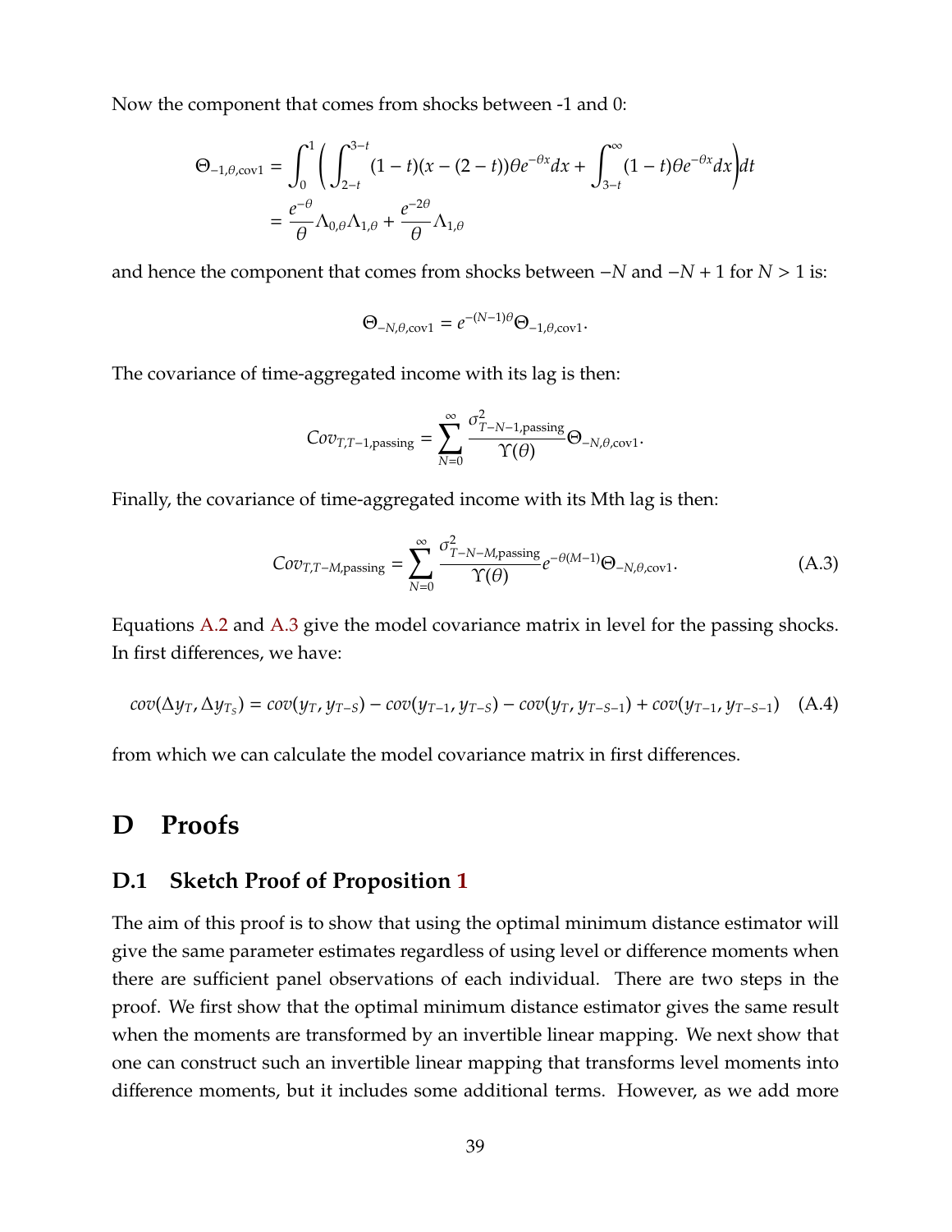Now the component that comes from shocks between -1 and 0:

$$\Theta_{-1,\theta,\text{cov1}} = \int_0^1 \left( \int_{2-t}^{3-t} (1-t)(x-(2-t))\theta e^{-\theta x} dx + \int_{3-t}^{\infty} (1-t)\theta e^{-\theta x} dx \right) dt$$
$$= \frac{e^{-\theta}}{\theta} \Lambda_{0,\theta} \Lambda_{1,\theta} + \frac{e^{-2\theta}}{\theta} \Lambda_{1,\theta}$$

and hence the component that comes from shocks between $-N$ and $-N+1$ for $N > 1$ is:

$$\Theta_{-N,\theta,\text{cov1}} = e^{-(N-1)\theta} \Theta_{-1,\theta,\text{cov1}}.$$

The covariance of time-aggregated income with its lag is then:

$$Cov_{T,T-1,\text{passing}} = \sum_{N=0}^{\infty} \frac{\sigma^2_{T-N-1,\text{passing}}}{\Upsilon(\theta)} \Theta_{-N,\theta,\text{cov1}}.$$

Finally, the covariance of time-aggregated income with its Mth lag is then:

$$Cov_{T,T-M,\text{passing}} = \sum_{N=0}^{\infty} \frac{\sigma^2_{T-N-M,\text{passing}}}{\Upsilon(\theta)} e^{-\theta(M-1)} \Theta_{-N,\theta,\text{cov1}}. \tag{A.3}$$

Equations A.2 and A.3 give the model covariance matrix in level for the passing shocks. In first differences, we have:

$$cov(\Delta y_T, \Delta y_{T_S}) = cov(y_T, y_{T-S}) - cov(y_{T-1}, y_{T-S}) - cov(y_T, y_{T-S-1}) + cov(y_{T-1}, y_{T-S-1}) \tag{A.4}$$

from which we can calculate the model covariance matrix in first differences.

# D Proofs

## D.1 Sketch Proof of Proposition 1

The aim of this proof is to show that using the optimal minimum distance estimator will give the same parameter estimates regardless of using level or difference moments when there are sufficient panel observations of each individual. There are two steps in the proof. We first show that the optimal minimum distance estimator gives the same result when the moments are transformed by an invertible linear mapping. We next show that one can construct such an invertible linear mapping that transforms level moments into difference moments, but it includes some additional terms. However, as we add more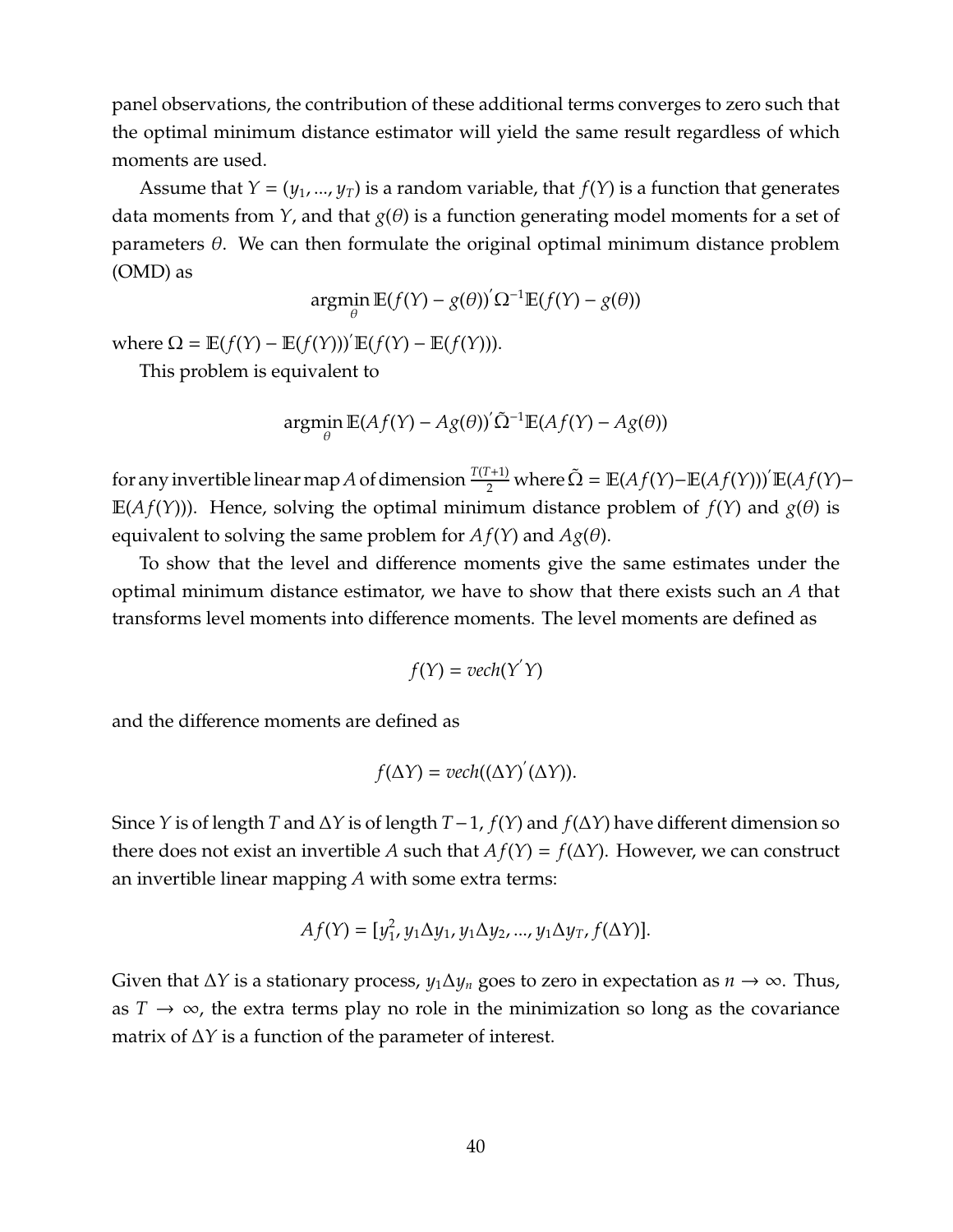panel observations, the contribution of these additional terms converges to zero such that the optimal minimum distance estimator will yield the same result regardless of which moments are used.

Assume that $Y = (y_1, ..., y_T)$ is a random variable, that $f(Y)$ is a function that generates data moments from $Y$, and that $g(\theta)$ is a function generating model moments for a set of parameters $\theta$. We can then formulate the original optimal minimum distance problem (OMD) as

$$\underset{\theta}{\operatorname{argmin}}\, \mathbb{E}(f(Y) - g(\theta))^{'} \Omega^{-1} \mathbb{E}(f(Y) - g(\theta))$$

where $\Omega = \mathbb{E}(f(Y) - \mathbb{E}(f(Y)))^{'} \mathbb{E}(f(Y) - \mathbb{E}(f(Y)))$.

This problem is equivalent to

$$\underset{\theta}{\operatorname{argmin}}\, \mathbb{E}(Af(Y) - Ag(\theta))^{'} \tilde{\Omega}^{-1} \mathbb{E}(Af(Y) - Ag(\theta))$$

for any invertible linear map $A$ of dimension $\frac{T(T+1)}{2}$ where $\tilde{\Omega} = \mathbb{E}(Af(Y) - \mathbb{E}(Af(Y)))^{'} \mathbb{E}(Af(Y) - \mathbb{E}(Af(Y)))$. Hence, solving the optimal minimum distance problem of $f(Y)$ and $g(\theta)$ is equivalent to solving the same problem for $Af(Y)$ and $Ag(\theta)$.

To show that the level and difference moments give the same estimates under the optimal minimum distance estimator, we have to show that there exists such an $A$ that transforms level moments into difference moments. The level moments are defined as

$$f(Y) = vech(Y^{'}Y)$$

and the difference moments are defined as

$$f(\Delta Y) = vech((\Delta Y)^{'}(\Delta Y)).$$

Since $Y$ is of length $T$ and $\Delta Y$ is of length $T-1$, $f(Y)$ and $f(\Delta Y)$ have different dimension so there does not exist an invertible $A$ such that $Af(Y) = f(\Delta Y)$. However, we can construct an invertible linear mapping $A$ with some extra terms:

$$Af(Y) = [y_1^2, y_1 \Delta y_1, y_1 \Delta y_2, ..., y_1 \Delta y_T, f(\Delta Y)].$$

Given that $\Delta Y$ is a stationary process, $y_1 \Delta y_n$ goes to zero in expectation as $n \to \infty$. Thus, as $T \to \infty$, the extra terms play no role in the minimization so long as the covariance matrix of $\Delta Y$ is a function of the parameter of interest.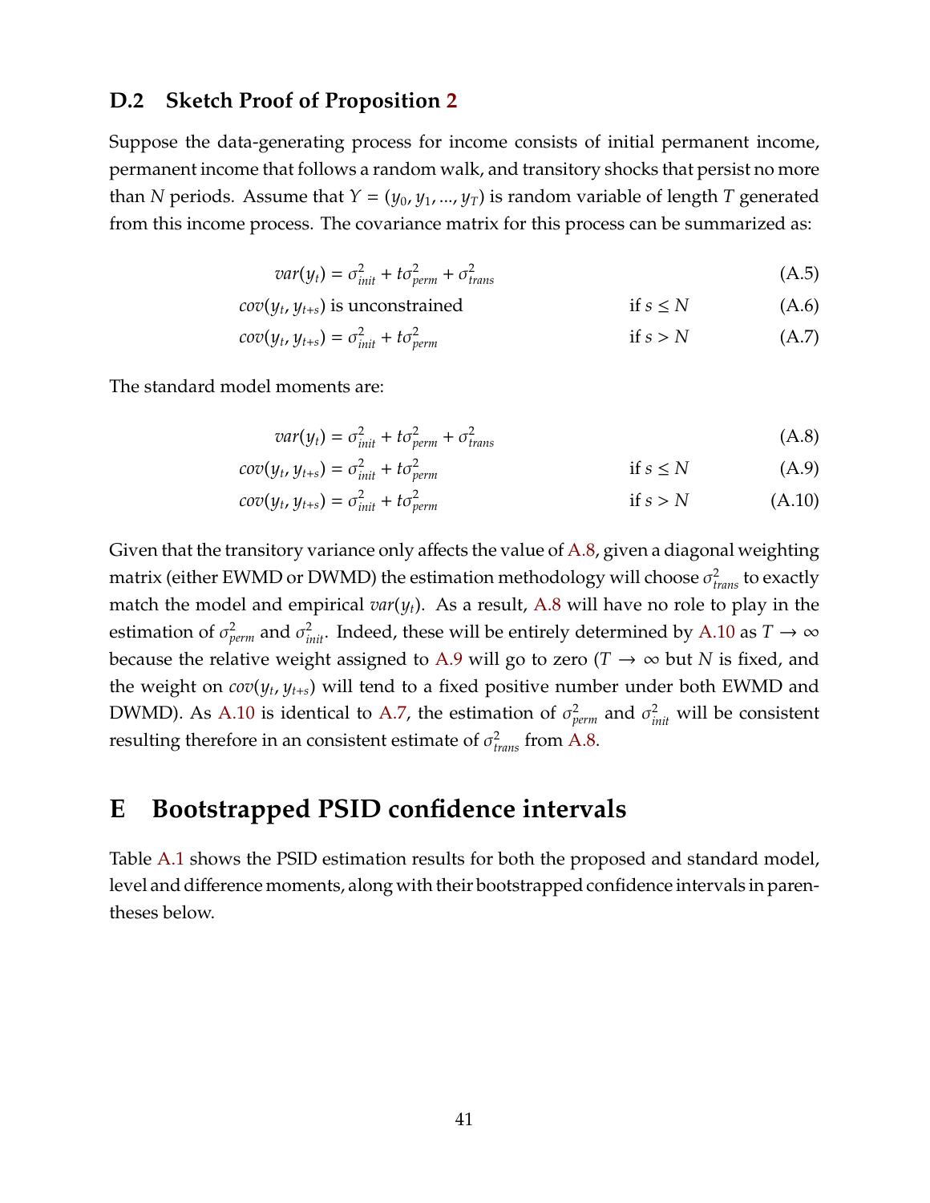### D.2 Sketch Proof of Proposition 2

Suppose the data-generating process for income consists of initial permanent income, permanent income that follows a random walk, and transitory shocks that persist no more than $N$ periods. Assume that $Y = (y_0, y_1, ..., y_T)$ is random variable of length $T$ generated from this income process. The covariance matrix for this process can be summarized as:

$$var(y_t) = \sigma^2_{init} + t\sigma^2_{perm} + \sigma^2_{trans} \tag{A.5}$$

$$cov(y_t, y_{t+s}) \text{ is unconstrained} \qquad \text{if } s \leq N \tag{A.6}$$

$$cov(y_t, y_{t+s}) = \sigma^2_{init} + t\sigma^2_{perm} \qquad \text{if } s > N \tag{A.7}$$

The standard model moments are:

$$var(y_t) = \sigma^2_{init} + t\sigma^2_{perm} + \sigma^2_{trans} \tag{A.8}$$

$$cov(y_t, y_{t+s}) = \sigma^2_{init} + t\sigma^2_{perm} \qquad \text{if } s \leq N \tag{A.9}$$

$$cov(y_t, y_{t+s}) = \sigma^2_{init} + t\sigma^2_{perm} \qquad \text{if } s > N \tag{A.10}$$

Given that the transitory variance only affects the value of A.8, given a diagonal weighting matrix (either EWMD or DWMD) the estimation methodology will choose $\sigma^2_{trans}$ to exactly match the model and empirical $var(y_t)$. As a result, A.8 will have no role to play in the estimation of $\sigma^2_{perm}$ and $\sigma^2_{init}$. Indeed, these will be entirely determined by A.10 as $T \to \infty$ because the relative weight assigned to A.9 will go to zero ($T \to \infty$ but $N$ is fixed, and the weight on $cov(y_t, y_{t+s})$ will tend to a fixed positive number under both EWMD and DWMD). As A.10 is identical to A.7, the estimation of $\sigma^2_{perm}$ and $\sigma^2_{init}$ will be consistent resulting therefore in an consistent estimate of $\sigma^2_{trans}$ from A.8.

# E Bootstrapped PSID confidence intervals

Table A.1 shows the PSID estimation results for both the proposed and standard model, level and difference moments, along with their bootstrapped confidence intervals in parentheses below.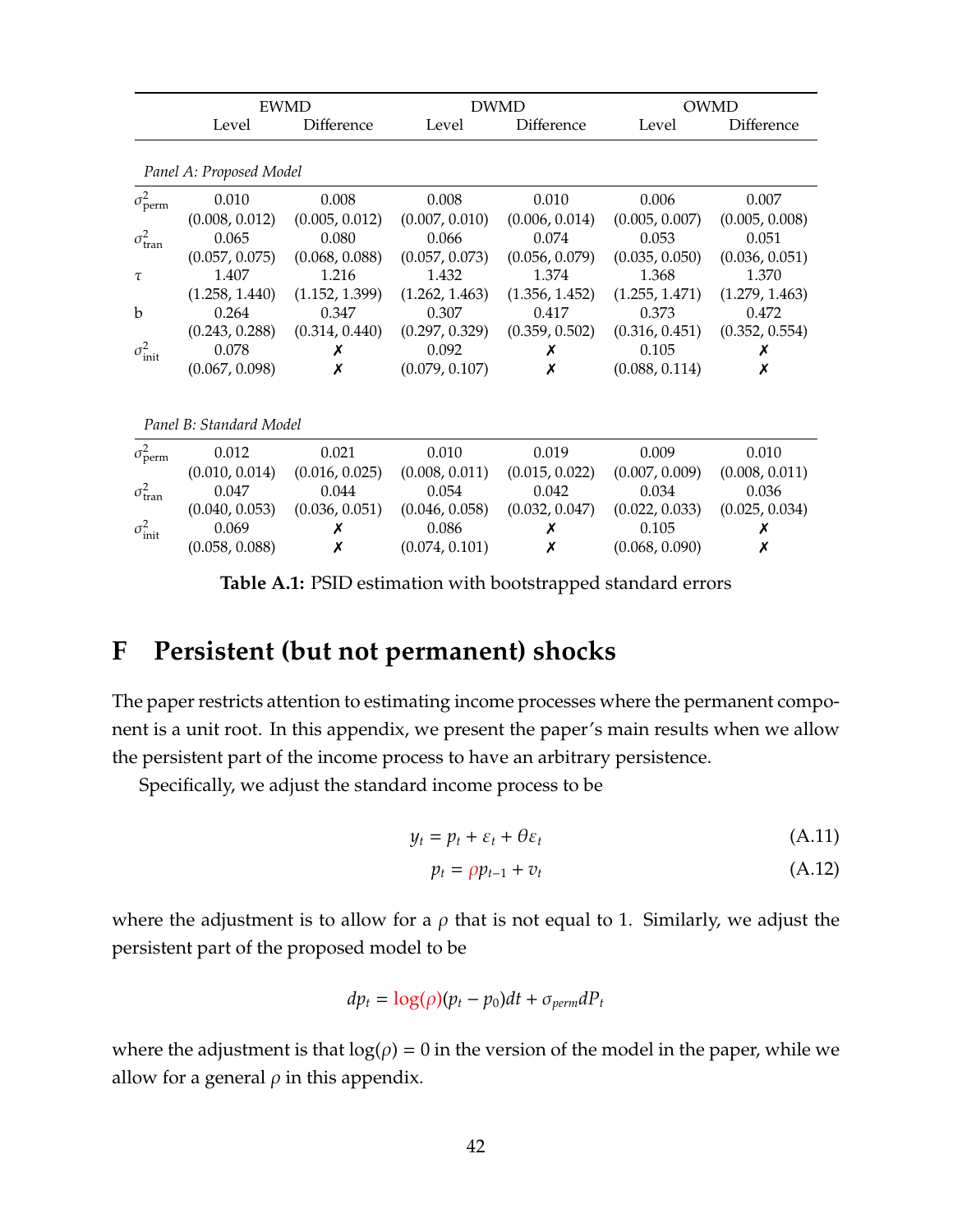| | EWMD | | DWMD | | OWMD | |
|---|---|---|---|---|---|---|
| | Level | Difference | Level | Difference | Level | Difference |
| *Panel A: Proposed Model* | | | | | | |
| $\sigma^2_{\text{perm}}$ | 0.010 | 0.008 | 0.008 | 0.010 | 0.006 | 0.007 |
| | (0.008, 0.012) | (0.005, 0.012) | (0.007, 0.010) | (0.006, 0.014) | (0.005, 0.007) | (0.005, 0.008) |
| $\sigma^2_{\text{tran}}$ | 0.065 | 0.080 | 0.066 | 0.074 | 0.053 | 0.051 |
| | (0.057, 0.075) | (0.068, 0.088) | (0.057, 0.073) | (0.056, 0.079) | (0.035, 0.050) | (0.036, 0.051) |
| $\tau$ | 1.407 | 1.216 | 1.432 | 1.374 | 1.368 | 1.370 |
| | (1.258, 1.440) | (1.152, 1.399) | (1.262, 1.463) | (1.356, 1.452) | (1.255, 1.471) | (1.279, 1.463) |
| b | 0.264 | 0.347 | 0.307 | 0.417 | 0.373 | 0.472 |
| | (0.243, 0.288) | (0.314, 0.440) | (0.297, 0.329) | (0.359, 0.502) | (0.316, 0.451) | (0.352, 0.554) |
| $\sigma^2_{\text{init}}$ | 0.078 | ✗ | 0.092 | ✗ | 0.105 | ✗ |
| | (0.067, 0.098) | ✗ | (0.079, 0.107) | ✗ | (0.088, 0.114) | ✗ |
| *Panel B: Standard Model* | | | | | | |
| $\sigma^2_{\text{perm}}$ | 0.012 | 0.021 | 0.010 | 0.019 | 0.009 | 0.010 |
| | (0.010, 0.014) | (0.016, 0.025) | (0.008, 0.011) | (0.015, 0.022) | (0.007, 0.009) | (0.008, 0.011) |
| $\sigma^2_{\text{tran}}$ | 0.047 | 0.044 | 0.054 | 0.042 | 0.034 | 0.036 |
| | (0.040, 0.053) | (0.036, 0.051) | (0.046, 0.058) | (0.032, 0.047) | (0.022, 0.033) | (0.025, 0.034) |
| $\sigma^2_{\text{init}}$ | 0.069 | ✗ | 0.086 | ✗ | 0.105 | ✗ |
| | (0.058, 0.088) | ✗ | (0.074, 0.101) | ✗ | (0.068, 0.090) | ✗ |

**Table A.1:** PSID estimation with bootstrapped standard errors

# F Persistent (but not permanent) shocks

The paper restricts attention to estimating income processes where the permanent component is a unit root. In this appendix, we present the paper's main results when we allow the persistent part of the income process to have an arbitrary persistence.

Specifically, we adjust the standard income process to be

$$y_t = p_t + \varepsilon_t + \theta\varepsilon_t \tag{A.11}$$

$$p_t = \rho p_{t-1} + v_t \tag{A.12}$$

where the adjustment is to allow for a $\rho$ that is not equal to 1. Similarly, we adjust the persistent part of the proposed model to be

$$dp_t = \log(\rho)(p_t - p_0)dt + \sigma_{perm} dP_t$$

where the adjustment is that $\log(\rho) = 0$ in the version of the model in the paper, while we allow for a general $\rho$ in this appendix.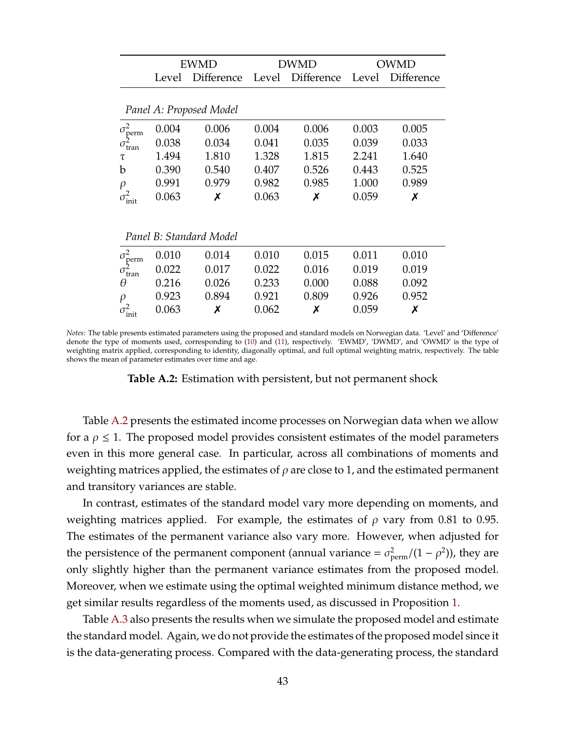| | EWMD | | DWMD | | OWMD | |
|---|---|---|---|---|---|---|
| | Level | Difference | Level | Difference | Level | Difference |
| *Panel A: Proposed Model* | | | | | | |
| $\sigma^2_{\text{perm}}$ | 0.004 | 0.006 | 0.004 | 0.006 | 0.003 | 0.005 |
| $\sigma^2_{\text{tran}}$ | 0.038 | 0.034 | 0.041 | 0.035 | 0.039 | 0.033 |
| $\tau$ | 1.494 | 1.810 | 1.328 | 1.815 | 2.241 | 1.640 |
| b | 0.390 | 0.540 | 0.407 | 0.526 | 0.443 | 0.525 |
| $\rho$ | 0.991 | 0.979 | 0.982 | 0.985 | 1.000 | 0.989 |
| $\sigma^2_{\text{init}}$ | 0.063 | ✗ | 0.063 | ✗ | 0.059 | ✗ |
| *Panel B: Standard Model* | | | | | | |
| $\sigma^2_{\text{perm}}$ | 0.010 | 0.014 | 0.010 | 0.015 | 0.011 | 0.010 |
| $\sigma^2_{\text{tran}}$ | 0.022 | 0.017 | 0.022 | 0.016 | 0.019 | 0.019 |
| $\theta$ | 0.216 | 0.026 | 0.233 | 0.000 | 0.088 | 0.092 |
| $\rho$ | 0.923 | 0.894 | 0.921 | 0.809 | 0.926 | 0.952 |
| $\sigma^2_{\text{init}}$ | 0.063 | ✗ | 0.062 | ✗ | 0.059 | ✗ |

*Notes:* The table presents estimated parameters using the proposed and standard models on Norwegian data. 'Level' and 'Difference' denote the type of moments used, corresponding to (10) and (11), respectively. 'EWMD', 'DWMD', and 'OWMD' is the type of weighting matrix applied, corresponding to identity, diagonally optimal, and full optimal weighting matrix, respectively. The table shows the mean of parameter estimates over time and age.

**Table A.2:** Estimation with persistent, but not permanent shock

Table A.2 presents the estimated income processes on Norwegian data when we allow for a $\rho \leq 1$. The proposed model provides consistent estimates of the model parameters even in this more general case. In particular, across all combinations of moments and weighting matrices applied, the estimates of $\rho$ are close to 1, and the estimated permanent and transitory variances are stable.

In contrast, estimates of the standard model vary more depending on moments, and weighting matrices applied. For example, the estimates of $\rho$ vary from 0.81 to 0.95. The estimates of the permanent variance also vary more. However, when adjusted for the persistence of the permanent component (annual variance = $\sigma^2_{\text{perm}}/(1-\rho^2)$), they are only slightly higher than the permanent variance estimates from the proposed model. Moreover, when we estimate using the optimal weighted minimum distance method, we get similar results regardless of the moments used, as discussed in Proposition 1.

Table A.3 also presents the results when we simulate the proposed model and estimate the standard model. Again, we do not provide the estimates of the proposed model since it is the data-generating process. Compared with the data-generating process, the standard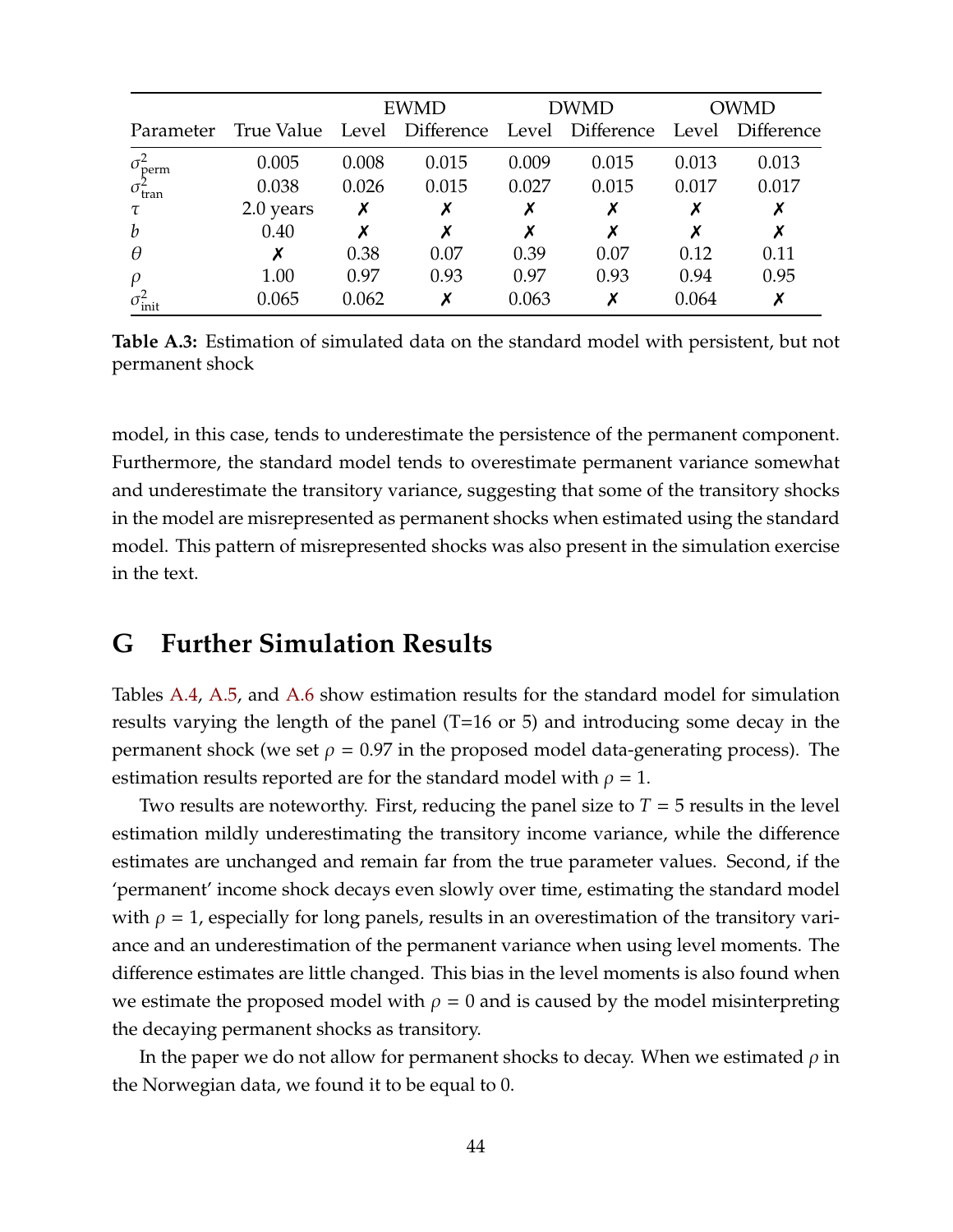| Parameter | True Value | EWMD | | DWMD | | OWMD | |
|---|---|---|---|---|---|---|---|
| | | Level | Difference | Level | Difference | Level | Difference |
| $\sigma^2_{\text{perm}}$ | 0.005 | 0.008 | 0.015 | 0.009 | 0.015 | 0.013 | 0.013 |
| $\sigma^2_{\text{tran}}$ | 0.038 | 0.026 | 0.015 | 0.027 | 0.015 | 0.017 | 0.017 |
| $\tau$ | 2.0 years | ✗ | ✗ | ✗ | ✗ | ✗ | ✗ |
| $b$ | 0.40 | ✗ | ✗ | ✗ | ✗ | ✗ | ✗ |
| $\theta$ | ✗ | 0.38 | 0.07 | 0.39 | 0.07 | 0.12 | 0.11 |
| $\rho$ | 1.00 | 0.97 | 0.93 | 0.97 | 0.93 | 0.94 | 0.95 |
| $\sigma^2_{\text{init}}$ | 0.065 | 0.062 | ✗ | 0.063 | ✗ | 0.064 | ✗ |

**Table A.3:** Estimation of simulated data on the standard model with persistent, but not permanent shock

model, in this case, tends to underestimate the persistence of the permanent component. Furthermore, the standard model tends to overestimate permanent variance somewhat and underestimate the transitory variance, suggesting that some of the transitory shocks in the model are misrepresented as permanent shocks when estimated using the standard model. This pattern of misrepresented shocks was also present in the simulation exercise in the text.

# G Further Simulation Results

Tables A.4, A.5, and A.6 show estimation results for the standard model for simulation results varying the length of the panel (T=16 or 5) and introducing some decay in the permanent shock (we set $\rho = 0.97$ in the proposed model data-generating process). The estimation results reported are for the standard model with $\rho = 1$.

Two results are noteworthy. First, reducing the panel size to $T = 5$ results in the level estimation mildly underestimating the transitory income variance, while the difference estimates are unchanged and remain far from the true parameter values. Second, if the 'permanent' income shock decays even slowly over time, estimating the standard model with $\rho = 1$, especially for long panels, results in an overestimation of the transitory variance and an underestimation of the permanent variance when using level moments. The difference estimates are little changed. This bias in the level moments is also found when we estimate the proposed model with $\rho = 0$ and is caused by the model misinterpreting the decaying permanent shocks as transitory.

In the paper we do not allow for permanent shocks to decay. When we estimated $\rho$ in the Norwegian data, we found it to be equal to 0.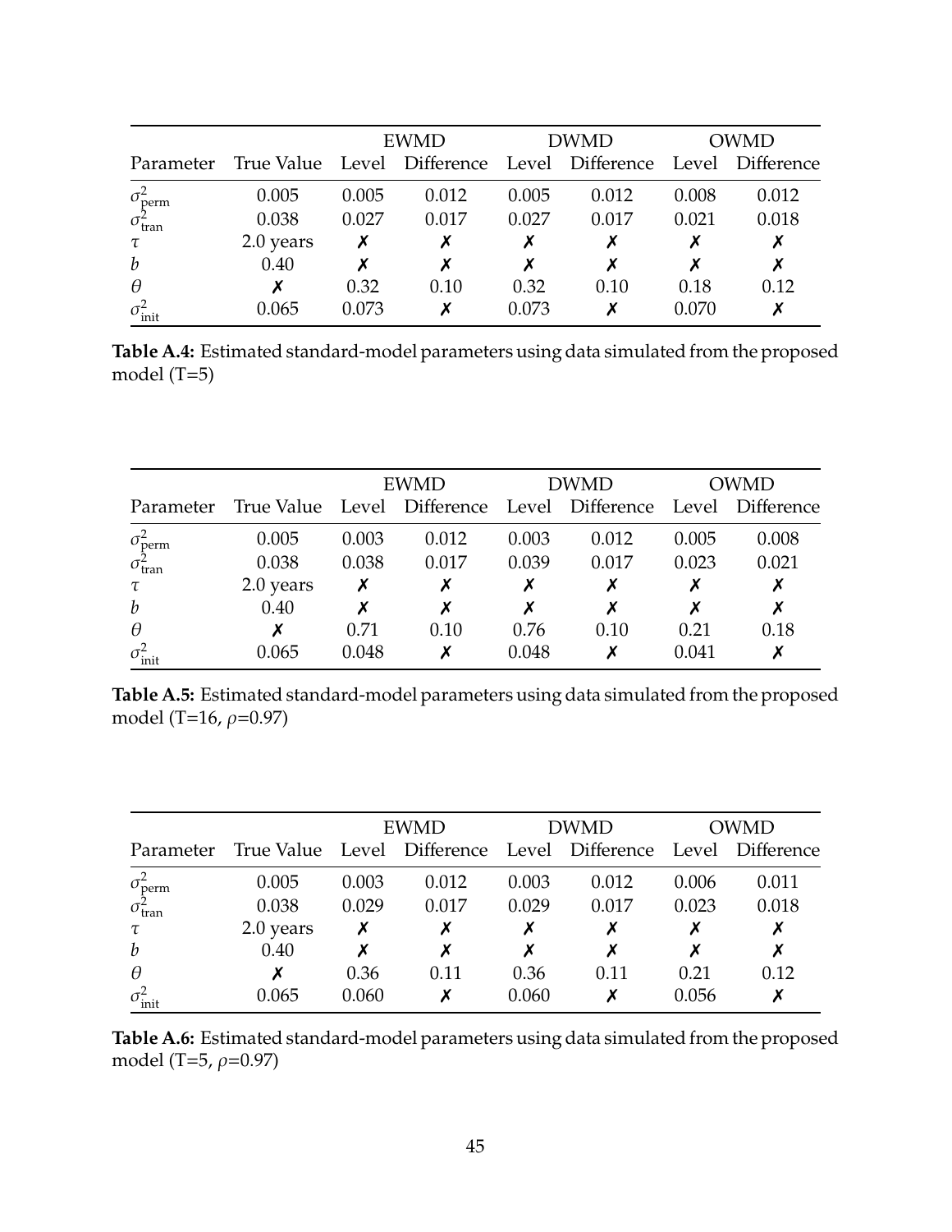| | | EWMD | | DWMD | | OWMD | |
|---|---|---|---|---|---|---|---|
| Parameter | True Value | Level | Difference | Level | Difference | Level | Difference |
| $\sigma^2_{\text{perm}}$ | 0.005 | 0.005 | 0.012 | 0.005 | 0.012 | 0.008 | 0.012 |
| $\sigma^2_{\text{tran}}$ | 0.038 | 0.027 | 0.017 | 0.027 | 0.017 | 0.021 | 0.018 |
| $\tau$ | 2.0 years | ✗ | ✗ | ✗ | ✗ | ✗ | ✗ |
| $b$ | 0.40 | ✗ | ✗ | ✗ | ✗ | ✗ | ✗ |
| $\theta$ | ✗ | 0.32 | 0.10 | 0.32 | 0.10 | 0.18 | 0.12 |
| $\sigma^2_{\text{init}}$ | 0.065 | 0.073 | ✗ | 0.073 | ✗ | 0.070 | ✗ |

**Table A.4:** Estimated standard-model parameters using data simulated from the proposed model (T=5)

| | | EWMD | | DWMD | | OWMD | |
|---|---|---|---|---|---|---|---|
| Parameter | True Value | Level | Difference | Level | Difference | Level | Difference |
| $\sigma^2_{\text{perm}}$ | 0.005 | 0.003 | 0.012 | 0.003 | 0.012 | 0.005 | 0.008 |
| $\sigma^2_{\text{tran}}$ | 0.038 | 0.038 | 0.017 | 0.039 | 0.017 | 0.023 | 0.021 |
| $\tau$ | 2.0 years | ✗ | ✗ | ✗ | ✗ | ✗ | ✗ |
| $b$ | 0.40 | ✗ | ✗ | ✗ | ✗ | ✗ | ✗ |
| $\theta$ | ✗ | 0.71 | 0.10 | 0.76 | 0.10 | 0.21 | 0.18 |
| $\sigma^2_{\text{init}}$ | 0.065 | 0.048 | ✗ | 0.048 | ✗ | 0.041 | ✗ |

**Table A.5:** Estimated standard-model parameters using data simulated from the proposed model (T=16, $\rho$=0.97)

| | | EWMD | | DWMD | | OWMD | |
|---|---|---|---|---|---|---|---|
| Parameter | True Value | Level | Difference | Level | Difference | Level | Difference |
| $\sigma^2_{\text{perm}}$ | 0.005 | 0.003 | 0.012 | 0.003 | 0.012 | 0.006 | 0.011 |
| $\sigma^2_{\text{tran}}$ | 0.038 | 0.029 | 0.017 | 0.029 | 0.017 | 0.023 | 0.018 |
| $\tau$ | 2.0 years | ✗ | ✗ | ✗ | ✗ | ✗ | ✗ |
| $b$ | 0.40 | ✗ | ✗ | ✗ | ✗ | ✗ | ✗ |
| $\theta$ | ✗ | 0.36 | 0.11 | 0.36 | 0.11 | 0.21 | 0.12 |
| $\sigma^2_{\text{init}}$ | 0.065 | 0.060 | ✗ | 0.060 | ✗ | 0.056 | ✗ |

**Table A.6:** Estimated standard-model parameters using data simulated from the proposed model (T=5, $\rho$=0.97)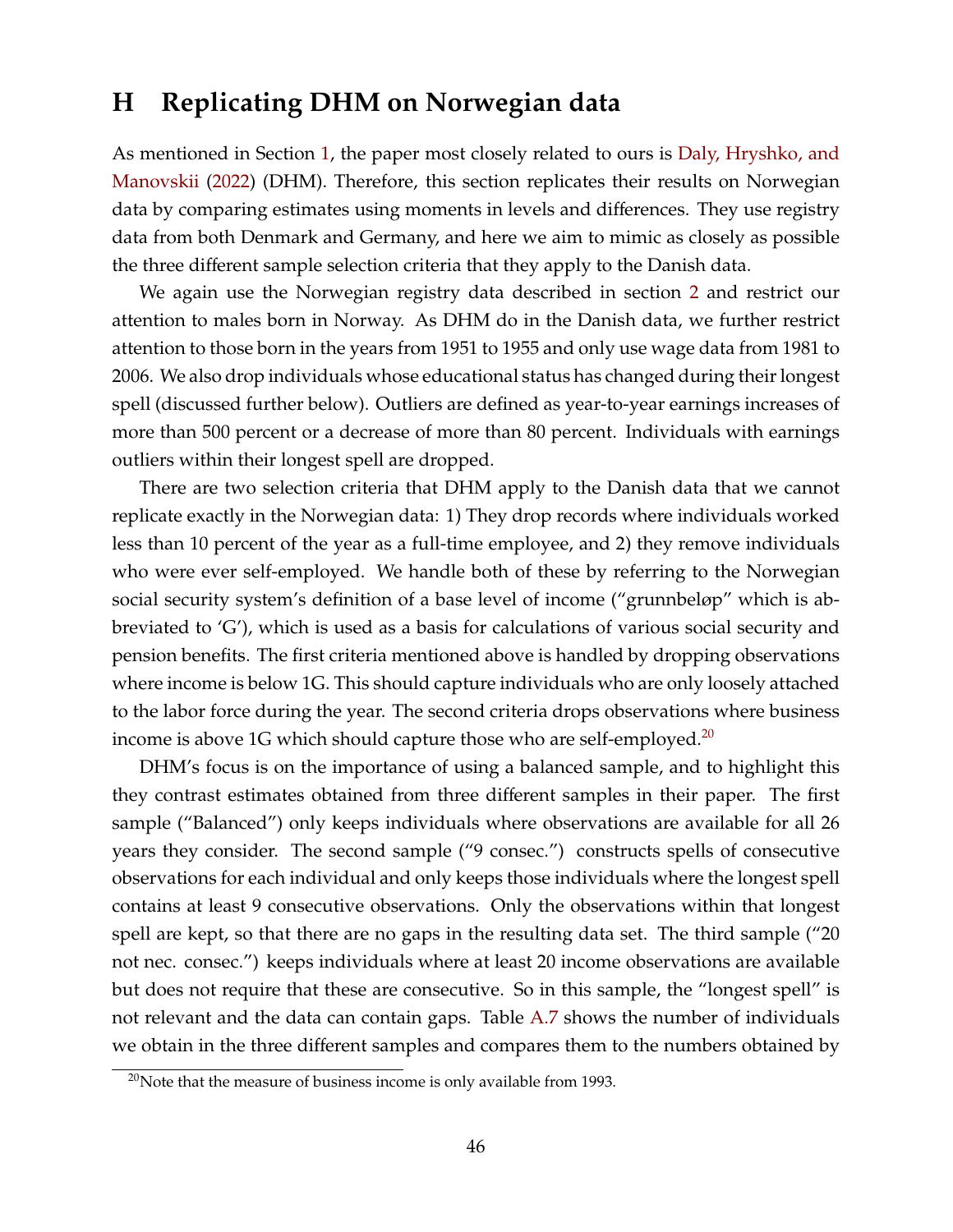# H Replicating DHM on Norwegian data

As mentioned in Section 1, the paper most closely related to ours is Daly, Hryshko, and Manovskii (2022) (DHM). Therefore, this section replicates their results on Norwegian data by comparing estimates using moments in levels and differences. They use registry data from both Denmark and Germany, and here we aim to mimic as closely as possible the three different sample selection criteria that they apply to the Danish data.

We again use the Norwegian registry data described in section 2 and restrict our attention to males born in Norway. As DHM do in the Danish data, we further restrict attention to those born in the years from 1951 to 1955 and only use wage data from 1981 to 2006. We also drop individuals whose educational status has changed during their longest spell (discussed further below). Outliers are defined as year-to-year earnings increases of more than 500 percent or a decrease of more than 80 percent. Individuals with earnings outliers within their longest spell are dropped.

There are two selection criteria that DHM apply to the Danish data that we cannot replicate exactly in the Norwegian data: 1) They drop records where individuals worked less than 10 percent of the year as a full-time employee, and 2) they remove individuals who were ever self-employed. We handle both of these by referring to the Norwegian social security system's definition of a base level of income ("grunnbeløp" which is abbreviated to 'G'), which is used as a basis for calculations of various social security and pension benefits. The first criteria mentioned above is handled by dropping observations where income is below 1G. This should capture individuals who are only loosely attached to the labor force during the year. The second criteria drops observations where business income is above 1G which should capture those who are self-employed.[20]

DHM's focus is on the importance of using a balanced sample, and to highlight this they contrast estimates obtained from three different samples in their paper. The first sample ("Balanced") only keeps individuals where observations are available for all 26 years they consider. The second sample ("9 consec.") constructs spells of consecutive observations for each individual and only keeps those individuals where the longest spell contains at least 9 consecutive observations. Only the observations within that longest spell are kept, so that there are no gaps in the resulting data set. The third sample ("20 not nec. consec.") keeps individuals where at least 20 income observations are available but does not require that these are consecutive. So in this sample, the "longest spell" is not relevant and the data can contain gaps. Table A.7 shows the number of individuals we obtain in the three different samples and compares them to the numbers obtained by

[20] Note that the measure of business income is only available from 1993.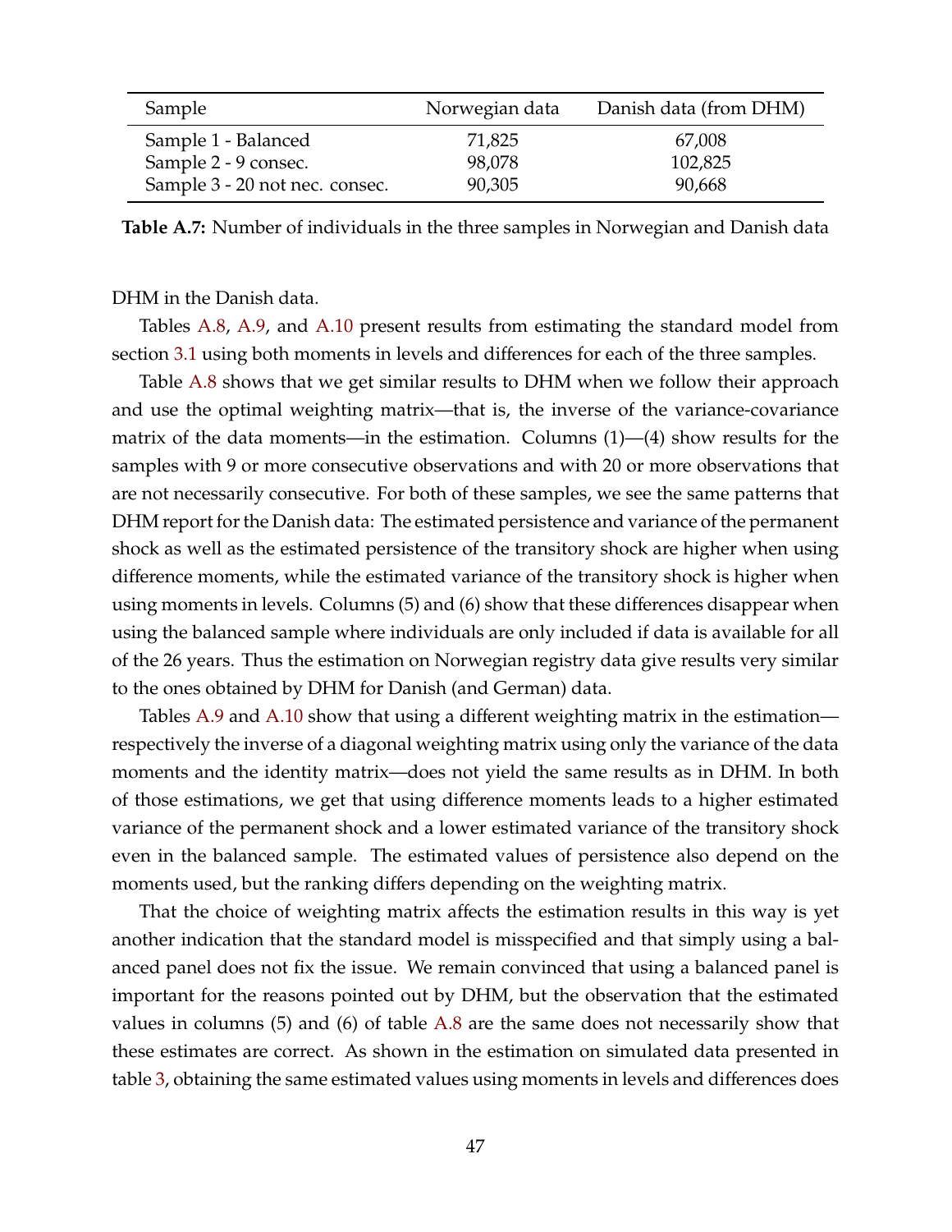| Sample | Norwegian data | Danish data (from DHM) |
|---|---|---|
| Sample 1 - Balanced | 71,825 | 67,008 |
| Sample 2 - 9 consec. | 98,078 | 102,825 |
| Sample 3 - 20 not nec. consec. | 90,305 | 90,668 |

**Table A.7:** Number of individuals in the three samples in Norwegian and Danish data

DHM in the Danish data.

Tables A.8, A.9, and A.10 present results from estimating the standard model from section 3.1 using both moments in levels and differences for each of the three samples.

Table A.8 shows that we get similar results to DHM when we follow their approach and use the optimal weighting matrix—that is, the inverse of the variance-covariance matrix of the data moments—in the estimation. Columns (1)—(4) show results for the samples with 9 or more consecutive observations and with 20 or more observations that are not necessarily consecutive. For both of these samples, we see the same patterns that DHM report for the Danish data: The estimated persistence and variance of the permanent shock as well as the estimated persistence of the transitory shock are higher when using difference moments, while the estimated variance of the transitory shock is higher when using moments in levels. Columns (5) and (6) show that these differences disappear when using the balanced sample where individuals are only included if data is available for all of the 26 years. Thus the estimation on Norwegian registry data give results very similar to the ones obtained by DHM for Danish (and German) data.

Tables A.9 and A.10 show that using a different weighting matrix in the estimation—respectively the inverse of a diagonal weighting matrix using only the variance of the data moments and the identity matrix—does not yield the same results as in DHM. In both of those estimations, we get that using difference moments leads to a higher estimated variance of the permanent shock and a lower estimated variance of the transitory shock even in the balanced sample. The estimated values of persistence also depend on the moments used, but the ranking differs depending on the weighting matrix.

That the choice of weighting matrix affects the estimation results in this way is yet another indication that the standard model is misspecified and that simply using a balanced panel does not fix the issue. We remain convinced that using a balanced panel is important for the reasons pointed out by DHM, but the observation that the estimated values in columns (5) and (6) of table A.8 are the same does not necessarily show that these estimates are correct. As shown in the estimation on simulated data presented in table 3, obtaining the same estimated values using moments in levels and differences does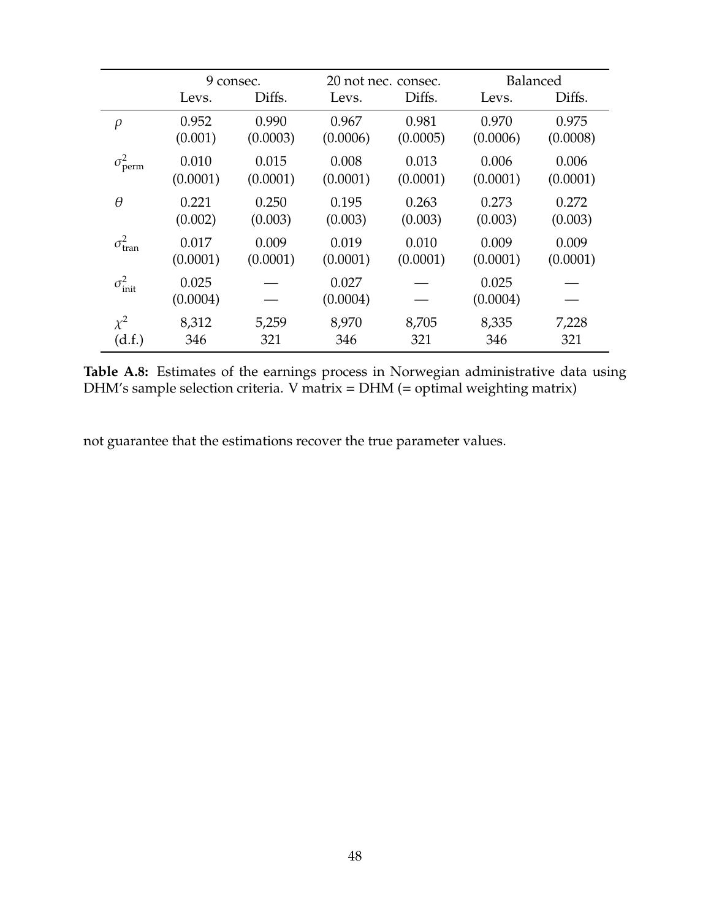| | 9 consec. | | 20 not nec. consec. | | Balanced | |
|---|---|---|---|---|---|---|
| | Levs. | Diffs. | Levs. | Diffs. | Levs. | Diffs. |
| $\rho$ | 0.952 | 0.990 | 0.967 | 0.981 | 0.970 | 0.975 |
| | (0.001) | (0.0003) | (0.0006) | (0.0005) | (0.0006) | (0.0008) |
| $\sigma^2_{\text{perm}}$ | 0.010 | 0.015 | 0.008 | 0.013 | 0.006 | 0.006 |
| | (0.0001) | (0.0001) | (0.0001) | (0.0001) | (0.0001) | (0.0001) |
| $\theta$ | 0.221 | 0.250 | 0.195 | 0.263 | 0.273 | 0.272 |
| | (0.002) | (0.003) | (0.003) | (0.003) | (0.003) | (0.003) |
| $\sigma^2_{\text{tran}}$ | 0.017 | 0.009 | 0.019 | 0.010 | 0.009 | 0.009 |
| | (0.0001) | (0.0001) | (0.0001) | (0.0001) | (0.0001) | (0.0001) |
| $\sigma^2_{\text{init}}$ | 0.025 | — | 0.027 | — | 0.025 | — |
| | (0.0004) | — | (0.0004) | — | (0.0004) | — |
| $\chi^2$ | 8,312 | 5,259 | 8,970 | 8,705 | 8,335 | 7,228 |
| (d.f.) | 346 | 321 | 346 | 321 | 346 | 321 |

**Table A.8:** Estimates of the earnings process in Norwegian administrative data using DHM's sample selection criteria. V matrix = DHM (= optimal weighting matrix)

not guarantee that the estimations recover the true parameter values.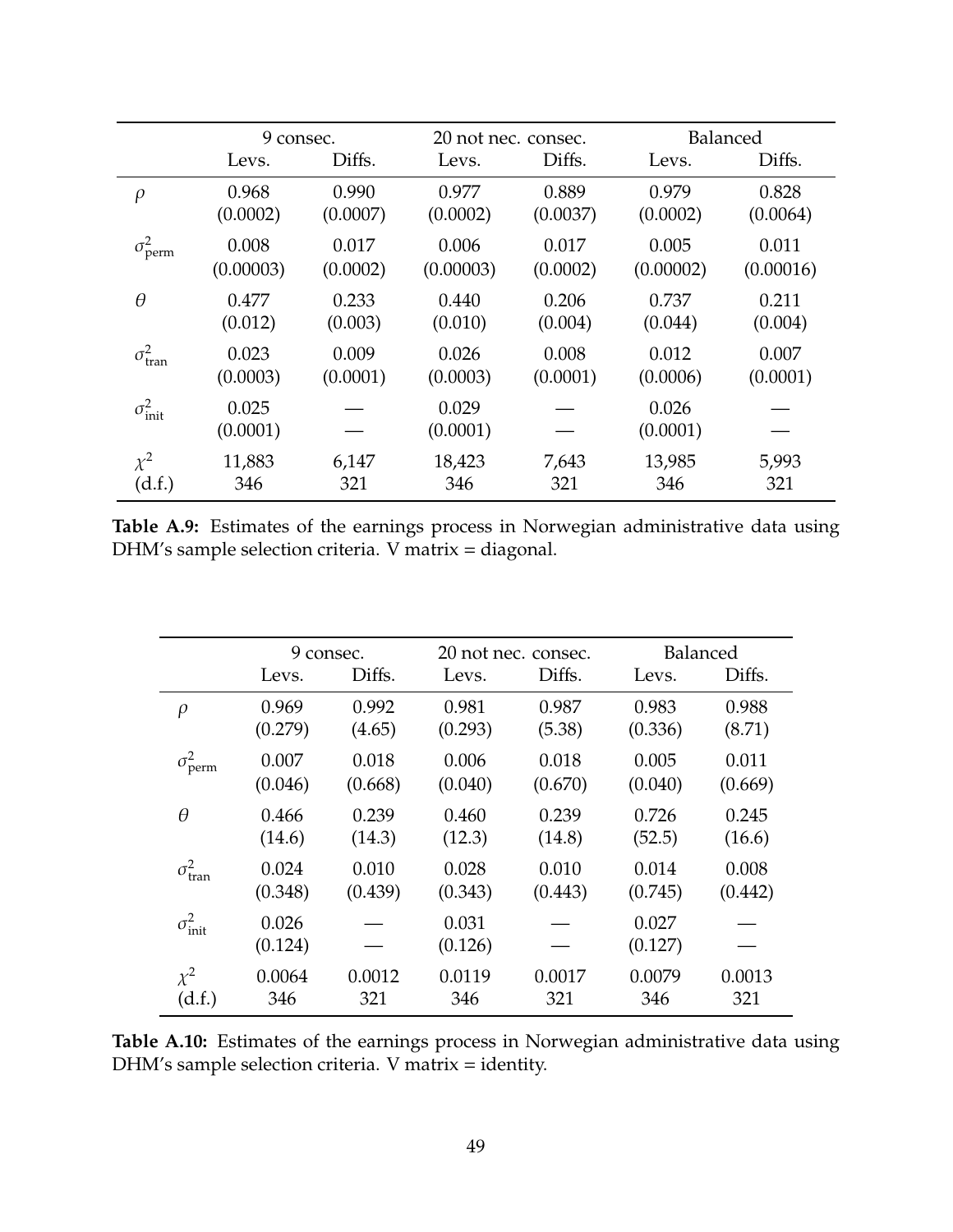| | 9 consec. | | 20 not nec. consec. | | Balanced | |
|---|---|---|---|---|---|---|
| | Levs. | Diffs. | Levs. | Diffs. | Levs. | Diffs. |
| $\rho$ | 0.968 | 0.990 | 0.977 | 0.889 | 0.979 | 0.828 |
| | (0.0002) | (0.0007) | (0.0002) | (0.0037) | (0.0002) | (0.0064) |
| $\sigma^2_{\text{perm}}$ | 0.008 | 0.017 | 0.006 | 0.017 | 0.005 | 0.011 |
| | (0.00003) | (0.0002) | (0.00003) | (0.0002) | (0.00002) | (0.00016) |
| $\theta$ | 0.477 | 0.233 | 0.440 | 0.206 | 0.737 | 0.211 |
| | (0.012) | (0.003) | (0.010) | (0.004) | (0.044) | (0.004) |
| $\sigma^2_{\text{tran}}$ | 0.023 | 0.009 | 0.026 | 0.008 | 0.012 | 0.007 |
| | (0.0003) | (0.0001) | (0.0003) | (0.0001) | (0.0006) | (0.0001) |
| $\sigma^2_{\text{init}}$ | 0.025 | — | 0.029 | — | 0.026 | — |
| | (0.0001) | — | (0.0001) | — | (0.0001) | — |
| $\chi^2$ | 11,883 | 6,147 | 18,423 | 7,643 | 13,985 | 5,993 |
| (d.f.) | 346 | 321 | 346 | 321 | 346 | 321 |

**Table A.9:** Estimates of the earnings process in Norwegian administrative data using DHM's sample selection criteria. V matrix = diagonal.

| | 9 consec. | | 20 not nec. consec. | | Balanced | |
|---|---|---|---|---|---|---|
| | Levs. | Diffs. | Levs. | Diffs. | Levs. | Diffs. |
| $\rho$ | 0.969 | 0.992 | 0.981 | 0.987 | 0.983 | 0.988 |
| | (0.279) | (4.65) | (0.293) | (5.38) | (0.336) | (8.71) |
| $\sigma^2_{\text{perm}}$ | 0.007 | 0.018 | 0.006 | 0.018 | 0.005 | 0.011 |
| | (0.046) | (0.668) | (0.040) | (0.670) | (0.040) | (0.669) |
| $\theta$ | 0.466 | 0.239 | 0.460 | 0.239 | 0.726 | 0.245 |
| | (14.6) | (14.3) | (12.3) | (14.8) | (52.5) | (16.6) |
| $\sigma^2_{\text{tran}}$ | 0.024 | 0.010 | 0.028 | 0.010 | 0.014 | 0.008 |
| | (0.348) | (0.439) | (0.343) | (0.443) | (0.745) | (0.442) |
| $\sigma^2_{\text{init}}$ | 0.026 | — | 0.031 | — | 0.027 | — |
| | (0.124) | — | (0.126) | — | (0.127) | — |
| $\chi^2$ | 0.0064 | 0.0012 | 0.0119 | 0.0017 | 0.0079 | 0.0013 |
| (d.f.) | 346 | 321 | 346 | 321 | 346 | 321 |

**Table A.10:** Estimates of the earnings process in Norwegian administrative data using DHM's sample selection criteria. V matrix = identity.